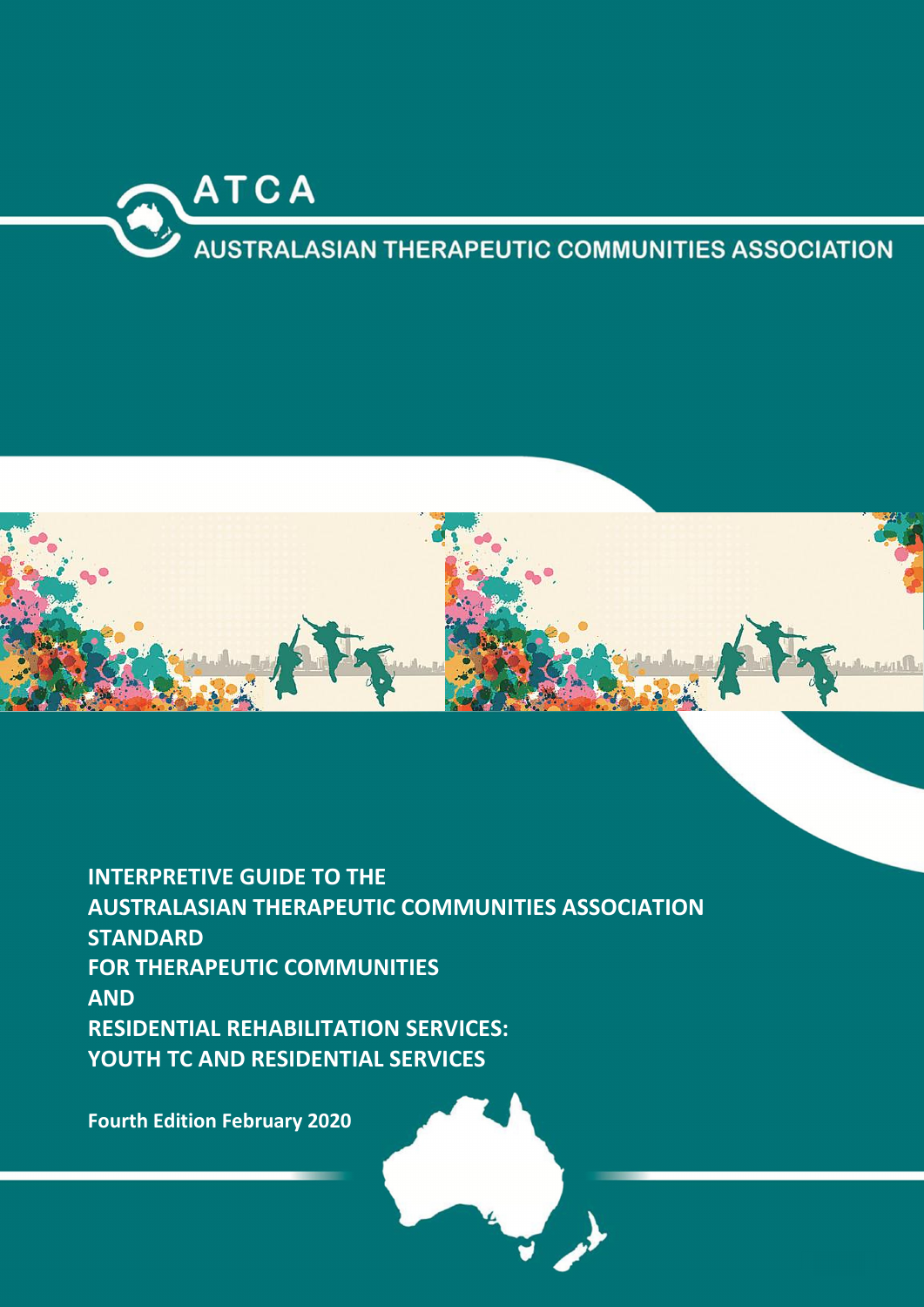ATCA

AUSTRALASIAN THERAPEUTIC COMMUNITIES ASSOCIATION

# INTERPRETIVE GUIDE TO THE AUSTRALASIAN THERAPEUTIC COMMUNITIES ASSOCIATION STANDARD FOR THERAPEUTIC COMMUNITIES AND RESIDENTIAL REHABILITATION SERVICES: YOUTH TC AND RESIDENTIAL SERVICES

**Fourth Edition February 2020**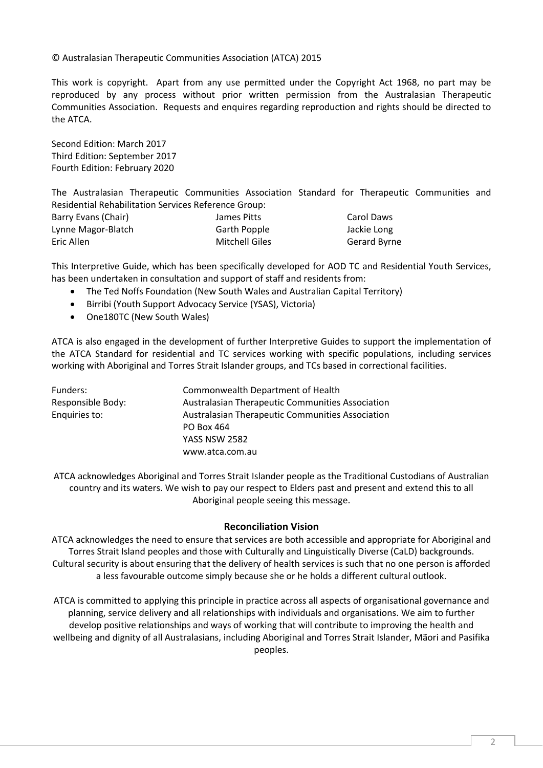© Australasian Therapeutic Communities Association (ATCA) 2015

This work is copyright. Apart from any use permitted under the Copyright Act 1968, no part may be reproduced by any process without prior written permission from the Australasian Therapeutic Communities Association. Requests and enquires regarding reproduction and rights should be directed to the ATCA.

Second Edition: March 2017
Third Edition: September 2017
Fourth Edition: February 2020

The Australasian Therapeutic Communities Association Standard for Therapeutic Communities and Residential Rehabilitation Services Reference Group:

| | | |
|---|---|---|
| Barry Evans (Chair) | James Pitts | Carol Daws |
| Lynne Magor-Blatch | Garth Popple | Jackie Long |
| Eric Allen | Mitchell Giles | Gerard Byrne |

This Interpretive Guide, which has been specifically developed for AOD TC and Residential Youth Services, has been undertaken in consultation and support of staff and residents from:

- The Ted Noffs Foundation (New South Wales and Australian Capital Territory)
- Birribi (Youth Support Advocacy Service (YSAS), Victoria)
- One180TC (New South Wales)

ATCA is also engaged in the development of further Interpretive Guides to support the implementation of the ATCA Standard for residential and TC services working with specific populations, including services working with Aboriginal and Torres Strait Islander groups, and TCs based in correctional facilities.

| | |
|---|---|
| Funders: | Commonwealth Department of Health |
| Responsible Body: | Australasian Therapeutic Communities Association |
| Enquiries to: | Australasian Therapeutic Communities Association<br>PO Box 464<br>YASS NSW 2582<br>www.atca.com.au |

ATCA acknowledges Aboriginal and Torres Strait Islander people as the Traditional Custodians of Australian country and its waters. We wish to pay our respect to Elders past and present and extend this to all Aboriginal people seeing this message.

**Reconciliation Vision**

ATCA acknowledges the need to ensure that services are both accessible and appropriate for Aboriginal and Torres Strait Island peoples and those with Culturally and Linguistically Diverse (CaLD) backgrounds. Cultural security is about ensuring that the delivery of health services is such that no one person is afforded a less favourable outcome simply because she or he holds a different cultural outlook.

ATCA is committed to applying this principle in practice across all aspects of organisational governance and planning, service delivery and all relationships with individuals and organisations. We aim to further develop positive relationships and ways of working that will contribute to improving the health and wellbeing and dignity of all Australasians, including Aboriginal and Torres Strait Islander, Mãori and Pasifika peoples.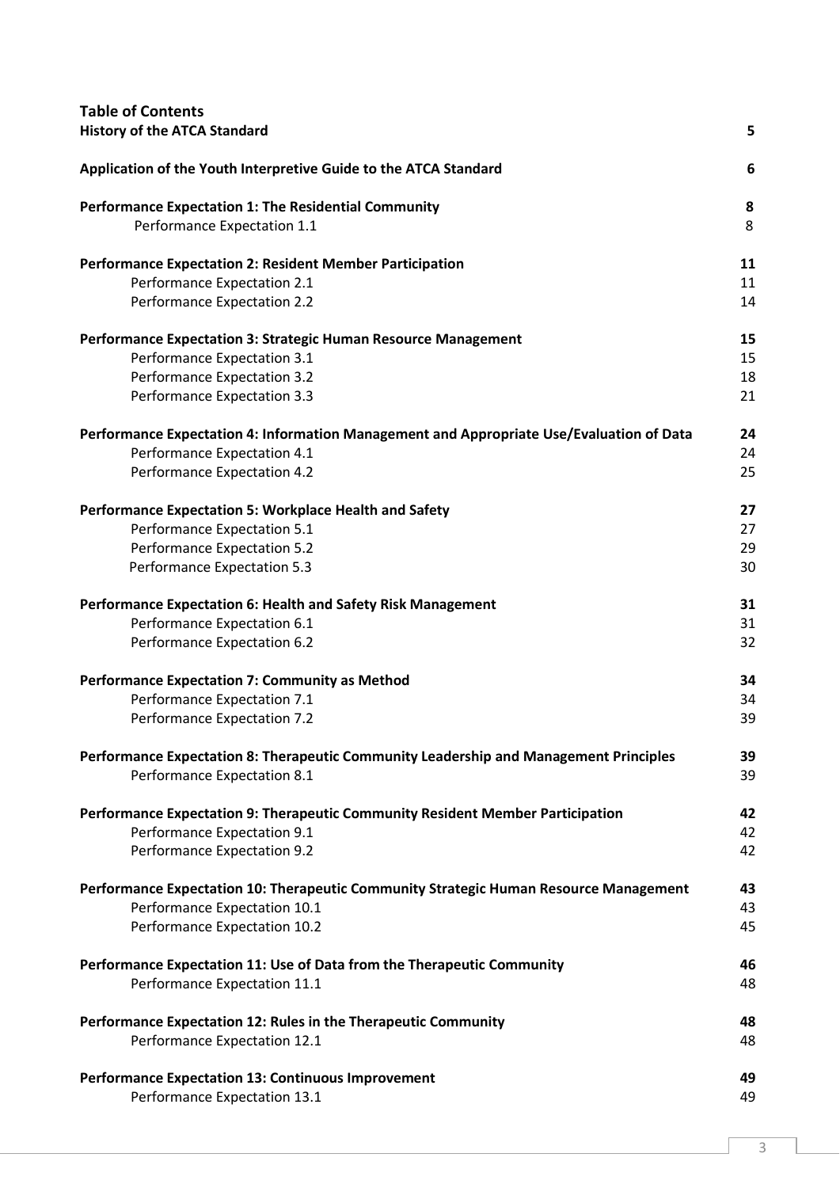## Table of Contents

| | |
|---|---|
| **History of the ATCA Standard** | **5** |
| **Application of the Youth Interpretive Guide to the ATCA Standard** | **6** |
| **Performance Expectation 1: The Residential Community** | **8** |
| Performance Expectation 1.1 | 8 |
| **Performance Expectation 2: Resident Member Participation** | **11** |
| Performance Expectation 2.1 | 11 |
| Performance Expectation 2.2 | 14 |
| **Performance Expectation 3: Strategic Human Resource Management** | **15** |
| Performance Expectation 3.1 | 15 |
| Performance Expectation 3.2 | 18 |
| Performance Expectation 3.3 | 21 |
| **Performance Expectation 4: Information Management and Appropriate Use/Evaluation of Data** | **24** |
| Performance Expectation 4.1 | 24 |
| Performance Expectation 4.2 | 25 |
| **Performance Expectation 5: Workplace Health and Safety** | **27** |
| Performance Expectation 5.1 | 27 |
| Performance Expectation 5.2 | 29 |
| Performance Expectation 5.3 | 30 |
| **Performance Expectation 6: Health and Safety Risk Management** | **31** |
| Performance Expectation 6.1 | 31 |
| Performance Expectation 6.2 | 32 |
| **Performance Expectation 7: Community as Method** | **34** |
| Performance Expectation 7.1 | 34 |
| Performance Expectation 7.2 | 39 |
| **Performance Expectation 8: Therapeutic Community Leadership and Management Principles** | **39** |
| Performance Expectation 8.1 | 39 |
| **Performance Expectation 9: Therapeutic Community Resident Member Participation** | **42** |
| Performance Expectation 9.1 | 42 |
| Performance Expectation 9.2 | 42 |
| **Performance Expectation 10: Therapeutic Community Strategic Human Resource Management** | **43** |
| Performance Expectation 10.1 | 43 |
| Performance Expectation 10.2 | 45 |
| **Performance Expectation 11: Use of Data from the Therapeutic Community** | **46** |
| Performance Expectation 11.1 | 48 |
| **Performance Expectation 12: Rules in the Therapeutic Community** | **48** |
| Performance Expectation 12.1 | 48 |
| **Performance Expectation 13: Continuous Improvement** | **49** |
| Performance Expectation 13.1 | 49 |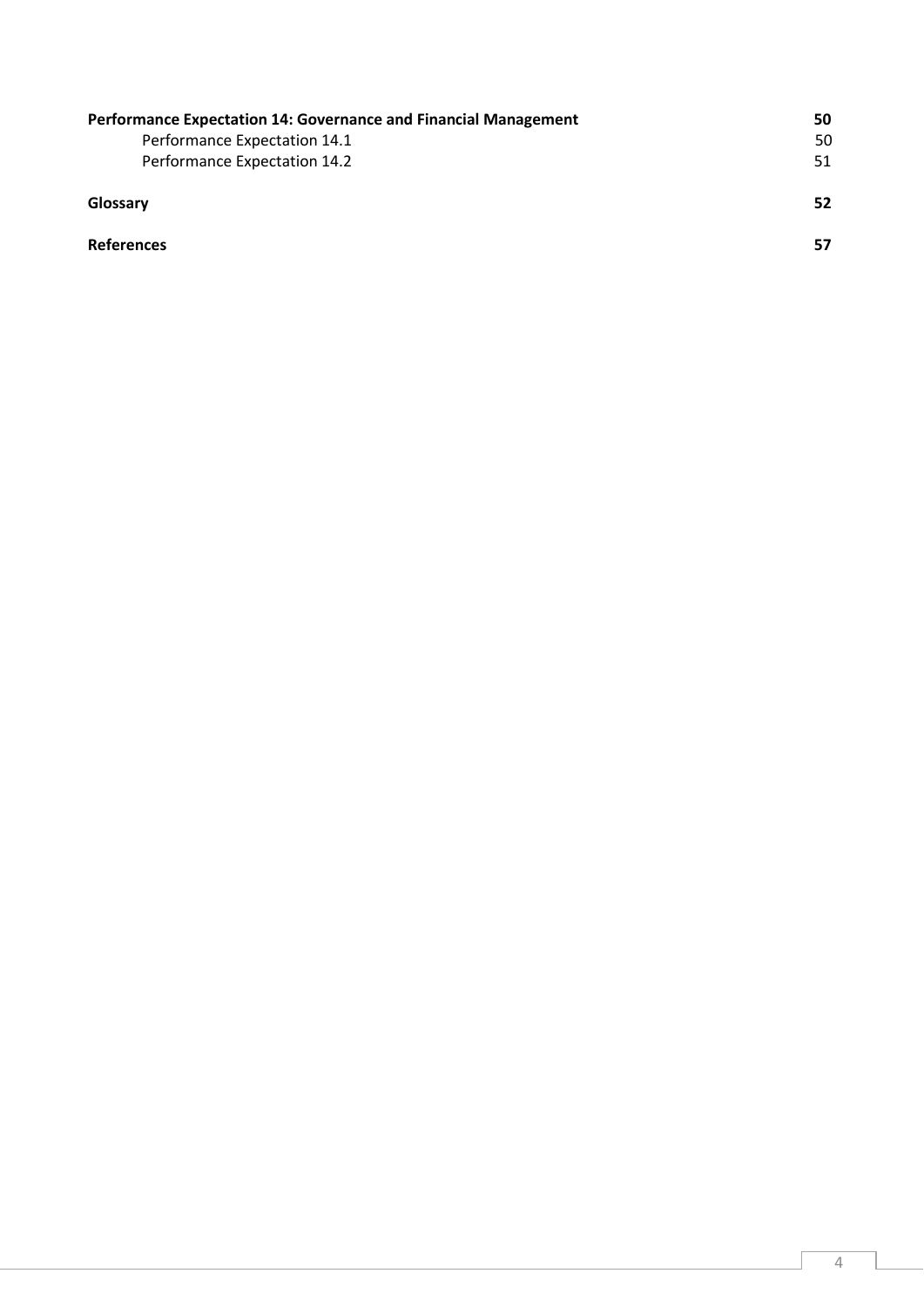| | |
|---|---|
| **Performance Expectation 14: Governance and Financial Management** | **50** |
| Performance Expectation 14.1 | 50 |
| Performance Expectation 14.2 | 51 |
| **Glossary** | **52** |
| **References** | **57** |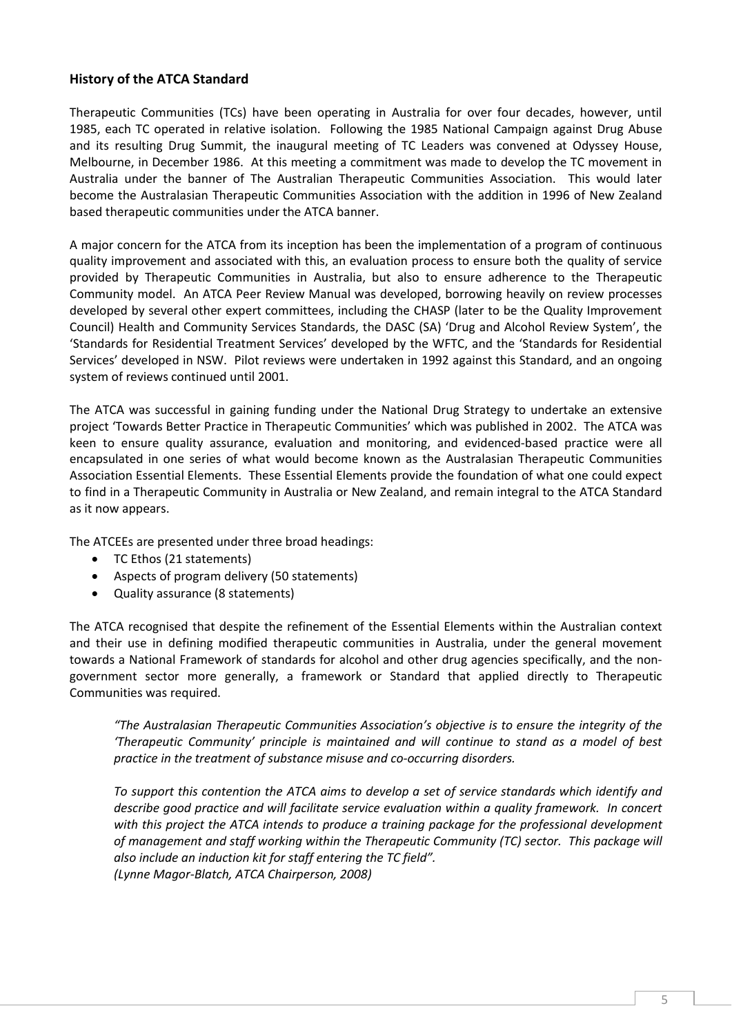### History of the ATCA Standard

Therapeutic Communities (TCs) have been operating in Australia for over four decades, however, until 1985, each TC operated in relative isolation. Following the 1985 National Campaign against Drug Abuse and its resulting Drug Summit, the inaugural meeting of TC Leaders was convened at Odyssey House, Melbourne, in December 1986. At this meeting a commitment was made to develop the TC movement in Australia under the banner of The Australian Therapeutic Communities Association. This would later become the Australasian Therapeutic Communities Association with the addition in 1996 of New Zealand based therapeutic communities under the ATCA banner.

A major concern for the ATCA from its inception has been the implementation of a program of continuous quality improvement and associated with this, an evaluation process to ensure both the quality of service provided by Therapeutic Communities in Australia, but also to ensure adherence to the Therapeutic Community model. An ATCA Peer Review Manual was developed, borrowing heavily on review processes developed by several other expert committees, including the CHASP (later to be the Quality Improvement Council) Health and Community Services Standards, the DASC (SA) 'Drug and Alcohol Review System', the 'Standards for Residential Treatment Services' developed by the WFTC, and the 'Standards for Residential Services' developed in NSW. Pilot reviews were undertaken in 1992 against this Standard, and an ongoing system of reviews continued until 2001.

The ATCA was successful in gaining funding under the National Drug Strategy to undertake an extensive project 'Towards Better Practice in Therapeutic Communities' which was published in 2002. The ATCA was keen to ensure quality assurance, evaluation and monitoring, and evidenced-based practice were all encapsulated in one series of what would become known as the Australasian Therapeutic Communities Association Essential Elements. These Essential Elements provide the foundation of what one could expect to find in a Therapeutic Community in Australia or New Zealand, and remain integral to the ATCA Standard as it now appears.

The ATCEEs are presented under three broad headings:

- TC Ethos (21 statements)
- Aspects of program delivery (50 statements)
- Quality assurance (8 statements)

The ATCA recognised that despite the refinement of the Essential Elements within the Australian context and their use in defining modified therapeutic communities in Australia, under the general movement towards a National Framework of standards for alcohol and other drug agencies specifically, and the non-government sector more generally, a framework or Standard that applied directly to Therapeutic Communities was required.

> *"The Australasian Therapeutic Communities Association's objective is to ensure the integrity of the 'Therapeutic Community' principle is maintained and will continue to stand as a model of best practice in the treatment of substance misuse and co-occurring disorders.*
>
> *To support this contention the ATCA aims to develop a set of service standards which identify and describe good practice and will facilitate service evaluation within a quality framework. In concert with this project the ATCA intends to produce a training package for the professional development of management and staff working within the Therapeutic Community (TC) sector. This package will also include an induction kit for staff entering the TC field".*
> *(Lynne Magor-Blatch, ATCA Chairperson, 2008)*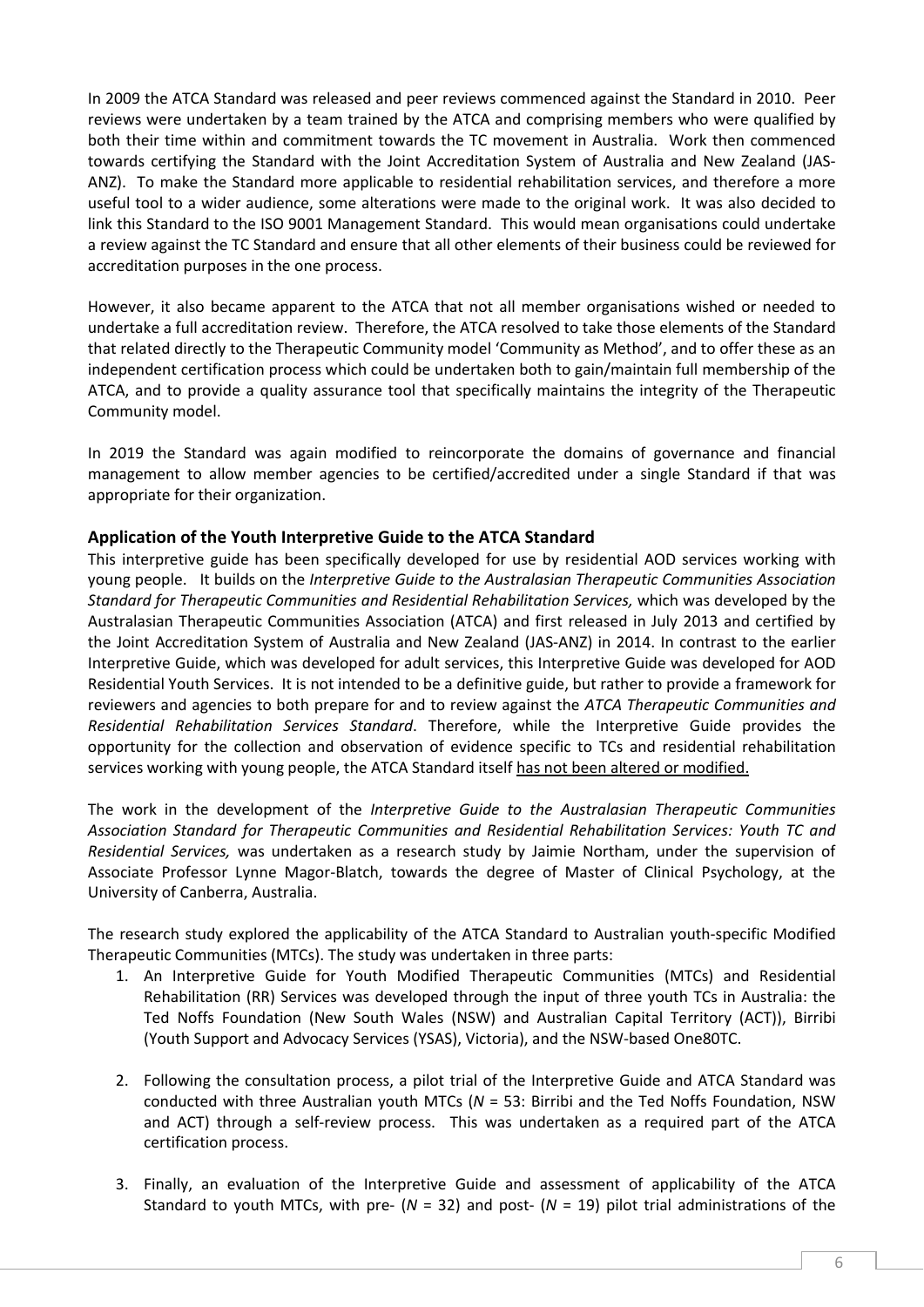In 2009 the ATCA Standard was released and peer reviews commenced against the Standard in 2010. Peer reviews were undertaken by a team trained by the ATCA and comprising members who were qualified by both their time within and commitment towards the TC movement in Australia. Work then commenced towards certifying the Standard with the Joint Accreditation System of Australia and New Zealand (JAS-ANZ). To make the Standard more applicable to residential rehabilitation services, and therefore a more useful tool to a wider audience, some alterations were made to the original work. It was also decided to link this Standard to the ISO 9001 Management Standard. This would mean organisations could undertake a review against the TC Standard and ensure that all other elements of their business could be reviewed for accreditation purposes in the one process.

However, it also became apparent to the ATCA that not all member organisations wished or needed to undertake a full accreditation review. Therefore, the ATCA resolved to take those elements of the Standard that related directly to the Therapeutic Community model 'Community as Method', and to offer these as an independent certification process which could be undertaken both to gain/maintain full membership of the ATCA, and to provide a quality assurance tool that specifically maintains the integrity of the Therapeutic Community model.

In 2019 the Standard was again modified to reincorporate the domains of governance and financial management to allow member agencies to be certified/accredited under a single Standard if that was appropriate for their organization.

### Application of the Youth Interpretive Guide to the ATCA Standard

This interpretive guide has been specifically developed for use by residential AOD services working with young people. It builds on the *Interpretive Guide to the Australasian Therapeutic Communities Association Standard for Therapeutic Communities and Residential Rehabilitation Services,* which was developed by the Australasian Therapeutic Communities Association (ATCA) and first released in July 2013 and certified by the Joint Accreditation System of Australia and New Zealand (JAS-ANZ) in 2014. In contrast to the earlier Interpretive Guide, which was developed for adult services, this Interpretive Guide was developed for AOD Residential Youth Services. It is not intended to be a definitive guide, but rather to provide a framework for reviewers and agencies to both prepare for and to review against the *ATCA Therapeutic Communities and Residential Rehabilitation Services Standard*. Therefore, while the Interpretive Guide provides the opportunity for the collection and observation of evidence specific to TCs and residential rehabilitation services working with young people, the ATCA Standard itself has not been altered or modified.

The work in the development of the *Interpretive Guide to the Australasian Therapeutic Communities Association Standard for Therapeutic Communities and Residential Rehabilitation Services: Youth TC and Residential Services,* was undertaken as a research study by Jaimie Northam, under the supervision of Associate Professor Lynne Magor-Blatch, towards the degree of Master of Clinical Psychology, at the University of Canberra, Australia.

The research study explored the applicability of the ATCA Standard to Australian youth-specific Modified Therapeutic Communities (MTCs). The study was undertaken in three parts:

1. An Interpretive Guide for Youth Modified Therapeutic Communities (MTCs) and Residential Rehabilitation (RR) Services was developed through the input of three youth TCs in Australia: the Ted Noffs Foundation (New South Wales (NSW) and Australian Capital Territory (ACT)), Birribi (Youth Support and Advocacy Services (YSAS), Victoria), and the NSW-based One80TC.

2. Following the consultation process, a pilot trial of the Interpretive Guide and ATCA Standard was conducted with three Australian youth MTCs (*N* = 53: Birribi and the Ted Noffs Foundation, NSW and ACT) through a self-review process. This was undertaken as a required part of the ATCA certification process.

3. Finally, an evaluation of the Interpretive Guide and assessment of applicability of the ATCA Standard to youth MTCs, with pre- (*N* = 32) and post- (*N* = 19) pilot trial administrations of the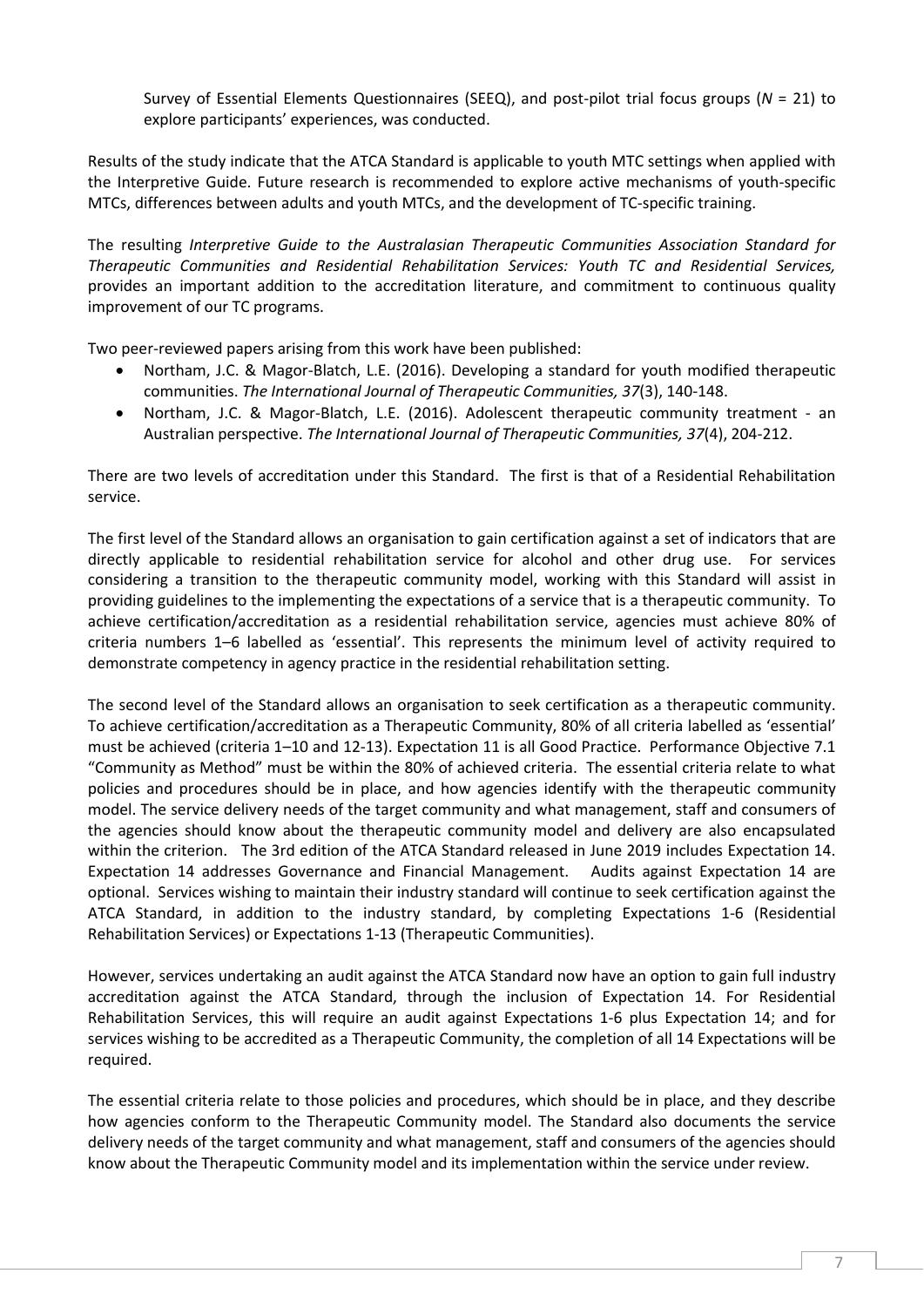Survey of Essential Elements Questionnaires (SEEQ), and post-pilot trial focus groups (*N* = 21) to explore participants' experiences, was conducted.

Results of the study indicate that the ATCA Standard is applicable to youth MTC settings when applied with the Interpretive Guide. Future research is recommended to explore active mechanisms of youth-specific MTCs, differences between adults and youth MTCs, and the development of TC-specific training.

The resulting *Interpretive Guide to the Australasian Therapeutic Communities Association Standard for Therapeutic Communities and Residential Rehabilitation Services: Youth TC and Residential Services,* provides an important addition to the accreditation literature, and commitment to continuous quality improvement of our TC programs.

Two peer-reviewed papers arising from this work have been published:

- Northam, J.C. & Magor-Blatch, L.E. (2016). Developing a standard for youth modified therapeutic communities. *The International Journal of Therapeutic Communities, 37*(3), 140-148.
- Northam, J.C. & Magor-Blatch, L.E. (2016). Adolescent therapeutic community treatment - an Australian perspective. *The International Journal of Therapeutic Communities, 37*(4), 204-212.

There are two levels of accreditation under this Standard. The first is that of a Residential Rehabilitation service.

The first level of the Standard allows an organisation to gain certification against a set of indicators that are directly applicable to residential rehabilitation service for alcohol and other drug use. For services considering a transition to the therapeutic community model, working with this Standard will assist in providing guidelines to the implementing the expectations of a service that is a therapeutic community. To achieve certification/accreditation as a residential rehabilitation service, agencies must achieve 80% of criteria numbers 1–6 labelled as 'essential'. This represents the minimum level of activity required to demonstrate competency in agency practice in the residential rehabilitation setting.

The second level of the Standard allows an organisation to seek certification as a therapeutic community. To achieve certification/accreditation as a Therapeutic Community, 80% of all criteria labelled as 'essential' must be achieved (criteria 1–10 and 12-13). Expectation 11 is all Good Practice. Performance Objective 7.1 "Community as Method" must be within the 80% of achieved criteria. The essential criteria relate to what policies and procedures should be in place, and how agencies identify with the therapeutic community model. The service delivery needs of the target community and what management, staff and consumers of the agencies should know about the therapeutic community model and delivery are also encapsulated within the criterion. The 3rd edition of the ATCA Standard released in June 2019 includes Expectation 14. Expectation 14 addresses Governance and Financial Management. Audits against Expectation 14 are optional. Services wishing to maintain their industry standard will continue to seek certification against the ATCA Standard, in addition to the industry standard, by completing Expectations 1-6 (Residential Rehabilitation Services) or Expectations 1-13 (Therapeutic Communities).

However, services undertaking an audit against the ATCA Standard now have an option to gain full industry accreditation against the ATCA Standard, through the inclusion of Expectation 14. For Residential Rehabilitation Services, this will require an audit against Expectations 1-6 plus Expectation 14; and for services wishing to be accredited as a Therapeutic Community, the completion of all 14 Expectations will be required.

The essential criteria relate to those policies and procedures, which should be in place, and they describe how agencies conform to the Therapeutic Community model. The Standard also documents the service delivery needs of the target community and what management, staff and consumers of the agencies should know about the Therapeutic Community model and its implementation within the service under review.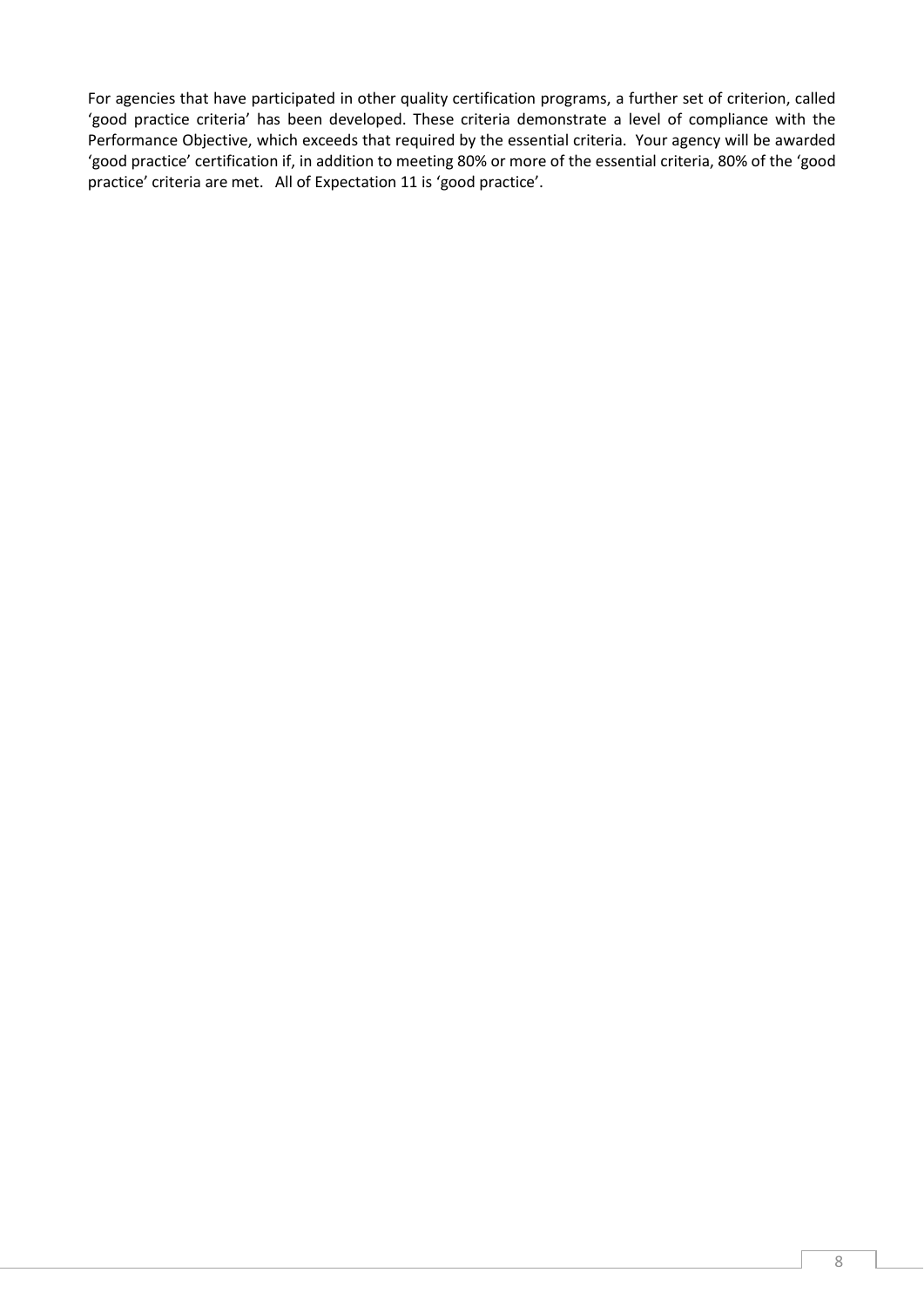For agencies that have participated in other quality certification programs, a further set of criterion, called 'good practice criteria' has been developed. These criteria demonstrate a level of compliance with the Performance Objective, which exceeds that required by the essential criteria. Your agency will be awarded 'good practice' certification if, in addition to meeting 80% or more of the essential criteria, 80% of the 'good practice' criteria are met. All of Expectation 11 is 'good practice'.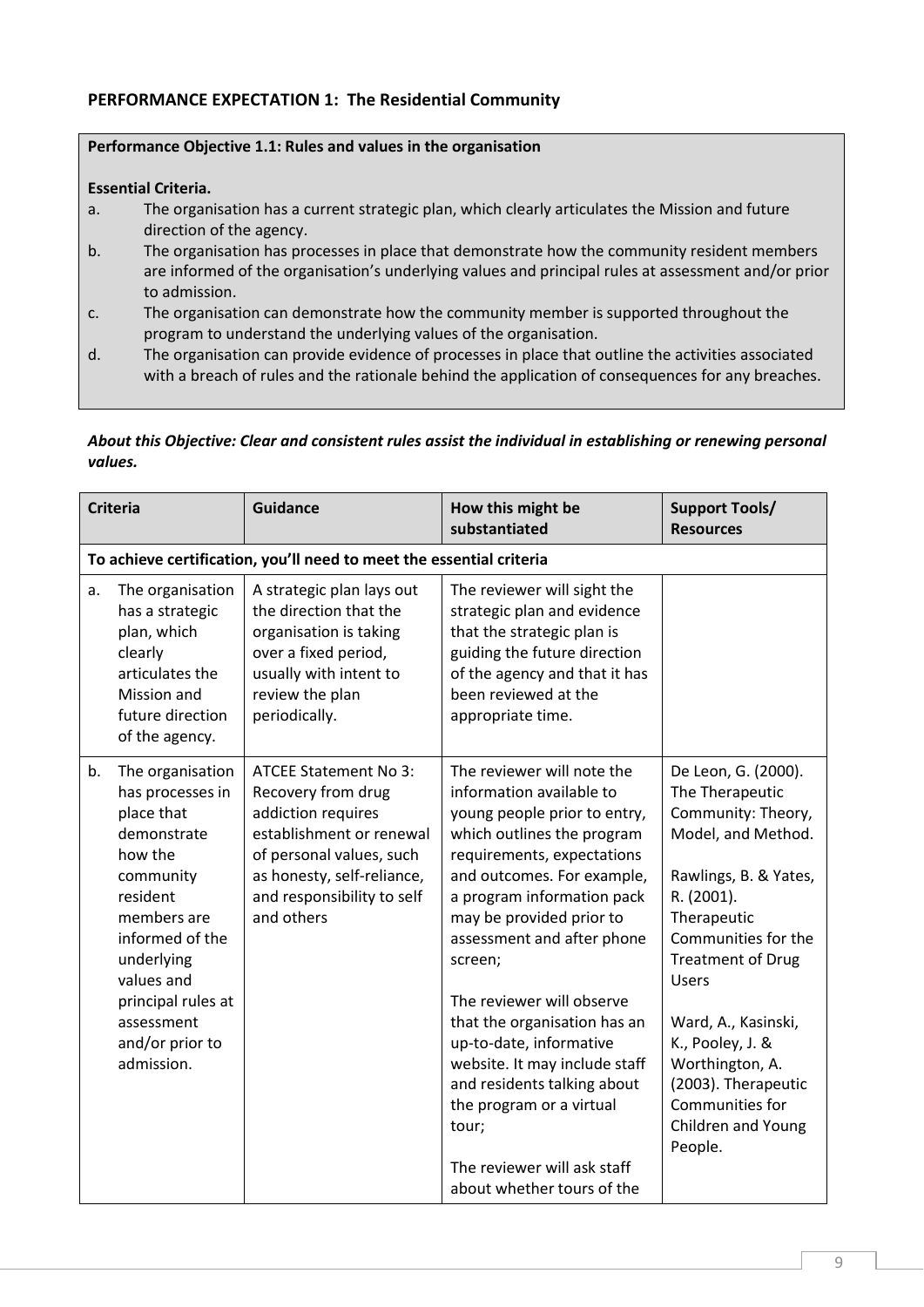**PERFORMANCE EXPECTATION 1: The Residential Community**

| **Performance Objective 1.1: Rules and values in the organisation** |
|---|
| **Essential Criteria.**<br>a. The organisation has a current strategic plan, which clearly articulates the Mission and future direction of the agency.<br>b. The organisation has processes in place that demonstrate how the community resident members are informed of the organisation's underlying values and principal rules at assessment and/or prior to admission.<br>c. The organisation can demonstrate how the community member is supported throughout the program to understand the underlying values of the organisation.<br>d. The organisation can provide evidence of processes in place that outline the activities associated with a breach of rules and the rationale behind the application of consequences for any breaches. |

***About this Objective: Clear and consistent rules assist the individual in establishing or renewing personal values.***

| Criteria | Guidance | How this might be substantiated | Support Tools/ Resources |
|---|---|---|---|
| **To achieve certification, you'll need to meet the essential criteria** | | | |
| a. The organisation has a strategic plan, which clearly articulates the Mission and future direction of the agency. | A strategic plan lays out the direction that the organisation is taking over a fixed period, usually with intent to review the plan periodically. | The reviewer will sight the strategic plan and evidence that the strategic plan is guiding the future direction of the agency and that it has been reviewed at the appropriate time. | |
| b. The organisation has processes in place that demonstrate how the community resident members are informed of the underlying values and principal rules at assessment and/or prior to admission. | ATCEE Statement No 3: Recovery from drug addiction requires establishment or renewal of personal values, such as honesty, self-reliance, and responsibility to self and others | The reviewer will note the information available to young people prior to entry, which outlines the program requirements, expectations and outcomes. For example, a program information pack may be provided prior to assessment and after phone screen;<br><br>The reviewer will observe that the organisation has an up-to-date, informative website. It may include staff and residents talking about the program or a virtual tour;<br><br>The reviewer will ask staff about whether tours of the | De Leon, G. (2000). The Therapeutic Community: Theory, Model, and Method.<br><br>Rawlings, B. & Yates, R. (2001). Therapeutic Communities for the Treatment of Drug Users<br><br>Ward, A., Kasinski, K., Pooley, J. & Worthington, A. (2003). Therapeutic Communities for Children and Young People. |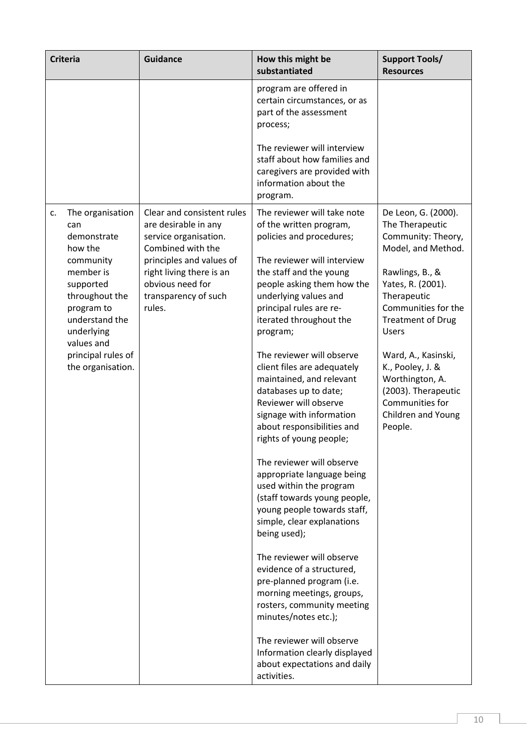| Criteria | Guidance | How this might be substantiated | Support Tools/ Resources |
|---|---|---|---|
| | | program are offered in certain circumstances, or as part of the assessment process;<br><br>The reviewer will interview staff about how families and caregivers are provided with information about the program. | |
| c. The organisation can demonstrate how the community member is supported throughout the program to understand the underlying values and principal rules of the organisation. | Clear and consistent rules are desirable in any service organisation. Combined with the principles and values of right living there is an obvious need for transparency of such rules. | The reviewer will take note of the written program, policies and procedures;<br><br>The reviewer will interview the staff and the young people asking them how the underlying values and principal rules are re-iterated throughout the program;<br><br>The reviewer will observe client files are adequately maintained, and relevant databases up to date; Reviewer will observe signage with information about responsibilities and rights of young people;<br><br>The reviewer will observe appropriate language being used within the program (staff towards young people, young people towards staff, simple, clear explanations being used);<br><br>The reviewer will observe evidence of a structured, pre-planned program (i.e. morning meetings, groups, rosters, community meeting minutes/notes etc.);<br><br>The reviewer will observe Information clearly displayed about expectations and daily activities. | De Leon, G. (2000). The Therapeutic Community: Theory, Model, and Method.<br><br>Rawlings, B., & Yates, R. (2001). Therapeutic Communities for the Treatment of Drug Users<br><br>Ward, A., Kasinski, K., Pooley, J. & Worthington, A. (2003). Therapeutic Communities for Children and Young People. |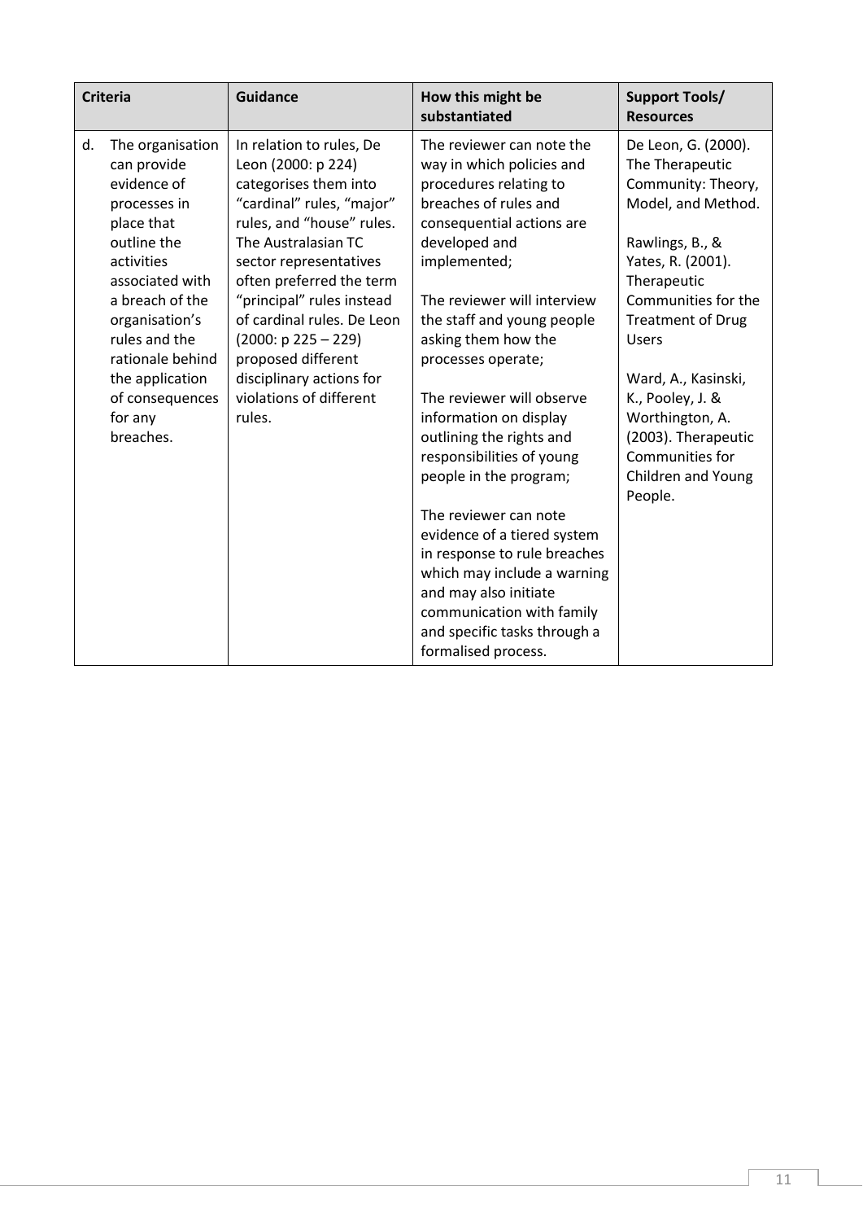| Criteria | Guidance | How this might be substantiated | Support Tools/ Resources |
| --- | --- | --- | --- |
| d. The organisation can provide evidence of processes in place that outline the activities associated with a breach of the organisation's rules and the rationale behind the application of consequences for any breaches. | In relation to rules, De Leon (2000: p 224) categorises them into "cardinal" rules, "major" rules, and "house" rules. The Australasian TC sector representatives often preferred the term "principal" rules instead of cardinal rules. De Leon (2000: p 225 – 229) proposed different disciplinary actions for violations of different rules. | The reviewer can note the way in which policies and procedures relating to breaches of rules and consequential actions are developed and implemented;<br><br>The reviewer will interview the staff and young people asking them how the processes operate;<br><br>The reviewer will observe information on display outlining the rights and responsibilities of young people in the program;<br><br>The reviewer can note evidence of a tiered system in response to rule breaches which may include a warning and may also initiate communication with family and specific tasks through a formalised process. | De Leon, G. (2000). The Therapeutic Community: Theory, Model, and Method.<br><br>Rawlings, B., & Yates, R. (2001). Therapeutic Communities for the Treatment of Drug Users<br><br>Ward, A., Kasinski, K., Pooley, J. & Worthington, A. (2003). Therapeutic Communities for Children and Young People. |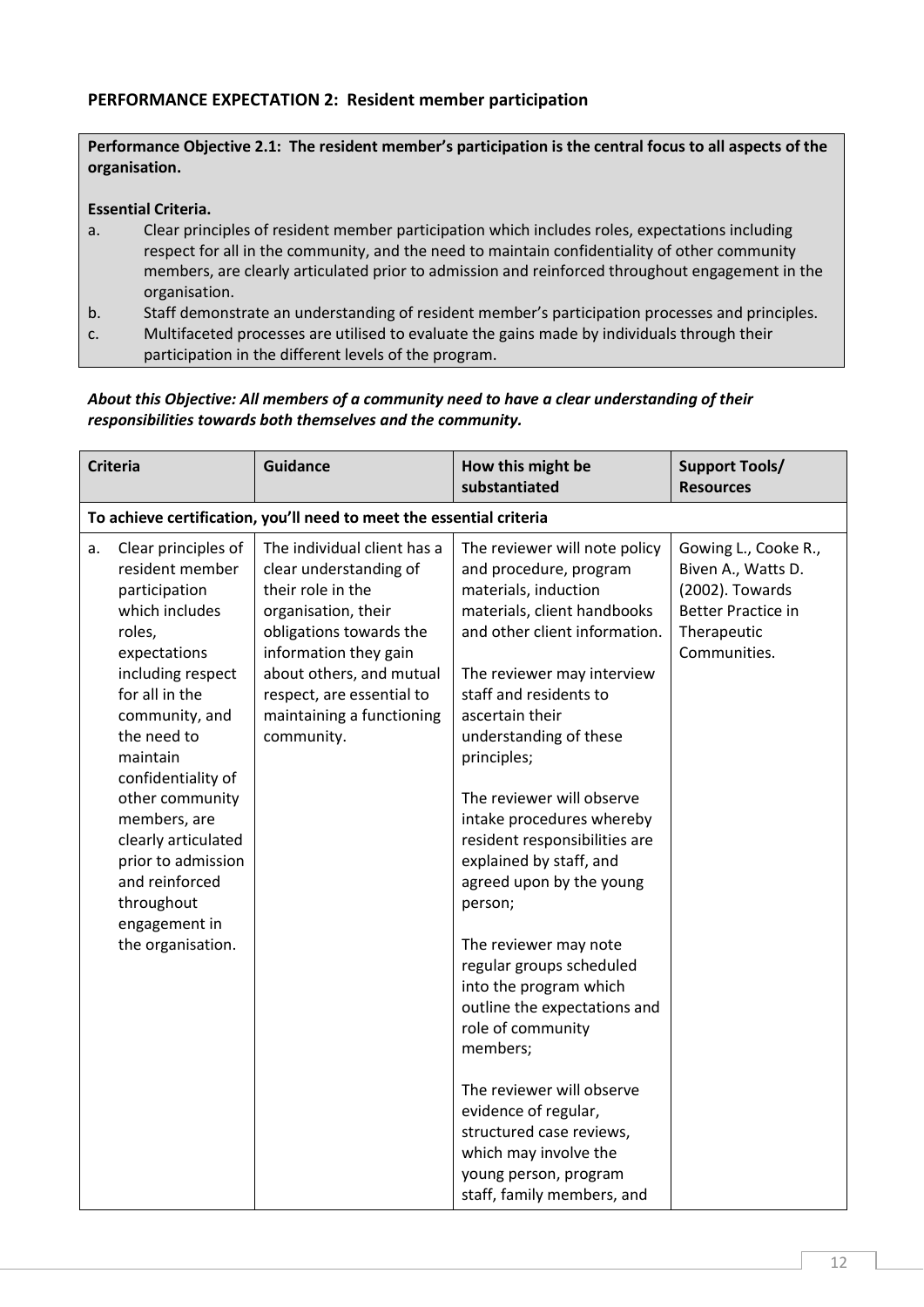## PERFORMANCE EXPECTATION 2: Resident member participation

**Performance Objective 2.1: The resident member's participation is the central focus to all aspects of the organisation.**

**Essential Criteria.**

a. Clear principles of resident member participation which includes roles, expectations including respect for all in the community, and the need to maintain confidentiality of other community members, are clearly articulated prior to admission and reinforced throughout engagement in the organisation.

b. Staff demonstrate an understanding of resident member's participation processes and principles.

c. Multifaceted processes are utilised to evaluate the gains made by individuals through their participation in the different levels of the program.

***About this Objective: All members of a community need to have a clear understanding of their responsibilities towards both themselves and the community.***

| Criteria | Guidance | How this might be substantiated | Support Tools/ Resources |
|---|---|---|---|
| **To achieve certification, you'll need to meet the essential criteria** | | | |
| a. Clear principles of resident member participation which includes roles, expectations including respect for all in the community, and the need to maintain confidentiality of other community members, are clearly articulated prior to admission and reinforced throughout engagement in the organisation. | The individual client has a clear understanding of their role in the organisation, their obligations towards the information they gain about others, and mutual respect, are essential to maintaining a functioning community. | The reviewer will note policy and procedure, program materials, induction materials, client handbooks and other client information.<br><br>The reviewer may interview staff and residents to ascertain their understanding of these principles;<br><br>The reviewer will observe intake procedures whereby resident responsibilities are explained by staff, and agreed upon by the young person;<br><br>The reviewer may note regular groups scheduled into the program which outline the expectations and role of community members;<br><br>The reviewer will observe evidence of regular, structured case reviews, which may involve the young person, program staff, family members, and | Gowing L., Cooke R., Biven A., Watts D. (2002). Towards Better Practice in Therapeutic Communities. |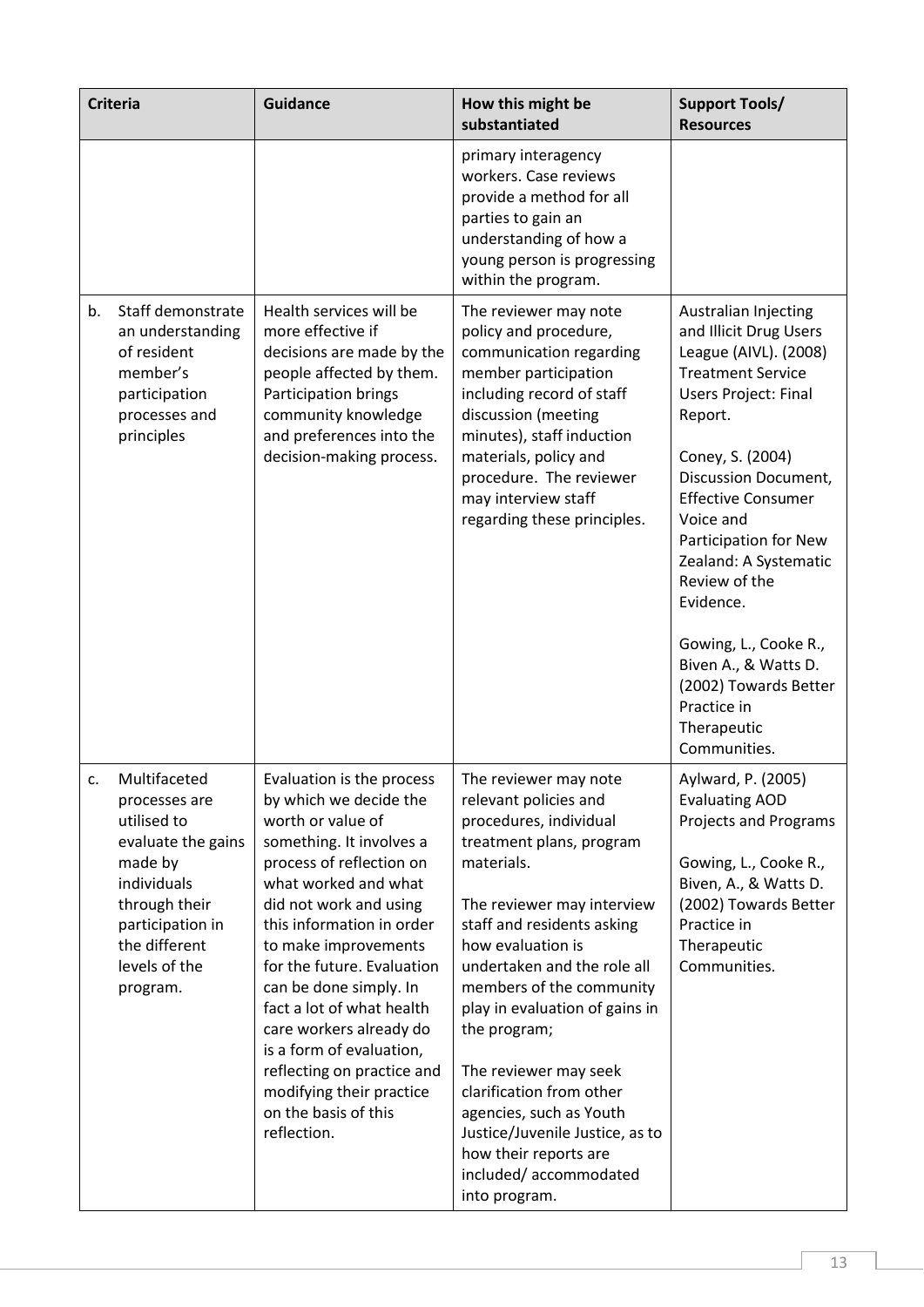| Criteria | Guidance | How this might be substantiated | Support Tools/ Resources |
|---|---|---|---|
| | | primary interagency workers. Case reviews provide a method for all parties to gain an understanding of how a young person is progressing within the program. | |
| b. Staff demonstrate an understanding of resident member's participation processes and principles | Health services will be more effective if decisions are made by the people affected by them. Participation brings community knowledge and preferences into the decision-making process. | The reviewer may note policy and procedure, communication regarding member participation including record of staff discussion (meeting minutes), staff induction materials, policy and procedure. The reviewer may interview staff regarding these principles. | Australian Injecting and Illicit Drug Users League (AIVL). (2008) Treatment Service Users Project: Final Report.<br><br>Coney, S. (2004) Discussion Document, Effective Consumer Voice and Participation for New Zealand: A Systematic Review of the Evidence.<br><br>Gowing, L., Cooke R., Biven A., & Watts D. (2002) Towards Better Practice in Therapeutic Communities. |
| c. Multifaceted processes are utilised to evaluate the gains made by individuals through their participation in the different levels of the program. | Evaluation is the process by which we decide the worth or value of something. It involves a process of reflection on what worked and what did not work and using this information in order to make improvements for the future. Evaluation can be done simply. In fact a lot of what health care workers already do is a form of evaluation, reflecting on practice and modifying their practice on the basis of this reflection. | The reviewer may note relevant policies and procedures, individual treatment plans, program materials.<br><br>The reviewer may interview staff and residents asking how evaluation is undertaken and the role all members of the community play in evaluation of gains in the program;<br><br>The reviewer may seek clarification from other agencies, such as Youth Justice/Juvenile Justice, as to how their reports are included/ accommodated into program. | Aylward, P. (2005) Evaluating AOD Projects and Programs<br><br>Gowing, L., Cooke R., Biven, A., & Watts D. (2002) Towards Better Practice in Therapeutic Communities. |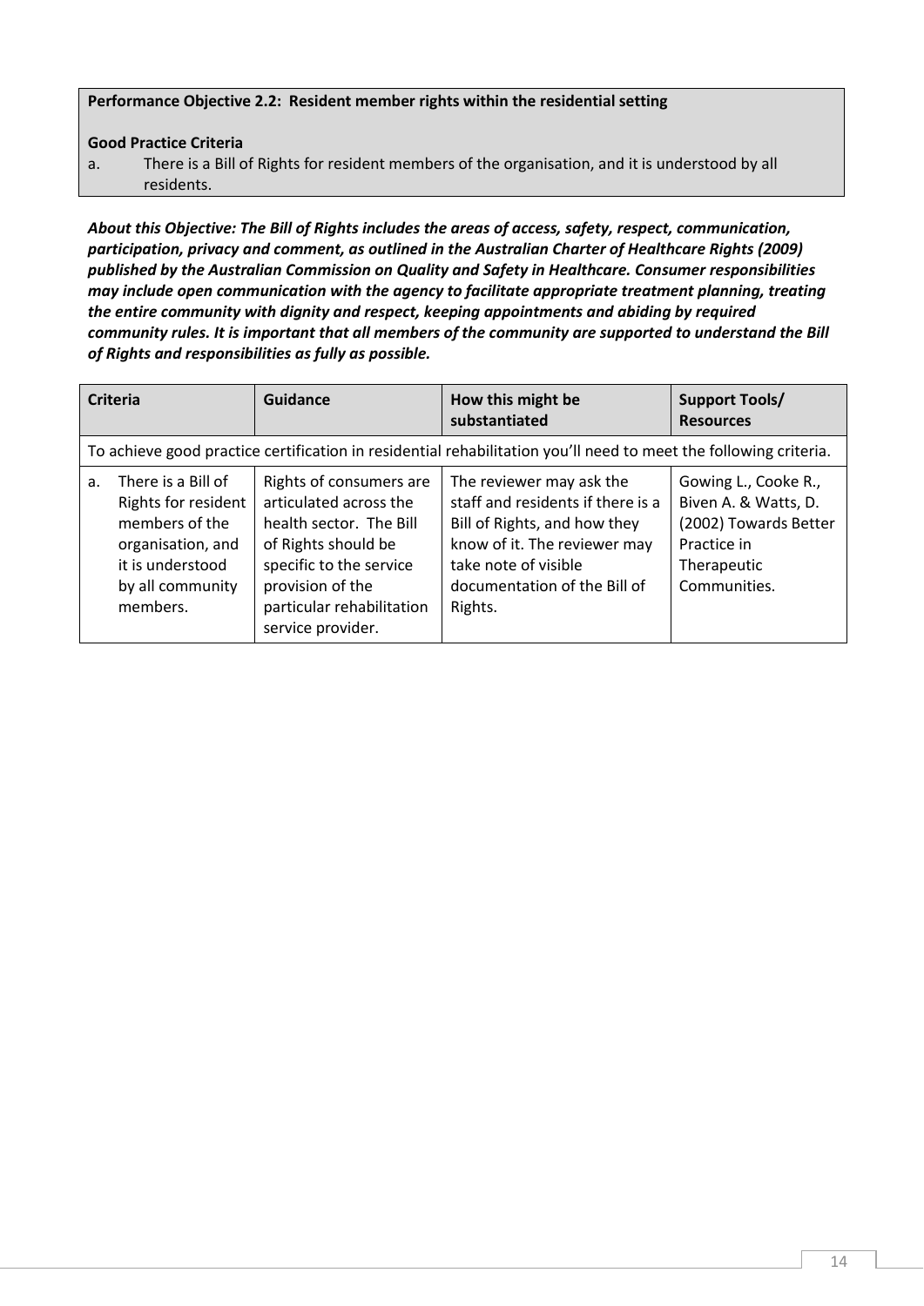**Performance Objective 2.2: Resident member rights within the residential setting**

**Good Practice Criteria**

a. There is a Bill of Rights for resident members of the organisation, and it is understood by all residents.

***About this Objective: The Bill of Rights includes the areas of access, safety, respect, communication, participation, privacy and comment, as outlined in the Australian Charter of Healthcare Rights (2009) published by the Australian Commission on Quality and Safety in Healthcare. Consumer responsibilities may include open communication with the agency to facilitate appropriate treatment planning, treating the entire community with dignity and respect, keeping appointments and abiding by required community rules. It is important that all members of the community are supported to understand the Bill of Rights and responsibilities as fully as possible.***

| Criteria | Guidance | How this might be substantiated | Support Tools/ Resources |
|---|---|---|---|
| To achieve good practice certification in residential rehabilitation you'll need to meet the following criteria. | | | |
| a. There is a Bill of Rights for resident members of the organisation, and it is understood by all community members. | Rights of consumers are articulated across the health sector. The Bill of Rights should be specific to the service provision of the particular rehabilitation service provider. | The reviewer may ask the staff and residents if there is a Bill of Rights, and how they know of it. The reviewer may take note of visible documentation of the Bill of Rights. | Gowing L., Cooke R., Biven A. & Watts, D. (2002) Towards Better Practice in Therapeutic Communities. |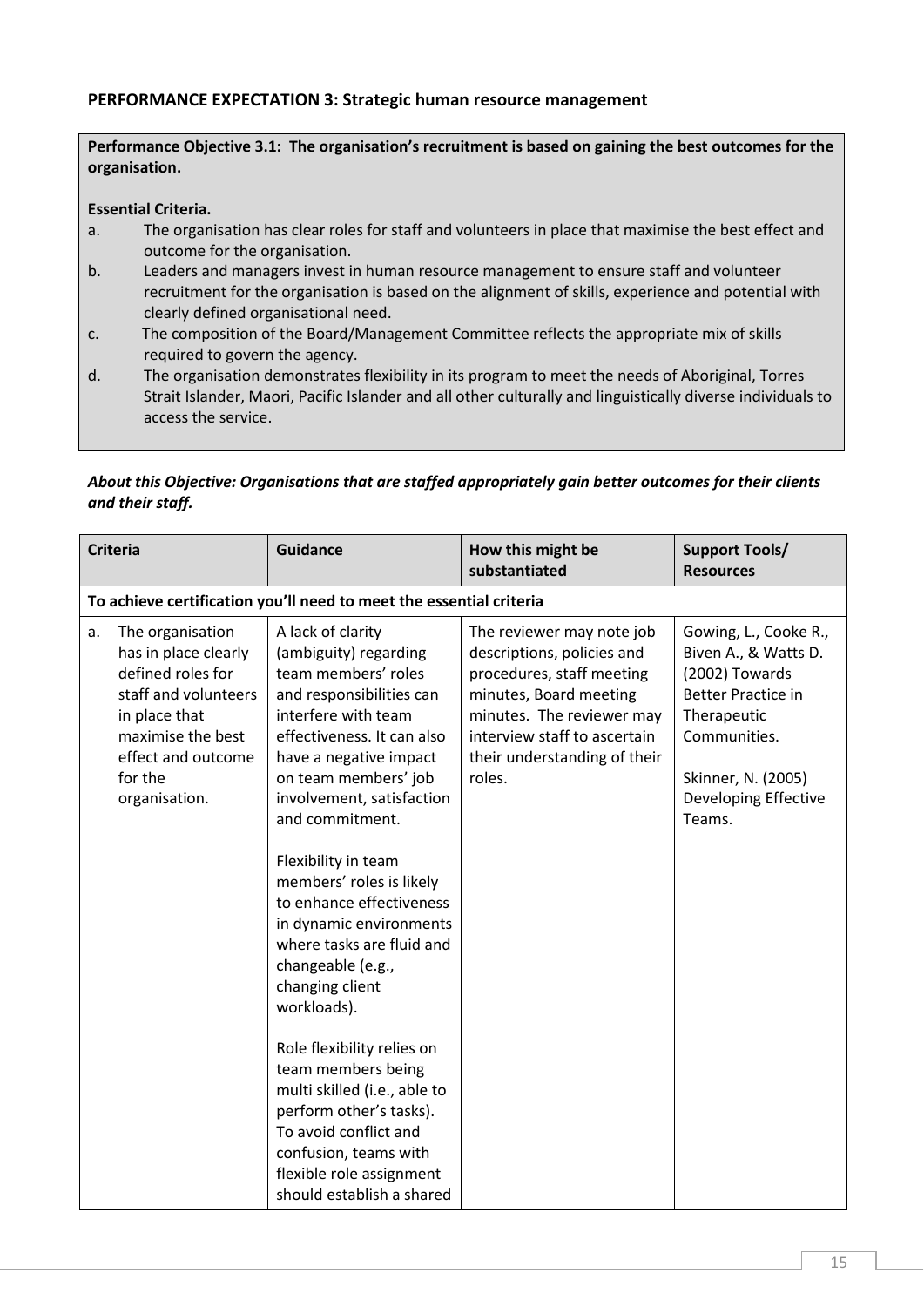**PERFORMANCE EXPECTATION 3: Strategic human resource management**

**Performance Objective 3.1: The organisation's recruitment is based on gaining the best outcomes for the organisation.**

**Essential Criteria.**

a. The organisation has clear roles for staff and volunteers in place that maximise the best effect and outcome for the organisation.
b. Leaders and managers invest in human resource management to ensure staff and volunteer recruitment for the organisation is based on the alignment of skills, experience and potential with clearly defined organisational need.
c. The composition of the Board/Management Committee reflects the appropriate mix of skills required to govern the agency.
d. The organisation demonstrates flexibility in its program to meet the needs of Aboriginal, Torres Strait Islander, Maori, Pacific Islander and all other culturally and linguistically diverse individuals to access the service.

***About this Objective: Organisations that are staffed appropriately gain better outcomes for their clients and their staff.***

| Criteria | Guidance | How this might be substantiated | Support Tools/ Resources |
|---|---|---|---|
| **To achieve certification you'll need to meet the essential criteria** | | | |
| a. The organisation has in place clearly defined roles for staff and volunteers in place that maximise the best effect and outcome for the organisation. | A lack of clarity (ambiguity) regarding team members' roles and responsibilities can interfere with team effectiveness. It can also have a negative impact on team members' job involvement, satisfaction and commitment.<br><br>Flexibility in team members' roles is likely to enhance effectiveness in dynamic environments where tasks are fluid and changeable (e.g., changing client workloads).<br><br>Role flexibility relies on team members being multi skilled (i.e., able to perform other's tasks). To avoid conflict and confusion, teams with flexible role assignment should establish a shared | The reviewer may note job descriptions, policies and procedures, staff meeting minutes, Board meeting minutes. The reviewer may interview staff to ascertain their understanding of their roles. | Gowing, L., Cooke R., Biven A., & Watts D. (2002) Towards Better Practice in Therapeutic Communities.<br><br>Skinner, N. (2005) Developing Effective Teams. |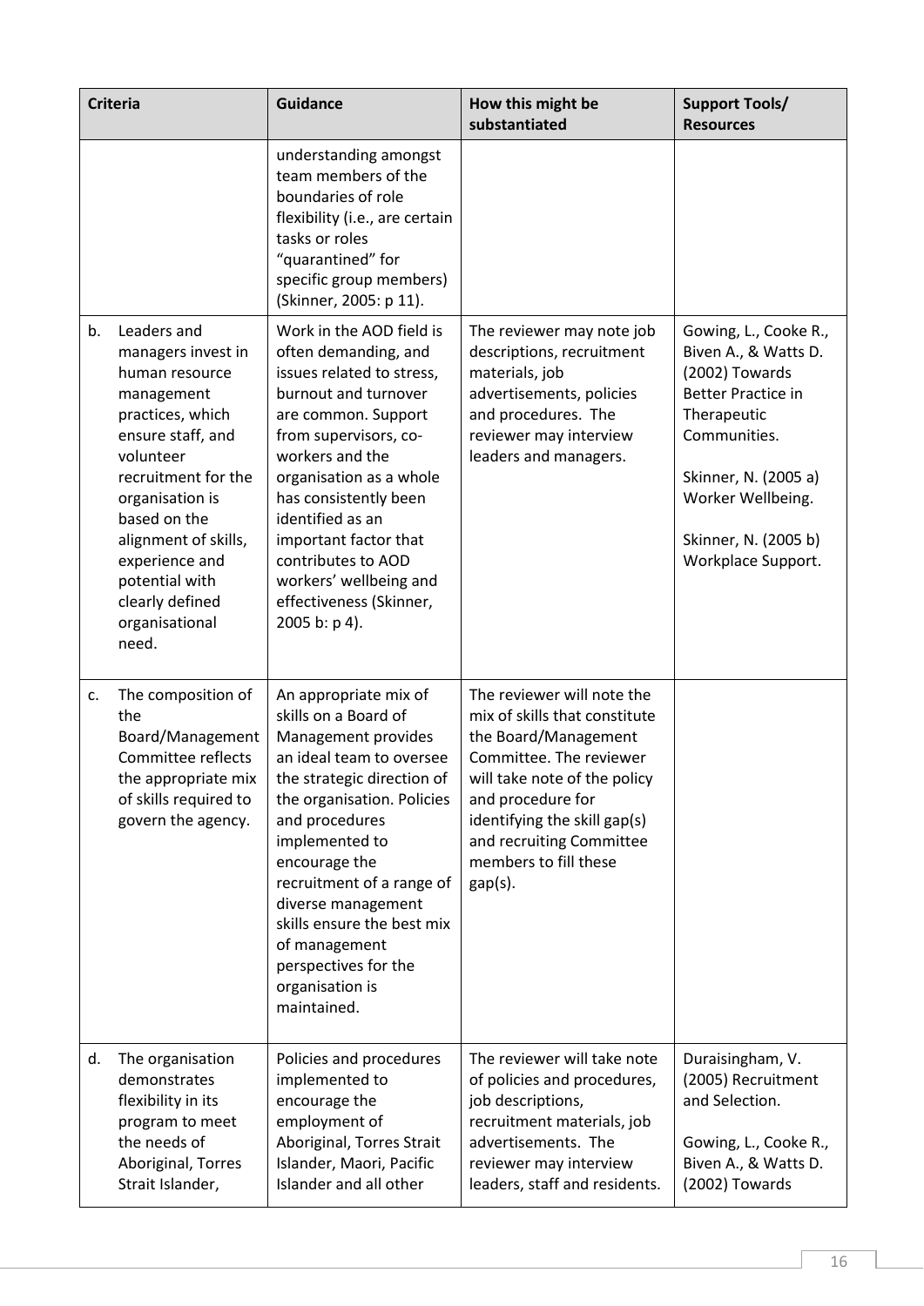| Criteria | Guidance | How this might be substantiated | Support Tools/ Resources |
|---|---|---|---|
| | understanding amongst team members of the boundaries of role flexibility (i.e., are certain tasks or roles "quarantined" for specific group members) (Skinner, 2005: p 11). | | |
| b. Leaders and managers invest in human resource management practices, which ensure staff, and volunteer recruitment for the organisation is based on the alignment of skills, experience and potential with clearly defined organisational need. | Work in the AOD field is often demanding, and issues related to stress, burnout and turnover are common. Support from supervisors, co-workers and the organisation as a whole has consistently been identified as an important factor that contributes to AOD workers' wellbeing and effectiveness (Skinner, 2005 b: p 4). | The reviewer may note job descriptions, recruitment materials, job advertisements, policies and procedures. The reviewer may interview leaders and managers. | Gowing, L., Cooke R., Biven A., & Watts D. (2002) Towards Better Practice in Therapeutic Communities.<br><br>Skinner, N. (2005 a) Worker Wellbeing.<br><br>Skinner, N. (2005 b) Workplace Support. |
| c. The composition of the Board/Management Committee reflects the appropriate mix of skills required to govern the agency. | An appropriate mix of skills on a Board of Management provides an ideal team to oversee the strategic direction of the organisation. Policies and procedures implemented to encourage the recruitment of a range of diverse management skills ensure the best mix of management perspectives for the organisation is maintained. | The reviewer will note the mix of skills that constitute the Board/Management Committee. The reviewer will take note of the policy and procedure for identifying the skill gap(s) and recruiting Committee members to fill these gap(s). | |
| d. The organisation demonstrates flexibility in its program to meet the needs of Aboriginal, Torres Strait Islander, | Policies and procedures implemented to encourage the employment of Aboriginal, Torres Strait Islander, Maori, Pacific Islander and all other | The reviewer will take note of policies and procedures, job descriptions, recruitment materials, job advertisements. The reviewer may interview leaders, staff and residents. | Duraisingham, V. (2005) Recruitment and Selection.<br><br>Gowing, L., Cooke R., Biven A., & Watts D. (2002) Towards |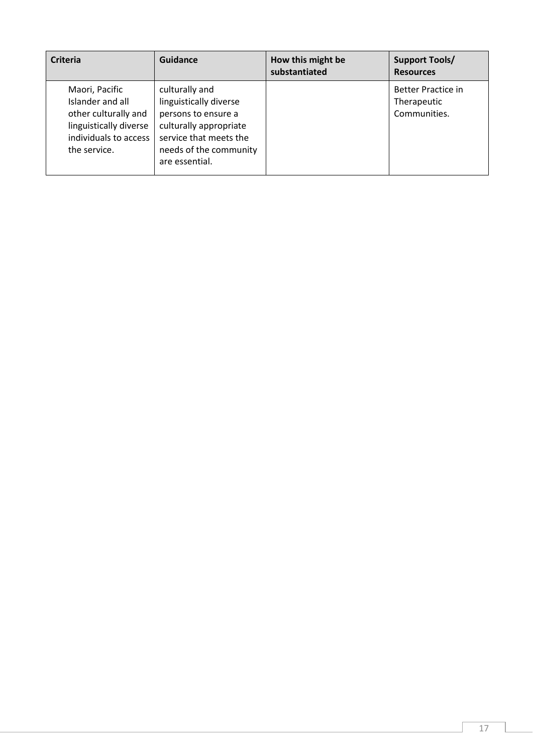| Criteria | Guidance | How this might be substantiated | Support Tools/ Resources |
|---|---|---|---|
| Maori, Pacific Islander and all other culturally and linguistically diverse individuals to access the service. | culturally and linguistically diverse persons to ensure a culturally appropriate service that meets the needs of the community are essential. | | Better Practice in Therapeutic Communities. |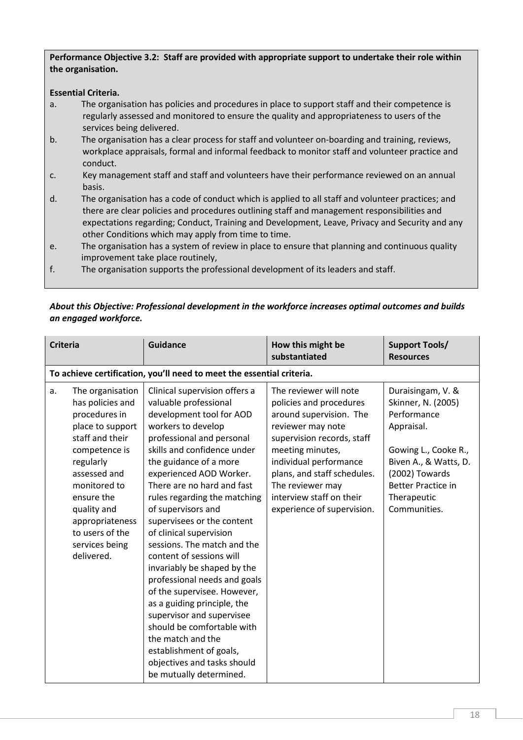**Performance Objective 3.2: Staff are provided with appropriate support to undertake their role within the organisation.**

**Essential Criteria.**

a. The organisation has policies and procedures in place to support staff and their competence is regularly assessed and monitored to ensure the quality and appropriateness to users of the services being delivered.

b. The organisation has a clear process for staff and volunteer on-boarding and training, reviews, workplace appraisals, formal and informal feedback to monitor staff and volunteer practice and conduct.

c. Key management staff and staff and volunteers have their performance reviewed on an annual basis.

d. The organisation has a code of conduct which is applied to all staff and volunteer practices; and there are clear policies and procedures outlining staff and management responsibilities and expectations regarding; Conduct, Training and Development, Leave, Privacy and Security and any other Conditions which may apply from time to time.

e. The organisation has a system of review in place to ensure that planning and continuous quality improvement take place routinely,

f. The organisation supports the professional development of its leaders and staff.

***About this Objective: Professional development in the workforce increases optimal outcomes and builds an engaged workforce.***

| Criteria | Guidance | How this might be substantiated | Support Tools/ Resources |
|---|---|---|---|
| **To achieve certification, you'll need to meet the essential criteria.** | | | |
| a. The organisation has policies and procedures in place to support staff and their competence is regularly assessed and monitored to ensure the quality and appropriateness to users of the services being delivered. | Clinical supervision offers a valuable professional development tool for AOD workers to develop professional and personal skills and confidence under the guidance of a more experienced AOD Worker. There are no hard and fast rules regarding the matching of supervisors and supervisees or the content of clinical supervision sessions. The match and the content of sessions will invariably be shaped by the professional needs and goals of the supervisee. However, as a guiding principle, the supervisor and supervisee should be comfortable with the match and the establishment of goals, objectives and tasks should be mutually determined. | The reviewer will note policies and procedures around supervision. The reviewer may note supervision records, staff meeting minutes, individual performance plans, and staff schedules. The reviewer may interview staff on their experience of supervision. | Duraisingam, V. & Skinner, N. (2005) Performance Appraisal.<br><br>Gowing L., Cooke R., Biven A., & Watts, D. (2002) Towards Better Practice in Therapeutic Communities. |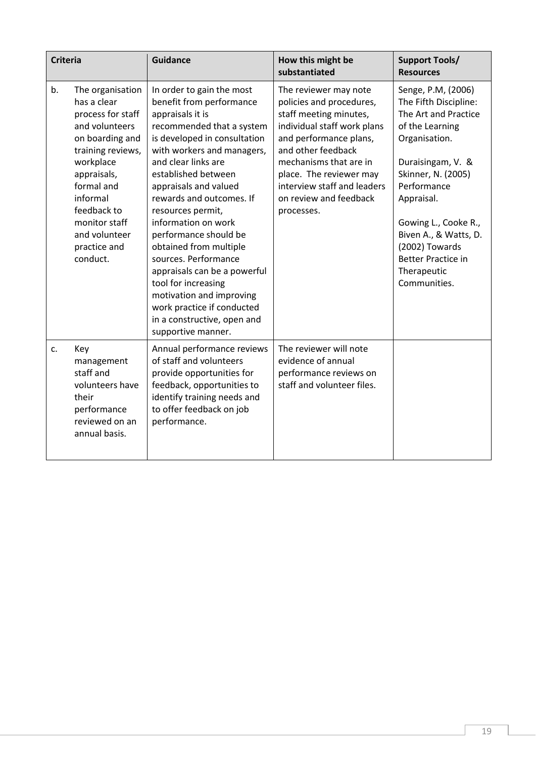| Criteria | Guidance | How this might be substantiated | Support Tools/ Resources |
|---|---|---|---|
| b. The organisation has a clear process for staff and volunteers on boarding and training reviews, workplace appraisals, formal and informal feedback to monitor staff and volunteer practice and conduct. | In order to gain the most benefit from performance appraisals it is recommended that a system is developed in consultation with workers and managers, and clear links are established between appraisals and valued rewards and outcomes. If resources permit, information on work performance should be obtained from multiple sources. Performance appraisals can be a powerful tool for increasing motivation and improving work practice if conducted in a constructive, open and supportive manner. | The reviewer may note policies and procedures, staff meeting minutes, individual staff work plans and performance plans, and other feedback mechanisms that are in place. The reviewer may interview staff and leaders on review and feedback processes. | Senge, P.M, (2006) The Fifth Discipline: The Art and Practice of the Learning Organisation.<br><br>Duraisingam, V. & Skinner, N. (2005) Performance Appraisal.<br><br>Gowing L., Cooke R., Biven A., & Watts, D. (2002) Towards Better Practice in Therapeutic Communities. |
| c. Key management staff and volunteers have their performance reviewed on an annual basis. | Annual performance reviews of staff and volunteers provide opportunities for feedback, opportunities to identify training needs and to offer feedback on job performance. | The reviewer will note evidence of annual performance reviews on staff and volunteer files. | |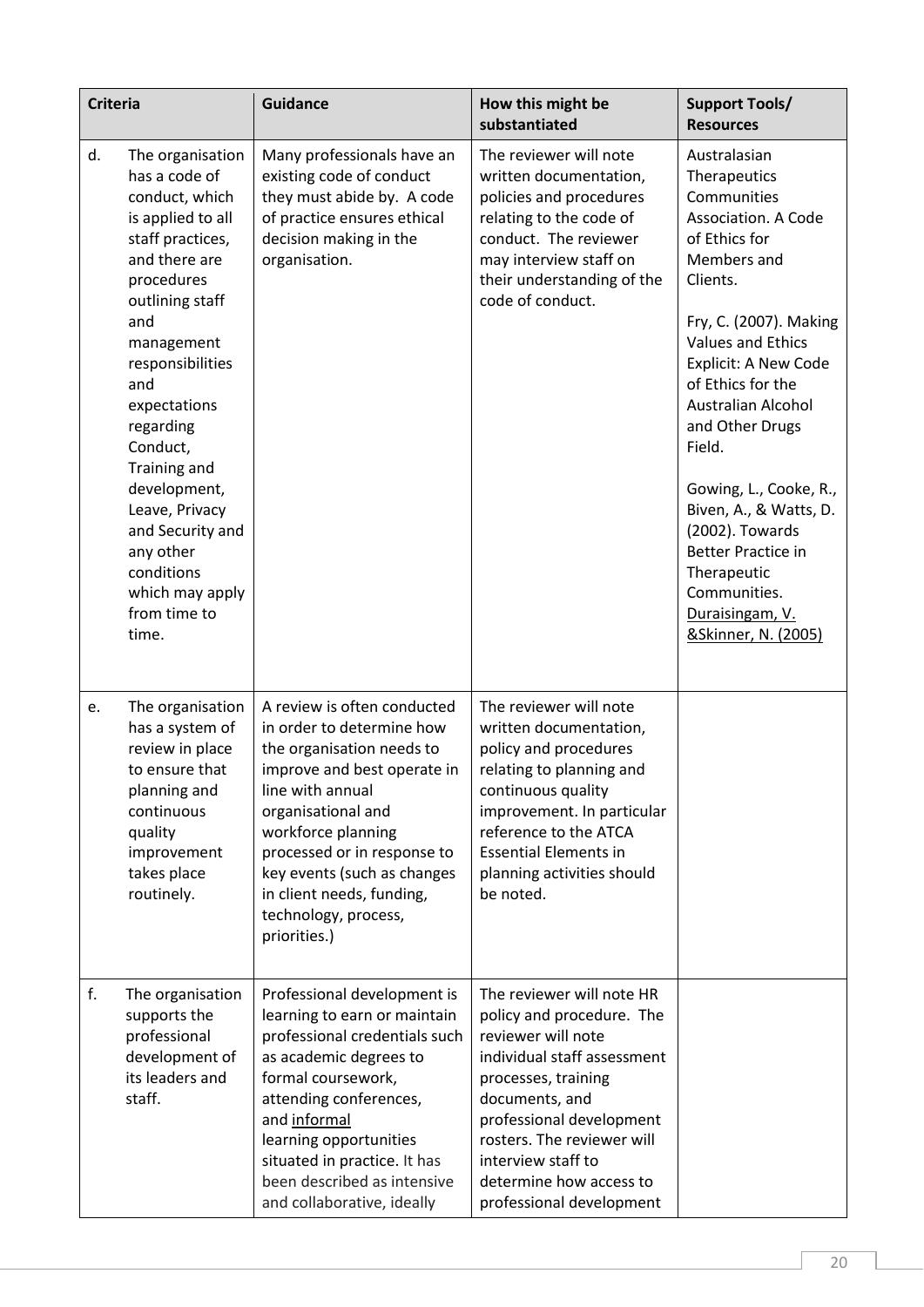| Criteria | Guidance | How this might be substantiated | Support Tools/ Resources |
|---|---|---|---|
| d. The organisation has a code of conduct, which is applied to all staff practices, and there are procedures outlining staff and management responsibilities and expectations regarding Conduct, Training and development, Leave, Privacy and Security and any other conditions which may apply from time to time. | Many professionals have an existing code of conduct they must abide by. A code of practice ensures ethical decision making in the organisation. | The reviewer will note written documentation, policies and procedures relating to the code of conduct. The reviewer may interview staff on their understanding of the code of conduct. | Australasian Therapeutics Communities Association. A Code of Ethics for Members and Clients.<br><br>Fry, C. (2007). Making Values and Ethics Explicit: A New Code of Ethics for the Australian Alcohol and Other Drugs Field.<br><br>Gowing, L., Cooke, R., Biven, A., & Watts, D. (2002). Towards Better Practice in Therapeutic Communities. Duraisingam, V. &Skinner, N. (2005) |
| e. The organisation has a system of review in place to ensure that planning and continuous quality improvement takes place routinely. | A review is often conducted in order to determine how the organisation needs to improve and best operate in line with annual organisational and workforce planning processed or in response to key events (such as changes in client needs, funding, technology, process, priorities.) | The reviewer will note written documentation, policy and procedures relating to planning and continuous quality improvement. In particular reference to the ATCA Essential Elements in planning activities should be noted. | |
| f. The organisation supports the professional development of its leaders and staff. | Professional development is learning to earn or maintain professional credentials such as academic degrees to formal coursework, attending conferences, and informal learning opportunities situated in practice. It has been described as intensive and collaborative, ideally | The reviewer will note HR policy and procedure. The reviewer will note individual staff assessment processes, training documents, and professional development rosters. The reviewer will interview staff to determine how access to professional development | |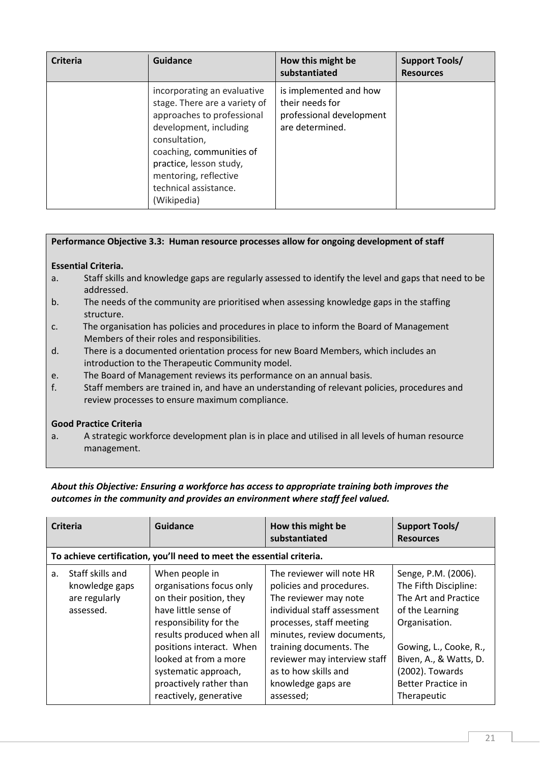| Criteria | Guidance | How this might be substantiated | Support Tools/ Resources |
|---|---|---|---|
| | incorporating an evaluative stage. There are a variety of approaches to professional development, including consultation, coaching, communities of practice, lesson study, mentoring, reflective technical assistance. (Wikipedia) | is implemented and how their needs for professional development are determined. | |

**Performance Objective 3.3: Human resource processes allow for ongoing development of staff**

**Essential Criteria.**

a. Staff skills and knowledge gaps are regularly assessed to identify the level and gaps that need to be addressed.
b. The needs of the community are prioritised when assessing knowledge gaps in the staffing structure.
c. The organisation has policies and procedures in place to inform the Board of Management Members of their roles and responsibilities.
d. There is a documented orientation process for new Board Members, which includes an introduction to the Therapeutic Community model.
e. The Board of Management reviews its performance on an annual basis.
f. Staff members are trained in, and have an understanding of relevant policies, procedures and review processes to ensure maximum compliance.

**Good Practice Criteria**

a. A strategic workforce development plan is in place and utilised in all levels of human resource management.

***About this Objective: Ensuring a workforce has access to appropriate training both improves the outcomes in the community and provides an environment where staff feel valued.***

| Criteria | Guidance | How this might be substantiated | Support Tools/ Resources |
|---|---|---|---|
| **To achieve certification, you'll need to meet the essential criteria.** | | | |
| a. Staff skills and knowledge gaps are regularly assessed. | When people in organisations focus only on their position, they have little sense of responsibility for the results produced when all positions interact. When looked at from a more systematic approach, proactively rather than reactively, generative | The reviewer will note HR policies and procedures. The reviewer may note individual staff assessment processes, staff meeting minutes, review documents, training documents. The reviewer may interview staff as to how skills and knowledge gaps are assessed; | Senge, P.M. (2006). The Fifth Discipline: The Art and Practice of the Learning Organisation.<br><br>Gowing, L., Cooke, R., Biven, A., & Watts, D. (2002). Towards Better Practice in Therapeutic |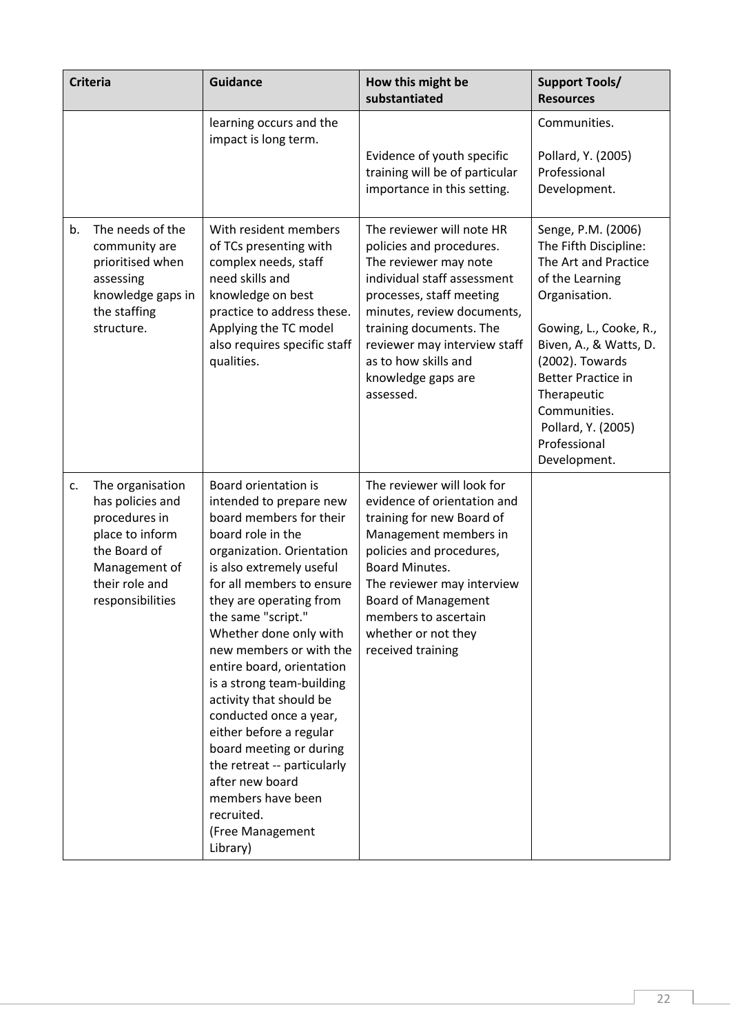| Criteria | Guidance | How this might be substantiated | Support Tools/ Resources |
|---|---|---|---|
| | learning occurs and the impact is long term. | Evidence of youth specific training will be of particular importance in this setting. | Communities.<br><br>Pollard, Y. (2005) Professional Development. |
| b. The needs of the community are prioritised when assessing knowledge gaps in the staffing structure. | With resident members of TCs presenting with complex needs, staff need skills and knowledge on best practice to address these. Applying the TC model also requires specific staff qualities. | The reviewer will note HR policies and procedures. The reviewer may note individual staff assessment processes, staff meeting minutes, review documents, training documents. The reviewer may interview staff as to how skills and knowledge gaps are assessed. | Senge, P.M. (2006) The Fifth Discipline: The Art and Practice of the Learning Organisation.<br><br>Gowing, L., Cooke, R., Biven, A., & Watts, D. (2002). Towards Better Practice in Therapeutic Communities.<br>Pollard, Y. (2005) Professional Development. |
| c. The organisation has policies and procedures in place to inform the Board of Management of their role and responsibilities | Board orientation is intended to prepare new board members for their board role in the organization. Orientation is also extremely useful for all members to ensure they are operating from the same "script." Whether done only with new members or with the entire board, orientation is a strong team-building activity that should be conducted once a year, either before a regular board meeting or during the retreat -- particularly after new board members have been recruited.<br>(Free Management Library) | The reviewer will look for evidence of orientation and training for new Board of Management members in policies and procedures, Board Minutes.<br>The reviewer may interview Board of Management members to ascertain whether or not they received training | |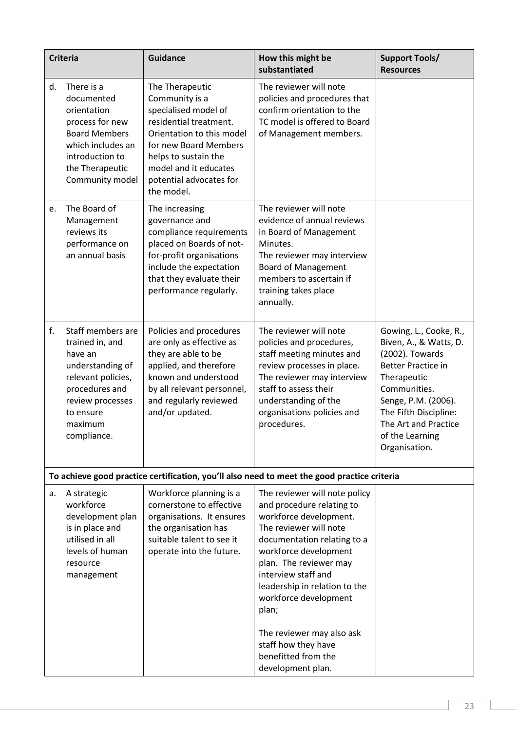| Criteria | Guidance | How this might be substantiated | Support Tools/ Resources |
|---|---|---|---|
| d. There is a documented orientation process for new Board Members which includes an introduction to the Therapeutic Community model | The Therapeutic Community is a specialised model of residential treatment. Orientation to this model for new Board Members helps to sustain the model and it educates potential advocates for the model. | The reviewer will note policies and procedures that confirm orientation to the TC model is offered to Board of Management members. | |
| e. The Board of Management reviews its performance on an annual basis | The increasing governance and compliance requirements placed on Boards of not-for-profit organisations include the expectation that they evaluate their performance regularly. | The reviewer will note evidence of annual reviews in Board of Management Minutes.<br>The reviewer may interview Board of Management members to ascertain if training takes place annually. | |
| f. Staff members are trained in, and have an understanding of relevant policies, procedures and review processes to ensure maximum compliance. | Policies and procedures are only as effective as they are able to be applied, and therefore known and understood by all relevant personnel, and regularly reviewed and/or updated. | The reviewer will note policies and procedures, staff meeting minutes and review processes in place. The reviewer may interview staff to assess their understanding of the organisations policies and procedures. | Gowing, L., Cooke, R., Biven, A., & Watts, D. (2002). Towards Better Practice in Therapeutic Communities.<br>Senge, P.M. (2006). The Fifth Discipline: The Art and Practice of the Learning Organisation. |
| **To achieve good practice certification, you'll also need to meet the good practice criteria** | | | |
| a. A strategic workforce development plan is in place and utilised in all levels of human resource management | Workforce planning is a cornerstone to effective organisations. It ensures the organisation has suitable talent to see it operate into the future. | The reviewer will note policy and procedure relating to workforce development. The reviewer will note documentation relating to a workforce development plan. The reviewer may interview staff and leadership in relation to the workforce development plan;<br><br>The reviewer may also ask staff how they have benefitted from the development plan. | |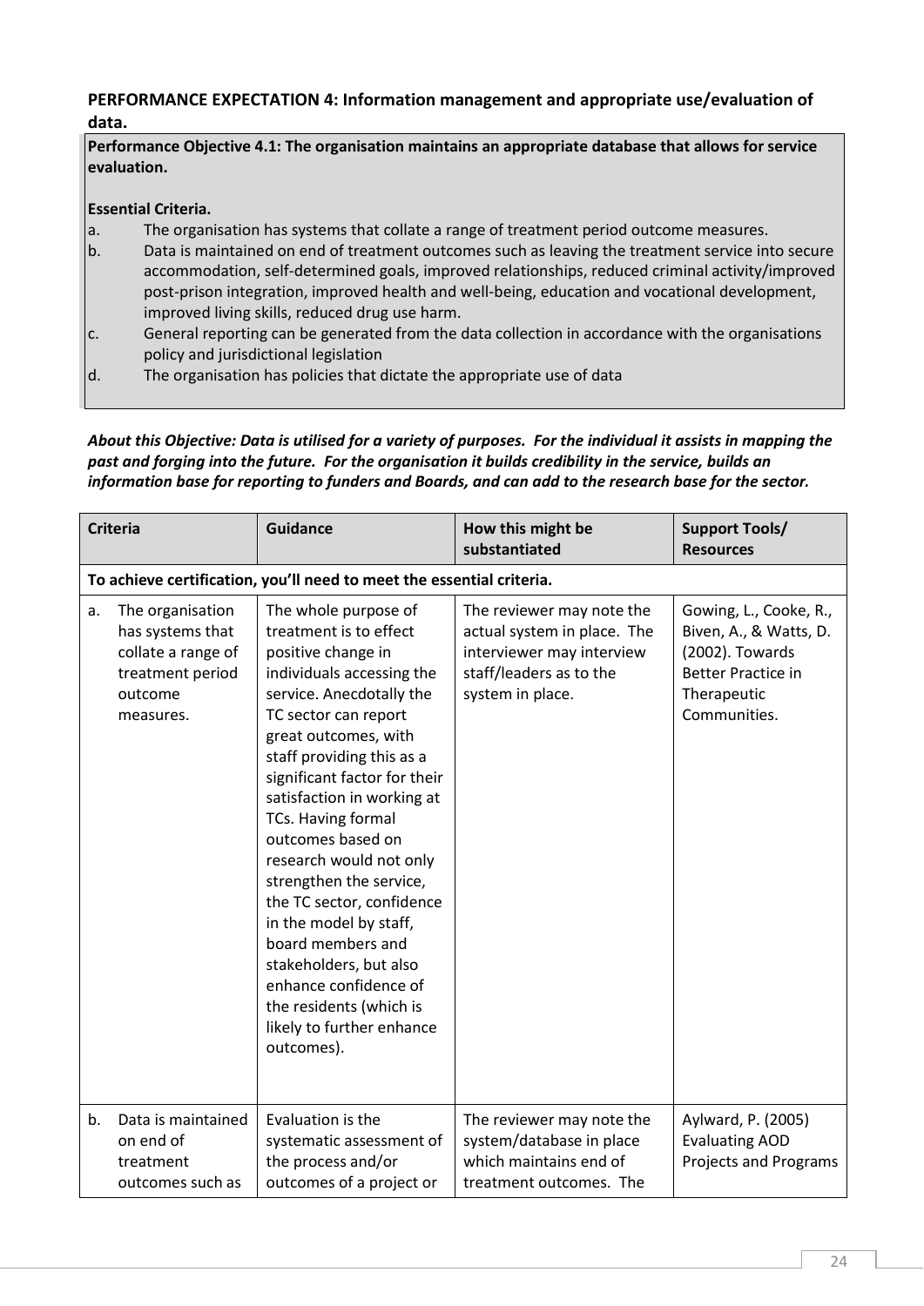### PERFORMANCE EXPECTATION 4: Information management and appropriate use/evaluation of data.

**Performance Objective 4.1: The organisation maintains an appropriate database that allows for service evaluation.**

**Essential Criteria.**

a. The organisation has systems that collate a range of treatment period outcome measures.
b. Data is maintained on end of treatment outcomes such as leaving the treatment service into secure accommodation, self-determined goals, improved relationships, reduced criminal activity/improved post-prison integration, improved health and well-being, education and vocational development, improved living skills, reduced drug use harm.
c. General reporting can be generated from the data collection in accordance with the organisations policy and jurisdictional legislation
d. The organisation has policies that dictate the appropriate use of data

***About this Objective: Data is utilised for a variety of purposes. For the individual it assists in mapping the past and forging into the future. For the organisation it builds credibility in the service, builds an information base for reporting to funders and Boards, and can add to the research base for the sector.***

| Criteria | Guidance | How this might be substantiated | Support Tools/ Resources |
|---|---|---|---|
| **To achieve certification, you'll need to meet the essential criteria.** | | | |
| a. The organisation has systems that collate a range of treatment period outcome measures. | The whole purpose of treatment is to effect positive change in individuals accessing the service. Anecdotally the TC sector can report great outcomes, with staff providing this as a significant factor for their satisfaction in working at TCs. Having formal outcomes based on research would not only strengthen the service, the TC sector, confidence in the model by staff, board members and stakeholders, but also enhance confidence of the residents (which is likely to further enhance outcomes). | The reviewer may note the actual system in place. The interviewer may interview staff/leaders as to the system in place. | Gowing, L., Cooke, R., Biven, A., & Watts, D. (2002). Towards Better Practice in Therapeutic Communities. |
| b. Data is maintained on end of treatment outcomes such as | Evaluation is the systematic assessment of the process and/or outcomes of a project or | The reviewer may note the system/database in place which maintains end of treatment outcomes. The | Aylward, P. (2005) Evaluating AOD Projects and Programs |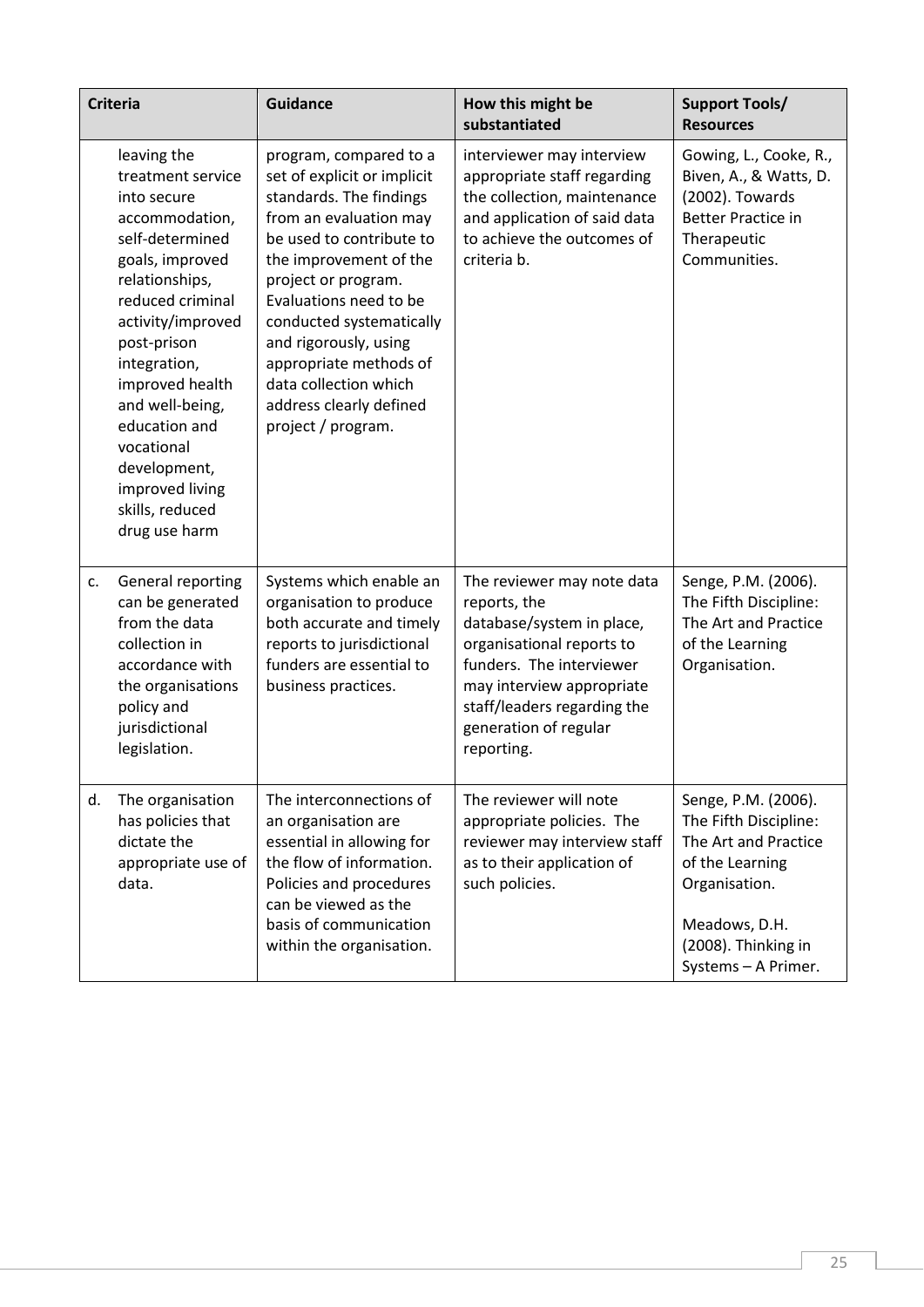| Criteria | Guidance | How this might be substantiated | Support Tools/ Resources |
|---|---|---|---|
| leaving the treatment service into secure accommodation, self-determined goals, improved relationships, reduced criminal activity/improved post-prison integration, improved health and well-being, education and vocational development, improved living skills, reduced drug use harm | program, compared to a set of explicit or implicit standards. The findings from an evaluation may be used to contribute to the improvement of the project or program. Evaluations need to be conducted systematically and rigorously, using appropriate methods of data collection which address clearly defined project / program. | interviewer may interview appropriate staff regarding the collection, maintenance and application of said data to achieve the outcomes of criteria b. | Gowing, L., Cooke, R., Biven, A., & Watts, D. (2002). Towards Better Practice in Therapeutic Communities. |
| c. General reporting can be generated from the data collection in accordance with the organisations policy and jurisdictional legislation. | Systems which enable an organisation to produce both accurate and timely reports to jurisdictional funders are essential to business practices. | The reviewer may note data reports, the database/system in place, organisational reports to funders. The interviewer may interview appropriate staff/leaders regarding the generation of regular reporting. | Senge, P.M. (2006). The Fifth Discipline: The Art and Practice of the Learning Organisation. |
| d. The organisation has policies that dictate the appropriate use of data. | The interconnections of an organisation are essential in allowing for the flow of information. Policies and procedures can be viewed as the basis of communication within the organisation. | The reviewer will note appropriate policies. The reviewer may interview staff as to their application of such policies. | Senge, P.M. (2006). The Fifth Discipline: The Art and Practice of the Learning Organisation.<br><br>Meadows, D.H. (2008). Thinking in Systems – A Primer. |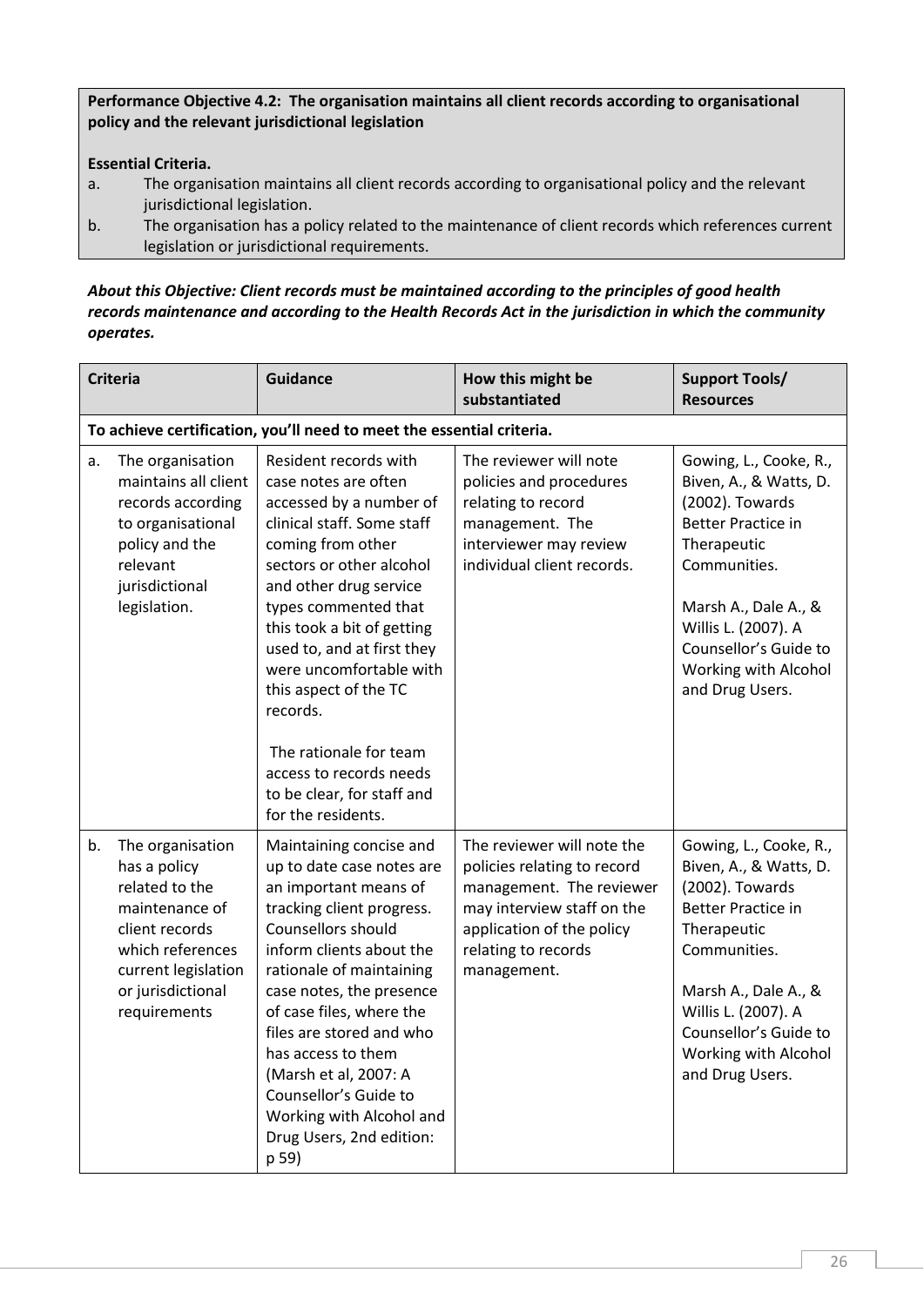**Performance Objective 4.2: The organisation maintains all client records according to organisational policy and the relevant jurisdictional legislation**

**Essential Criteria.**

a. The organisation maintains all client records according to organisational policy and the relevant jurisdictional legislation.

b. The organisation has a policy related to the maintenance of client records which references current legislation or jurisdictional requirements.

***About this Objective: Client records must be maintained according to the principles of good health records maintenance and according to the Health Records Act in the jurisdiction in which the community operates.***

| Criteria | Guidance | How this might be substantiated | Support Tools/ Resources |
|---|---|---|---|
| **To achieve certification, you'll need to meet the essential criteria.** | | | |
| a. The organisation maintains all client records according to organisational policy and the relevant jurisdictional legislation. | Resident records with case notes are often accessed by a number of clinical staff. Some staff coming from other sectors or other alcohol and other drug service types commented that this took a bit of getting used to, and at first they were uncomfortable with this aspect of the TC records.<br><br>The rationale for team access to records needs to be clear, for staff and for the residents. | The reviewer will note policies and procedures relating to record management. The interviewer may review individual client records. | Gowing, L., Cooke, R., Biven, A., & Watts, D. (2002). Towards Better Practice in Therapeutic Communities.<br><br>Marsh A., Dale A., & Willis L. (2007). A Counsellor's Guide to Working with Alcohol and Drug Users. |
| b. The organisation has a policy related to the maintenance of client records which references current legislation or jurisdictional requirements | Maintaining concise and up to date case notes are an important means of tracking client progress. Counsellors should inform clients about the rationale of maintaining case notes, the presence of case files, where the files are stored and who has access to them (Marsh et al, 2007: A Counsellor's Guide to Working with Alcohol and Drug Users, 2nd edition: p 59) | The reviewer will note the policies relating to record management. The reviewer may interview staff on the application of the policy relating to records management. | Gowing, L., Cooke, R., Biven, A., & Watts, D. (2002). Towards Better Practice in Therapeutic Communities.<br><br>Marsh A., Dale A., & Willis L. (2007). A Counsellor's Guide to Working with Alcohol and Drug Users. |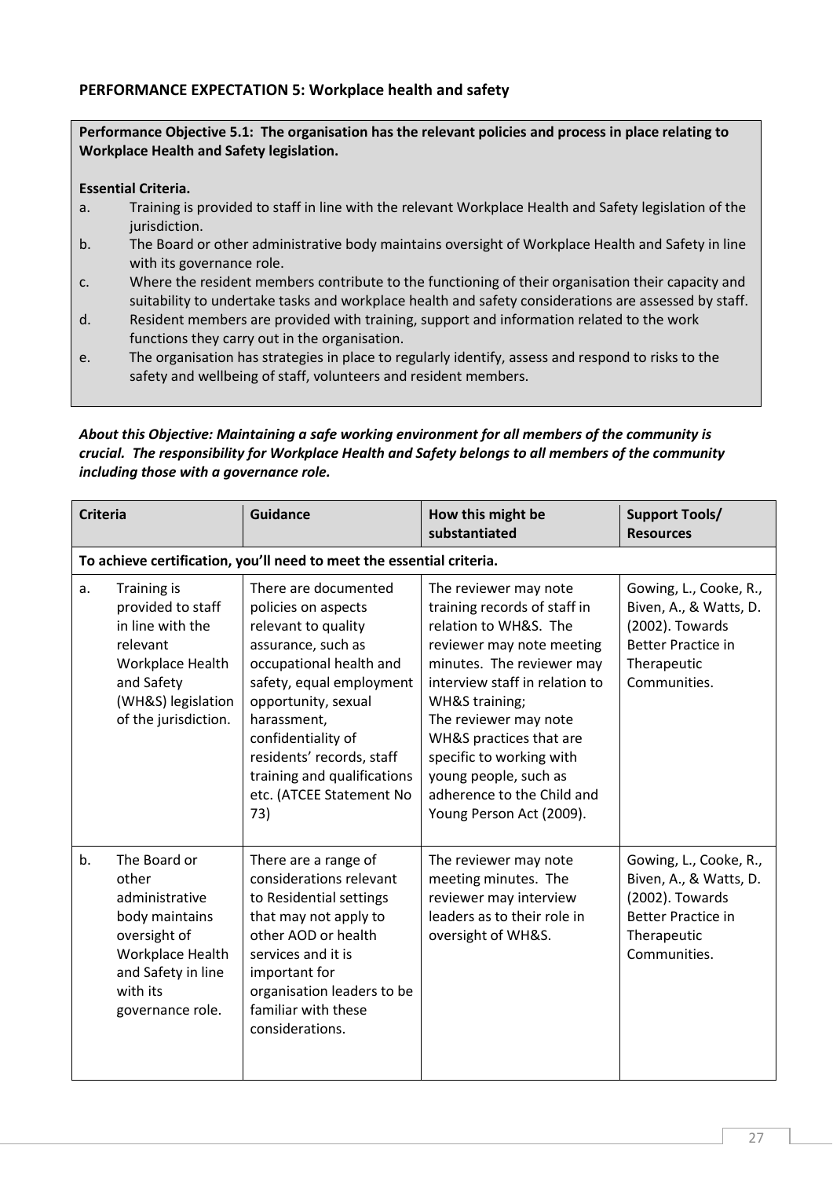## PERFORMANCE EXPECTATION 5: Workplace health and safety

**Performance Objective 5.1: The organisation has the relevant policies and process in place relating to Workplace Health and Safety legislation.**

**Essential Criteria.**

a. Training is provided to staff in line with the relevant Workplace Health and Safety legislation of the jurisdiction.
b. The Board or other administrative body maintains oversight of Workplace Health and Safety in line with its governance role.
c. Where the resident members contribute to the functioning of their organisation their capacity and suitability to undertake tasks and workplace health and safety considerations are assessed by staff.
d. Resident members are provided with training, support and information related to the work functions they carry out in the organisation.
e. The organisation has strategies in place to regularly identify, assess and respond to risks to the safety and wellbeing of staff, volunteers and resident members.

***About this Objective: Maintaining a safe working environment for all members of the community is crucial. The responsibility for Workplace Health and Safety belongs to all members of the community including those with a governance role.***

| **Criteria** | **Guidance** | **How this might be substantiated** | **Support Tools/ Resources** |
|---|---|---|---|
| **To achieve certification, you'll need to meet the essential criteria.** | | | |
| a. Training is provided to staff in line with the relevant Workplace Health and Safety (WH&S) legislation of the jurisdiction. | There are documented policies on aspects relevant to quality assurance, such as occupational health and safety, equal employment opportunity, sexual harassment, confidentiality of residents' records, staff training and qualifications etc. (ATCEE Statement No 73) | The reviewer may note training records of staff in relation to WH&S. The reviewer may note meeting minutes. The reviewer may interview staff in relation to WH&S training; The reviewer may note WH&S practices that are specific to working with young people, such as adherence to the Child and Young Person Act (2009). | Gowing, L., Cooke, R., Biven, A., & Watts, D. (2002). Towards Better Practice in Therapeutic Communities. |
| b. The Board or other administrative body maintains oversight of Workplace Health and Safety in line with its governance role. | There are a range of considerations relevant to Residential settings that may not apply to other AOD or health services and it is important for organisation leaders to be familiar with these considerations. | The reviewer may note meeting minutes. The reviewer may interview leaders as to their role in oversight of WH&S. | Gowing, L., Cooke, R., Biven, A., & Watts, D. (2002). Towards Better Practice in Therapeutic Communities. |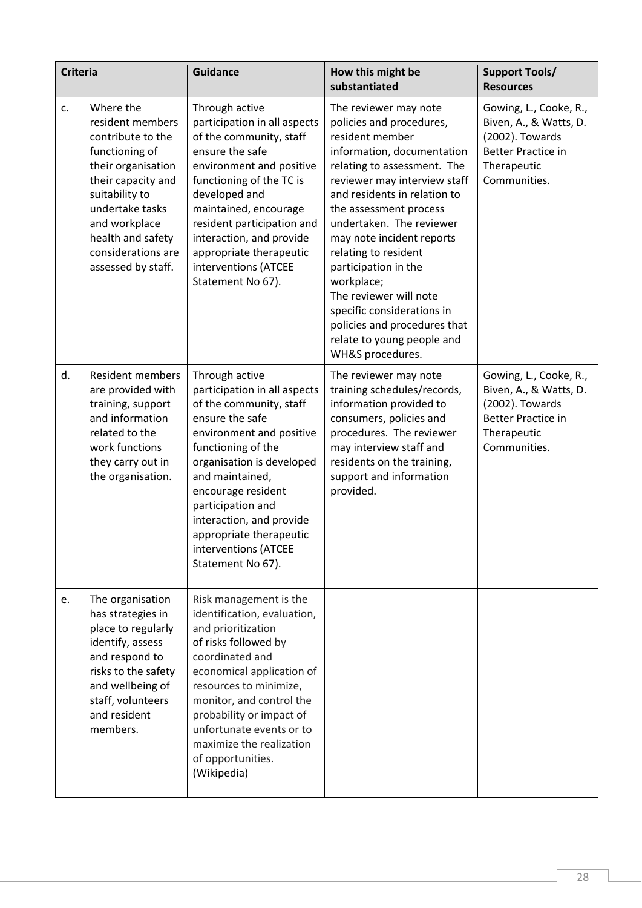| Criteria | Guidance | How this might be substantiated | Support Tools/ Resources |
|---|---|---|---|
| c. Where the resident members contribute to the functioning of their organisation their capacity and suitability to undertake tasks and workplace health and safety considerations are assessed by staff. | Through active participation in all aspects of the community, staff ensure the safe environment and positive functioning of the TC is developed and maintained, encourage resident participation and interaction, and provide appropriate therapeutic interventions (ATCEE Statement No 67). | The reviewer may note policies and procedures, resident member information, documentation relating to assessment. The reviewer may interview staff and residents in relation to the assessment process undertaken. The reviewer may note incident reports relating to resident participation in the workplace; The reviewer will note specific considerations in policies and procedures that relate to young people and WH&S procedures. | Gowing, L., Cooke, R., Biven, A., & Watts, D. (2002). Towards Better Practice in Therapeutic Communities. |
| d. Resident members are provided with training, support and information related to the work functions they carry out in the organisation. | Through active participation in all aspects of the community, staff ensure the safe environment and positive functioning of the organisation is developed and maintained, encourage resident participation and interaction, and provide appropriate therapeutic interventions (ATCEE Statement No 67). | The reviewer may note training schedules/records, information provided to consumers, policies and procedures. The reviewer may interview staff and residents on the training, support and information provided. | Gowing, L., Cooke, R., Biven, A., & Watts, D. (2002). Towards Better Practice in Therapeutic Communities. |
| e. The organisation has strategies in place to regularly identify, assess and respond to risks to the safety and wellbeing of staff, volunteers and resident members. | Risk management is the identification, evaluation, and prioritization of risks followed by coordinated and economical application of resources to minimize, monitor, and control the probability or impact of unfortunate events or to maximize the realization of opportunities. (Wikipedia) | | |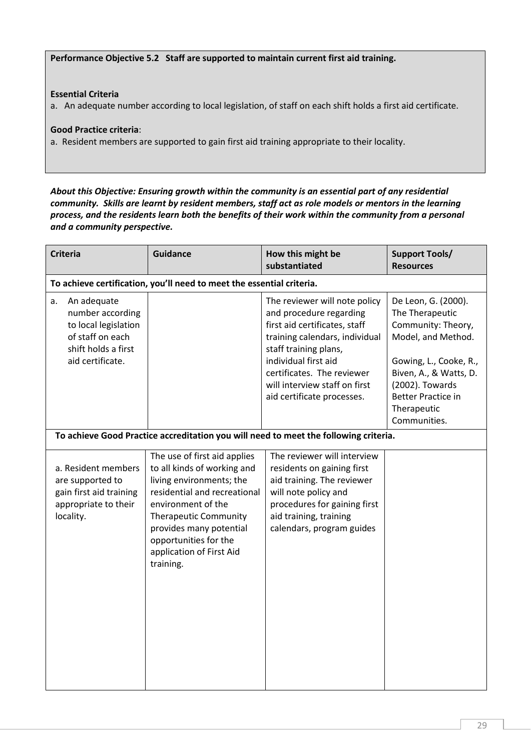**Performance Objective 5.2 Staff are supported to maintain current first aid training.**

**Essential Criteria**

a. An adequate number according to local legislation, of staff on each shift holds a first aid certificate.

**Good Practice criteria**:

a. Resident members are supported to gain first aid training appropriate to their locality.

***About this Objective: Ensuring growth within the community is an essential part of any residential community. Skills are learnt by resident members, staff act as role models or mentors in the learning process, and the residents learn both the benefits of their work within the community from a personal and a community perspective.***

| **Criteria** | **Guidance** | **How this might be substantiated** | **Support Tools/ Resources** |
|---|---|---|---|
| **To achieve certification, you'll need to meet the essential criteria.** | | | |
| a. An adequate number according to local legislation of staff on each shift holds a first aid certificate. | | The reviewer will note policy and procedure regarding first aid certificates, staff training calendars, individual staff training plans, individual first aid certificates. The reviewer will interview staff on first aid certificate processes. | De Leon, G. (2000). The Therapeutic Community: Theory, Model, and Method.<br><br>Gowing, L., Cooke, R., Biven, A., & Watts, D. (2002). Towards Better Practice in Therapeutic Communities. |
| **To achieve Good Practice accreditation you will need to meet the following criteria.** | | | |
| a. Resident members are supported to gain first aid training appropriate to their locality. | The use of first aid applies to all kinds of working and living environments; the residential and recreational environment of the Therapeutic Community provides many potential opportunities for the application of First Aid training. | The reviewer will interview residents on gaining first aid training. The reviewer will note policy and procedures for gaining first aid training, training calendars, program guides | |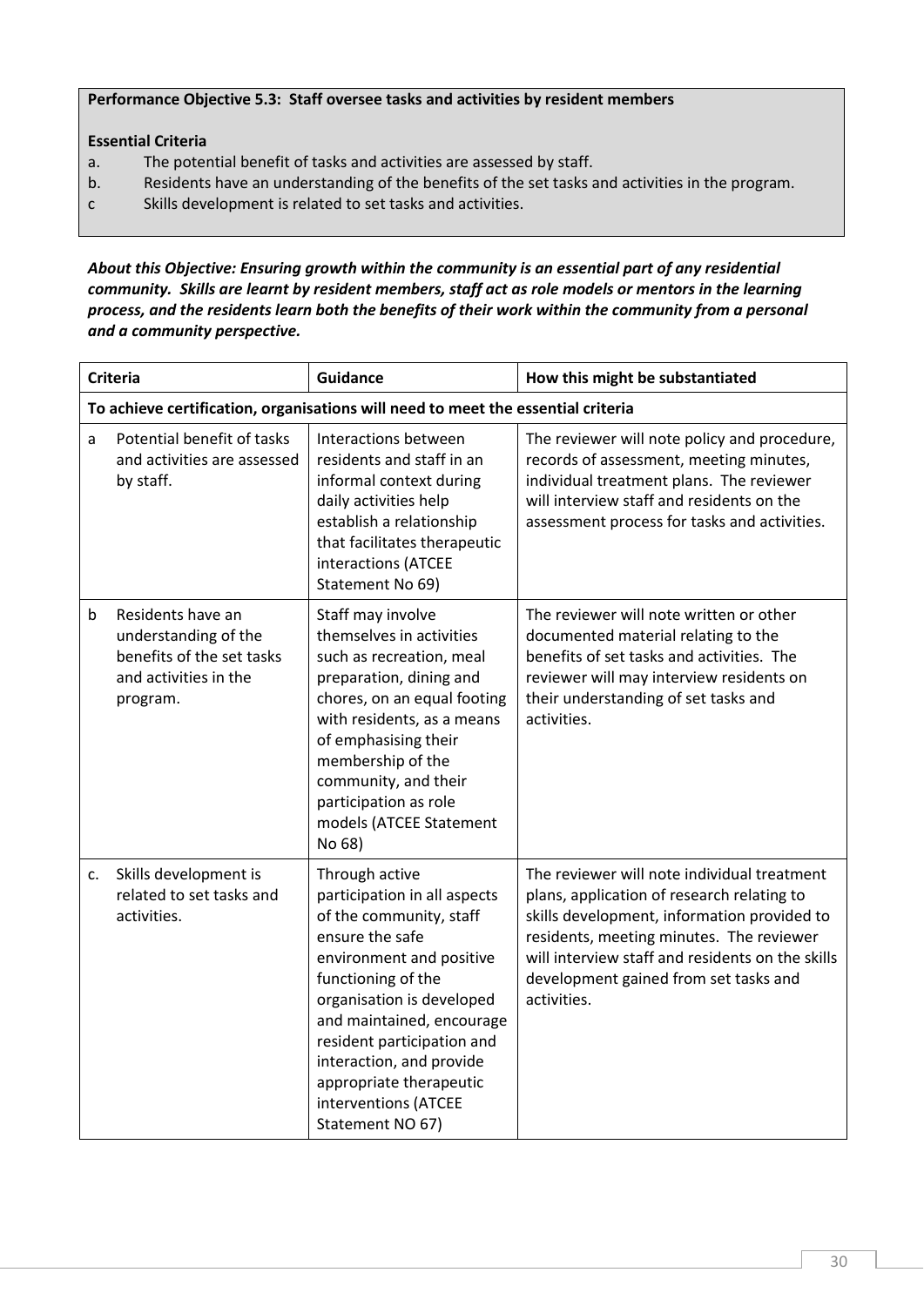**Performance Objective 5.3: Staff oversee tasks and activities by resident members**

**Essential Criteria**

a. The potential benefit of tasks and activities are assessed by staff.
b. Residents have an understanding of the benefits of the set tasks and activities in the program.
c Skills development is related to set tasks and activities.

***About this Objective: Ensuring growth within the community is an essential part of any residential community. Skills are learnt by resident members, staff act as role models or mentors in the learning process, and the residents learn both the benefits of their work within the community from a personal and a community perspective.***

| Criteria | Guidance | How this might be substantiated |
|---|---|---|
| **To achieve certification, organisations will need to meet the essential criteria** | | |
| a Potential benefit of tasks and activities are assessed by staff. | Interactions between residents and staff in an informal context during daily activities help establish a relationship that facilitates therapeutic interactions (ATCEE Statement No 69) | The reviewer will note policy and procedure, records of assessment, meeting minutes, individual treatment plans. The reviewer will interview staff and residents on the assessment process for tasks and activities. |
| b Residents have an understanding of the benefits of the set tasks and activities in the program. | Staff may involve themselves in activities such as recreation, meal preparation, dining and chores, on an equal footing with residents, as a means of emphasising their membership of the community, and their participation as role models (ATCEE Statement No 68) | The reviewer will note written or other documented material relating to the benefits of set tasks and activities. The reviewer will may interview residents on their understanding of set tasks and activities. |
| c. Skills development is related to set tasks and activities. | Through active participation in all aspects of the community, staff ensure the safe environment and positive functioning of the organisation is developed and maintained, encourage resident participation and interaction, and provide appropriate therapeutic interventions (ATCEE Statement NO 67) | The reviewer will note individual treatment plans, application of research relating to skills development, information provided to residents, meeting minutes. The reviewer will interview staff and residents on the skills development gained from set tasks and activities. |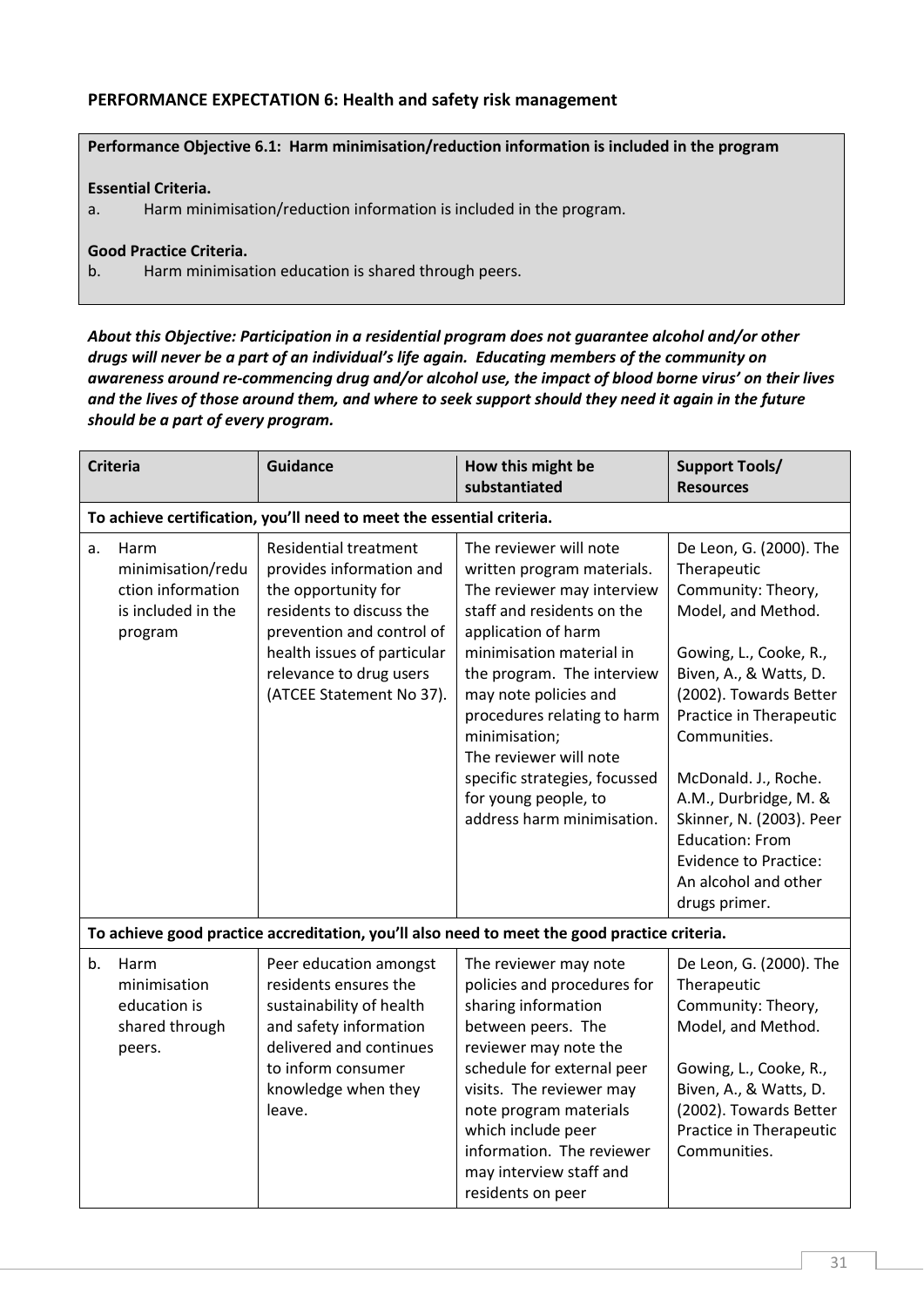**PERFORMANCE EXPECTATION 6: Health and safety risk management**

**Performance Objective 6.1: Harm minimisation/reduction information is included in the program**

**Essential Criteria.**

a. Harm minimisation/reduction information is included in the program.

**Good Practice Criteria.**

b. Harm minimisation education is shared through peers.

***About this Objective: Participation in a residential program does not guarantee alcohol and/or other drugs will never be a part of an individual's life again. Educating members of the community on awareness around re-commencing drug and/or alcohol use, the impact of blood borne virus' on their lives and the lives of those around them, and where to seek support should they need it again in the future should be a part of every program.***

| Criteria | Guidance | How this might be substantiated | Support Tools/ Resources |
|---|---|---|---|
| **To achieve certification, you'll need to meet the essential criteria.** | | | |
| a. Harm minimisation/reduction information is included in the program | Residential treatment provides information and the opportunity for residents to discuss the prevention and control of health issues of particular relevance to drug users (ATCEE Statement No 37). | The reviewer will note written program materials. The reviewer may interview staff and residents on the application of harm minimisation material in the program. The interview may note policies and procedures relating to harm minimisation; The reviewer will note specific strategies, focussed for young people, to address harm minimisation. | De Leon, G. (2000). The Therapeutic Community: Theory, Model, and Method.<br><br>Gowing, L., Cooke, R., Biven, A., & Watts, D. (2002). Towards Better Practice in Therapeutic Communities.<br><br>McDonald. J., Roche. A.M., Durbridge, M. & Skinner, N. (2003). Peer Education: From Evidence to Practice: An alcohol and other drugs primer. |
| **To achieve good practice accreditation, you'll also need to meet the good practice criteria.** | | | |
| b. Harm minimisation education is shared through peers. | Peer education amongst residents ensures the sustainability of health and safety information delivered and continues to inform consumer knowledge when they leave. | The reviewer may note policies and procedures for sharing information between peers. The reviewer may note the schedule for external peer visits. The reviewer may note program materials which include peer information. The reviewer may interview staff and residents on peer | De Leon, G. (2000). The Therapeutic Community: Theory, Model, and Method.<br><br>Gowing, L., Cooke, R., Biven, A., & Watts, D. (2002). Towards Better Practice in Therapeutic Communities. |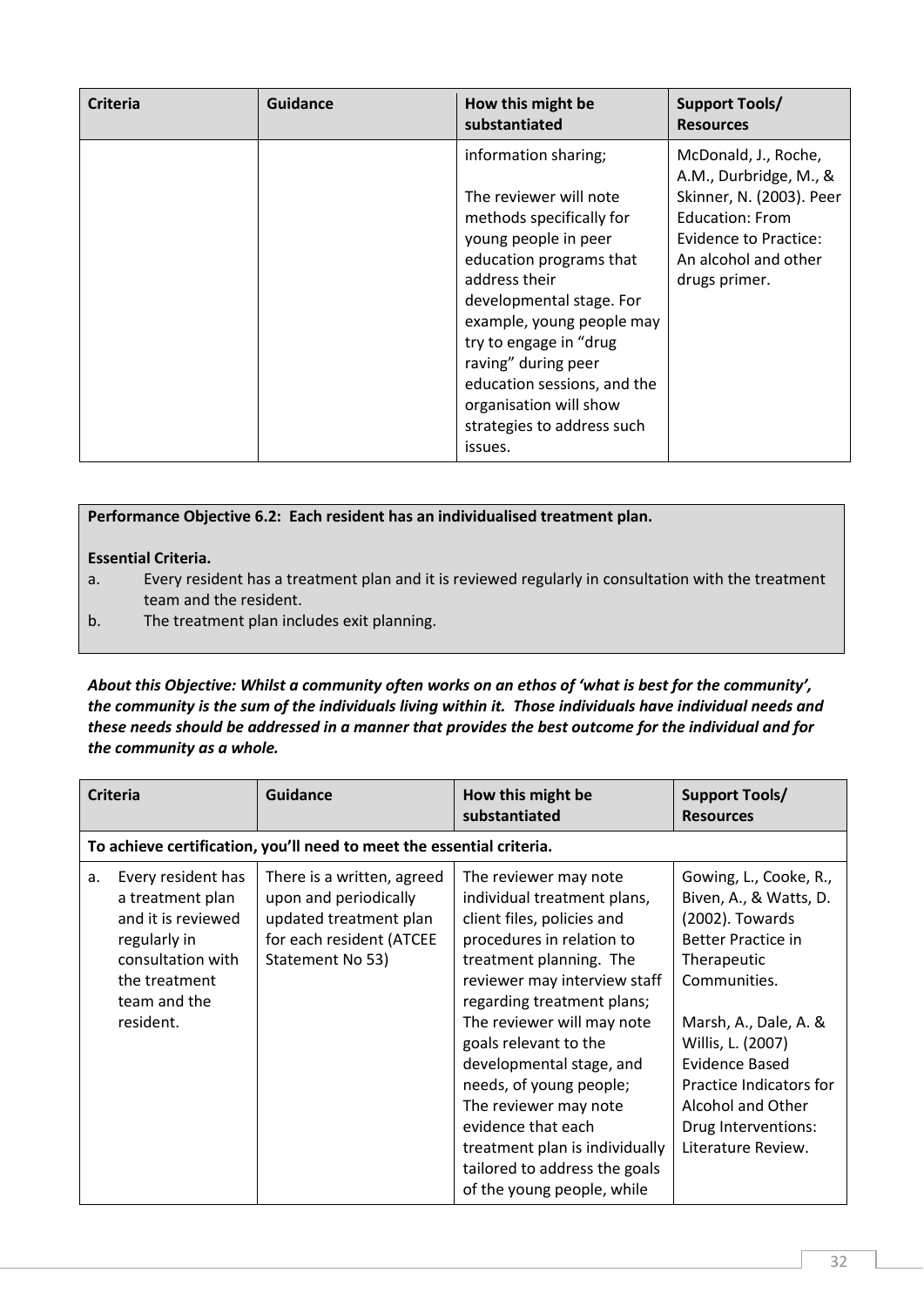| Criteria | Guidance | How this might be substantiated | Support Tools/ Resources |
|---|---|---|---|
| | | information sharing;<br><br>The reviewer will note methods specifically for young people in peer education programs that address their developmental stage. For example, young people may try to engage in "drug raving" during peer education sessions, and the organisation will show strategies to address such issues. | McDonald, J., Roche, A.M., Durbridge, M., & Skinner, N. (2003). Peer Education: From Evidence to Practice: An alcohol and other drugs primer. |

**Performance Objective 6.2: Each resident has an individualised treatment plan.**

**Essential Criteria.**

a. Every resident has a treatment plan and it is reviewed regularly in consultation with the treatment team and the resident.

b. The treatment plan includes exit planning.

***About this Objective: Whilst a community often works on an ethos of 'what is best for the community', the community is the sum of the individuals living within it. Those individuals have individual needs and these needs should be addressed in a manner that provides the best outcome for the individual and for the community as a whole.***

| Criteria | Guidance | How this might be substantiated | Support Tools/ Resources |
|---|---|---|---|
| **To achieve certification, you'll need to meet the essential criteria.** | | | |
| a. Every resident has a treatment plan and it is reviewed regularly in consultation with the treatment team and the resident. | There is a written, agreed upon and periodically updated treatment plan for each resident (ATCEE Statement No 53) | The reviewer may note individual treatment plans, client files, policies and procedures in relation to treatment planning. The reviewer may interview staff regarding treatment plans; The reviewer will may note goals relevant to the developmental stage, and needs, of young people; The reviewer may note evidence that each treatment plan is individually tailored to address the goals of the young people, while | Gowing, L., Cooke, R., Biven, A., & Watts, D. (2002). Towards Better Practice in Therapeutic Communities.<br><br>Marsh, A., Dale, A. & Willis, L. (2007) Evidence Based Practice Indicators for Alcohol and Other Drug Interventions: Literature Review. |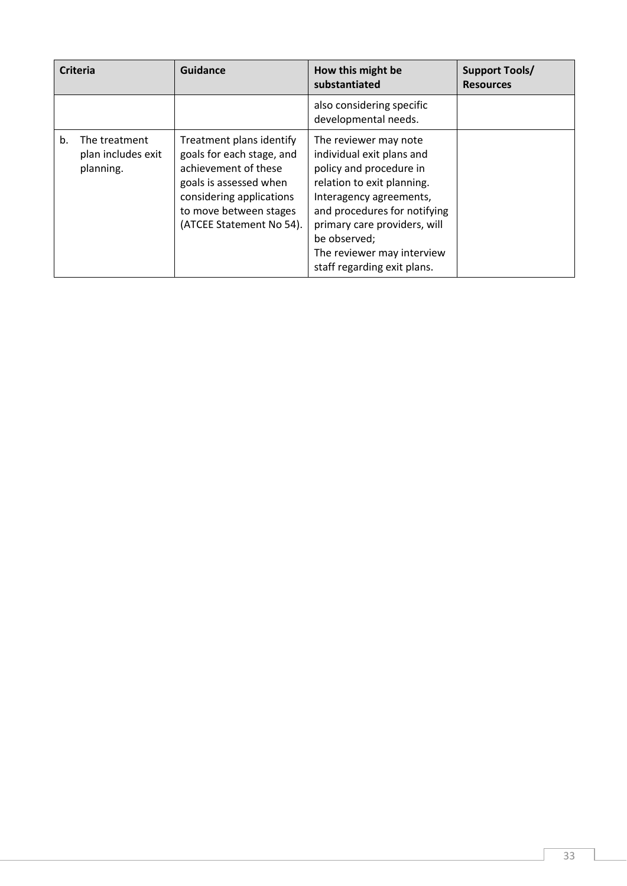| Criteria | Guidance | How this might be substantiated | Support Tools/ Resources |
| --- | --- | --- | --- |
| | | also considering specific developmental needs. | |
| b. The treatment plan includes exit planning. | Treatment plans identify goals for each stage, and achievement of these goals is assessed when considering applications to move between stages (ATCEE Statement No 54). | The reviewer may note individual exit plans and policy and procedure in relation to exit planning. Interagency agreements, and procedures for notifying primary care providers, will be observed; The reviewer may interview staff regarding exit plans. | |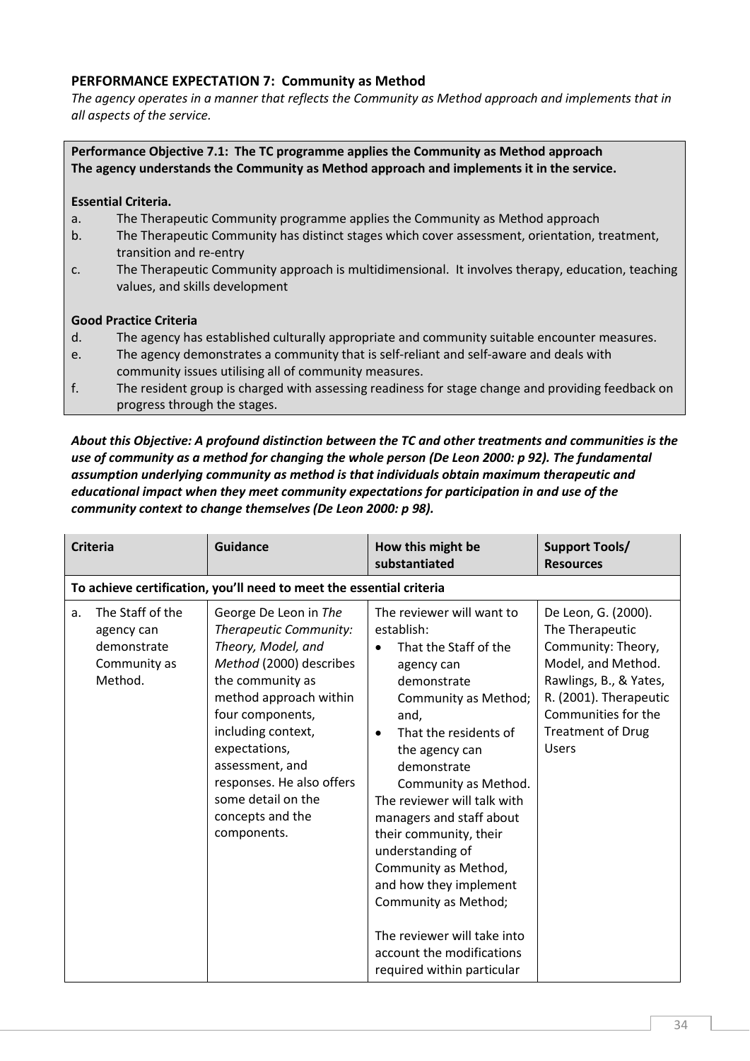### PERFORMANCE EXPECTATION 7: Community as Method

*The agency operates in a manner that reflects the Community as Method approach and implements that in all aspects of the service.*

**Performance Objective 7.1: The TC programme applies the Community as Method approach**
**The agency understands the Community as Method approach and implements it in the service.**

**Essential Criteria.**

a. The Therapeutic Community programme applies the Community as Method approach
b. The Therapeutic Community has distinct stages which cover assessment, orientation, treatment, transition and re-entry
c. The Therapeutic Community approach is multidimensional. It involves therapy, education, teaching values, and skills development

**Good Practice Criteria**

d. The agency has established culturally appropriate and community suitable encounter measures.
e. The agency demonstrates a community that is self-reliant and self-aware and deals with community issues utilising all of community measures.
f. The resident group is charged with assessing readiness for stage change and providing feedback on progress through the stages.

***About this Objective: A profound distinction between the TC and other treatments and communities is the use of community as a method for changing the whole person (De Leon 2000: p 92). The fundamental assumption underlying community as method is that individuals obtain maximum therapeutic and educational impact when they meet community expectations for participation in and use of the community context to change themselves (De Leon 2000: p 98).***

| Criteria | Guidance | How this might be substantiated | Support Tools/ Resources |
|---|---|---|---|
| **To achieve certification, you'll need to meet the essential criteria** | | | |
| a. The Staff of the agency can demonstrate Community as Method. | George De Leon in *The Therapeutic Community: Theory, Model, and Method* (2000) describes the community as method approach within four components, including context, expectations, assessment, and responses. He also offers some detail on the concepts and the components. | The reviewer will want to establish:<br>• That the Staff of the agency can demonstrate Community as Method; and,<br>• That the residents of the agency can demonstrate Community as Method.<br>The reviewer will talk with managers and staff about their community, their understanding of Community as Method, and how they implement Community as Method;<br><br>The reviewer will take into account the modifications required within particular | De Leon, G. (2000). The Therapeutic Community: Theory, Model, and Method.<br>Rawlings, B., & Yates, R. (2001). Therapeutic Communities for the Treatment of Drug Users |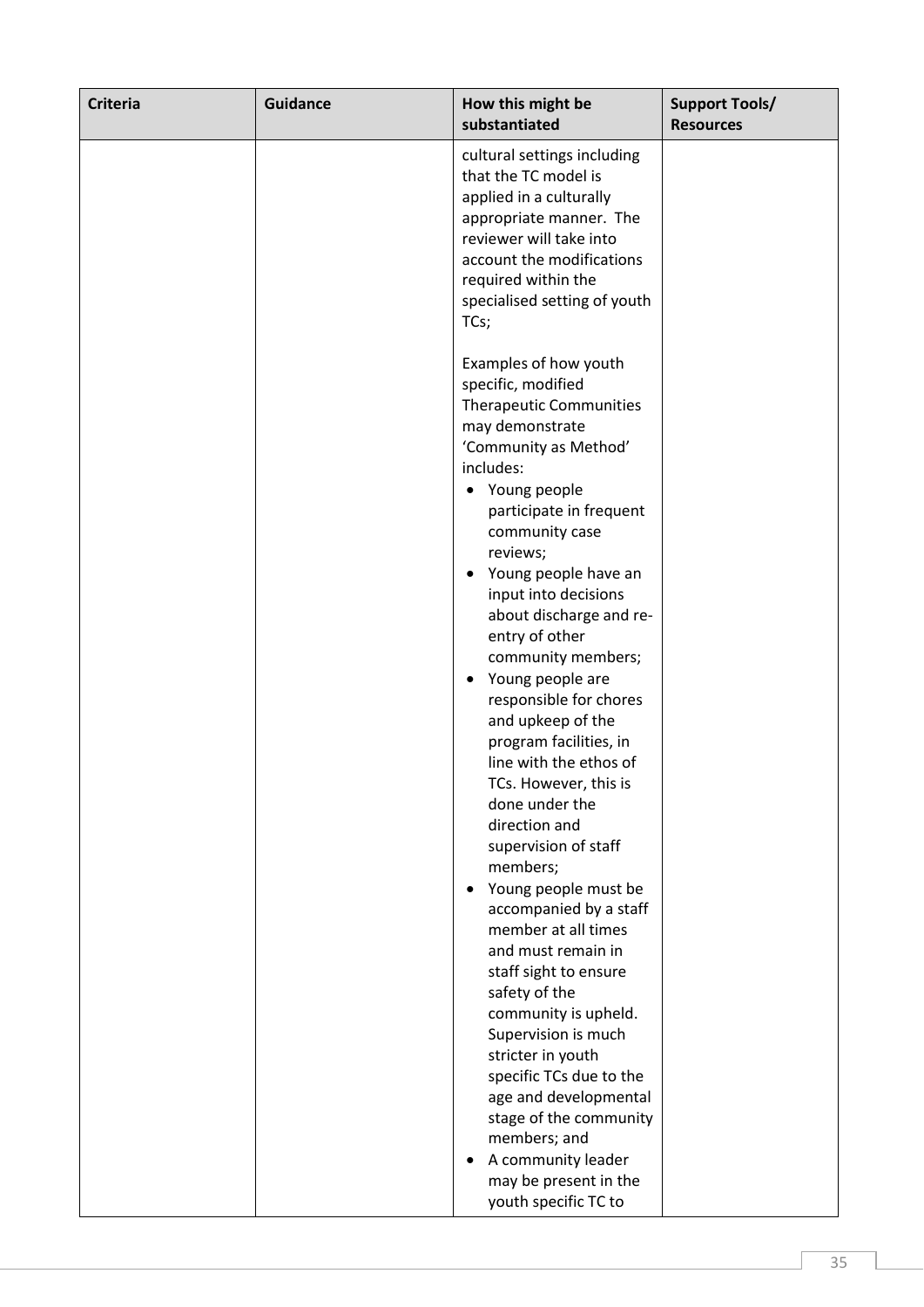| Criteria | Guidance | How this might be substantiated | Support Tools/ Resources |
|---|---|---|---|
| | | cultural settings including that the TC model is applied in a culturally appropriate manner. The reviewer will take into account the modifications required within the specialised setting of youth TCs;<br><br>Examples of how youth specific, modified Therapeutic Communities may demonstrate 'Community as Method' includes:<br>• Young people participate in frequent community case reviews;<br>• Young people have an input into decisions about discharge and re-entry of other community members;<br>• Young people are responsible for chores and upkeep of the program facilities, in line with the ethos of TCs. However, this is done under the direction and supervision of staff members;<br>• Young people must be accompanied by a staff member at all times and must remain in staff sight to ensure safety of the community is upheld. Supervision is much stricter in youth specific TCs due to the age and developmental stage of the community members; and<br>• A community leader may be present in the youth specific TC to | |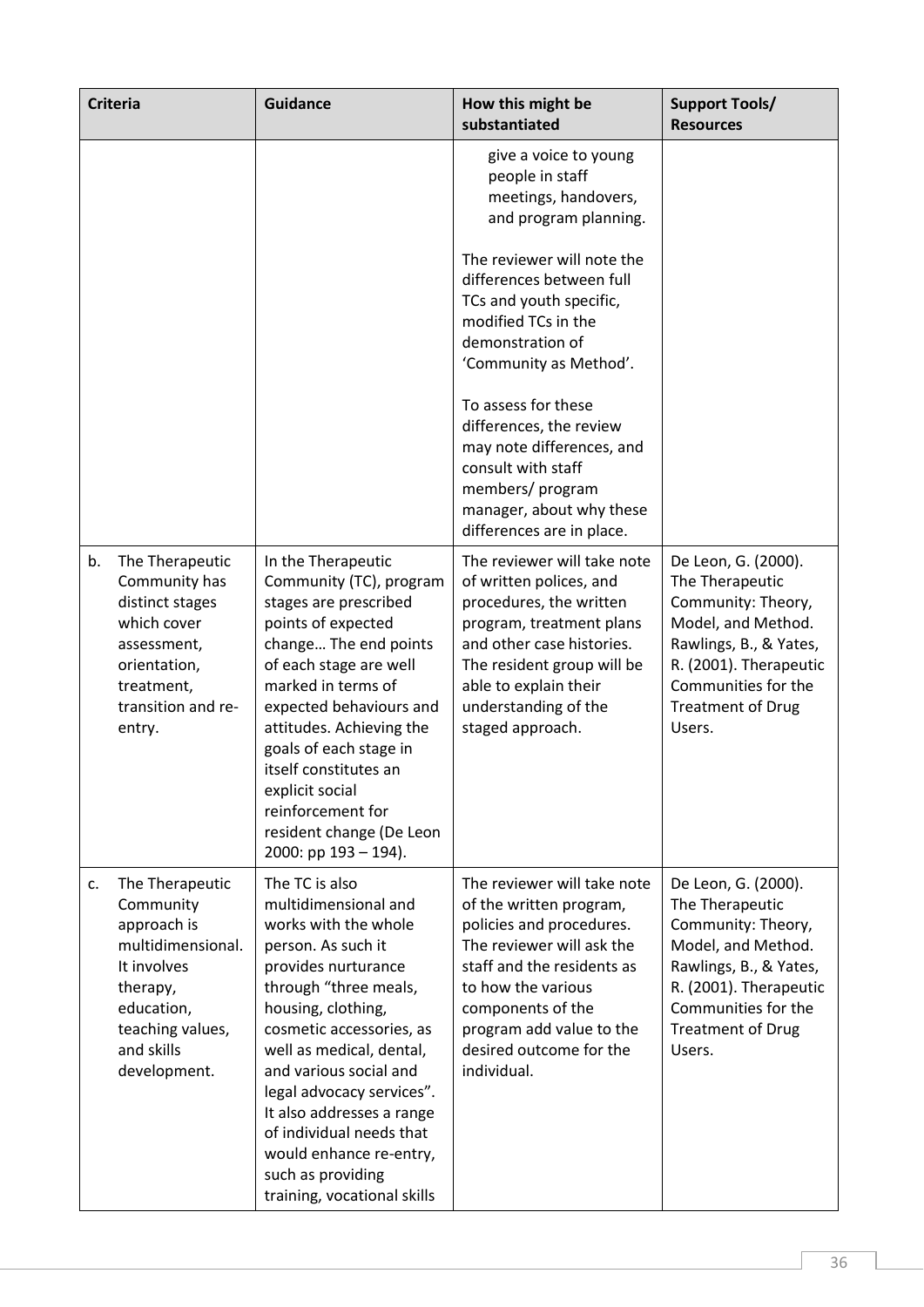| Criteria | Guidance | How this might be substantiated | Support Tools/ Resources |
|---|---|---|---|
| | | give a voice to young people in staff meetings, handovers, and program planning.<br><br>The reviewer will note the differences between full TCs and youth specific, modified TCs in the demonstration of 'Community as Method'.<br><br>To assess for these differences, the review may note differences, and consult with staff members/ program manager, about why these differences are in place. | |
| b. The Therapeutic Community has distinct stages which cover assessment, orientation, treatment, transition and re-entry. | In the Therapeutic Community (TC), program stages are prescribed points of expected change… The end points of each stage are well marked in terms of expected behaviours and attitudes. Achieving the goals of each stage in itself constitutes an explicit social reinforcement for resident change (De Leon 2000: pp 193 – 194). | The reviewer will take note of written polices, and procedures, the written program, treatment plans and other case histories. The resident group will be able to explain their understanding of the staged approach. | De Leon, G. (2000). The Therapeutic Community: Theory, Model, and Method. Rawlings, B., & Yates, R. (2001). Therapeutic Communities for the Treatment of Drug Users. |
| c. The Therapeutic Community approach is multidimensional. It involves therapy, education, teaching values, and skills development. | The TC is also multidimensional and works with the whole person. As such it provides nurturance through "three meals, housing, clothing, cosmetic accessories, as well as medical, dental, and various social and legal advocacy services". It also addresses a range of individual needs that would enhance re-entry, such as providing training, vocational skills | The reviewer will take note of the written program, policies and procedures. The reviewer will ask the staff and the residents as to how the various components of the program add value to the desired outcome for the individual. | De Leon, G. (2000). The Therapeutic Community: Theory, Model, and Method. Rawlings, B., & Yates, R. (2001). Therapeutic Communities for the Treatment of Drug Users. |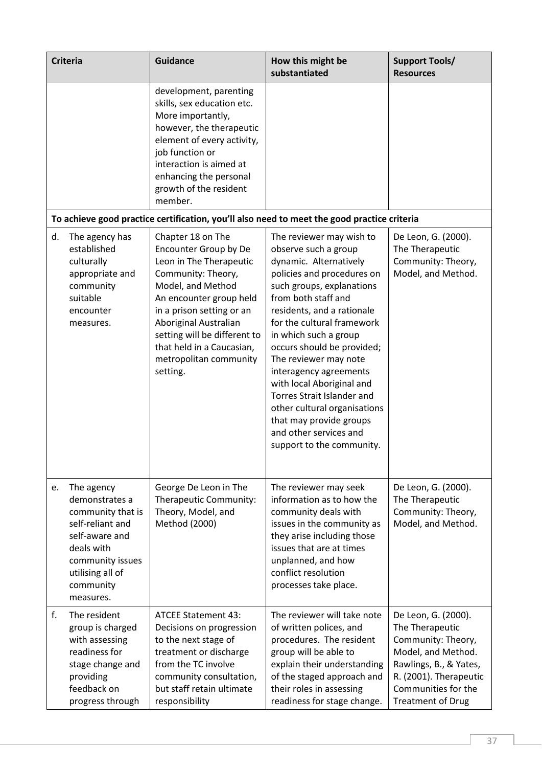| Criteria | Guidance | How this might be substantiated | Support Tools/ Resources |
| --- | --- | --- | --- |
| | development, parenting skills, sex education etc. More importantly, however, the therapeutic element of every activity, job function or interaction is aimed at enhancing the personal growth of the resident member. | | |
| **To achieve good practice certification, you'll also need to meet the good practice criteria** | | | |
| d. The agency has established culturally appropriate and community suitable encounter measures. | Chapter 18 on The Encounter Group by De Leon in The Therapeutic Community: Theory, Model, and Method<br>An encounter group held in a prison setting or an Aboriginal Australian setting will be different to that held in a Caucasian, metropolitan community setting. | The reviewer may wish to observe such a group dynamic. Alternatively policies and procedures on such groups, explanations from both staff and residents, and a rationale for the cultural framework in which such a group occurs should be provided; The reviewer may note interagency agreements with local Aboriginal and Torres Strait Islander and other cultural organisations that may provide groups and other services and support to the community. | De Leon, G. (2000). The Therapeutic Community: Theory, Model, and Method. |
| e. The agency demonstrates a community that is self-reliant and self-aware and deals with community issues utilising all of community measures. | George De Leon in The Therapeutic Community: Theory, Model, and Method (2000) | The reviewer may seek information as to how the community deals with issues in the community as they arise including those issues that are at times unplanned, and how conflict resolution processes take place. | De Leon, G. (2000). The Therapeutic Community: Theory, Model, and Method. |
| f. The resident group is charged with assessing readiness for stage change and providing feedback on progress through | ATCEE Statement 43: Decisions on progression to the next stage of treatment or discharge from the TC involve community consultation, but staff retain ultimate responsibility | The reviewer will take note of written polices, and procedures. The resident group will be able to explain their understanding of the staged approach and their roles in assessing readiness for stage change. | De Leon, G. (2000). The Therapeutic Community: Theory, Model, and Method.<br>Rawlings, B., & Yates, R. (2001). Therapeutic Communities for the Treatment of Drug |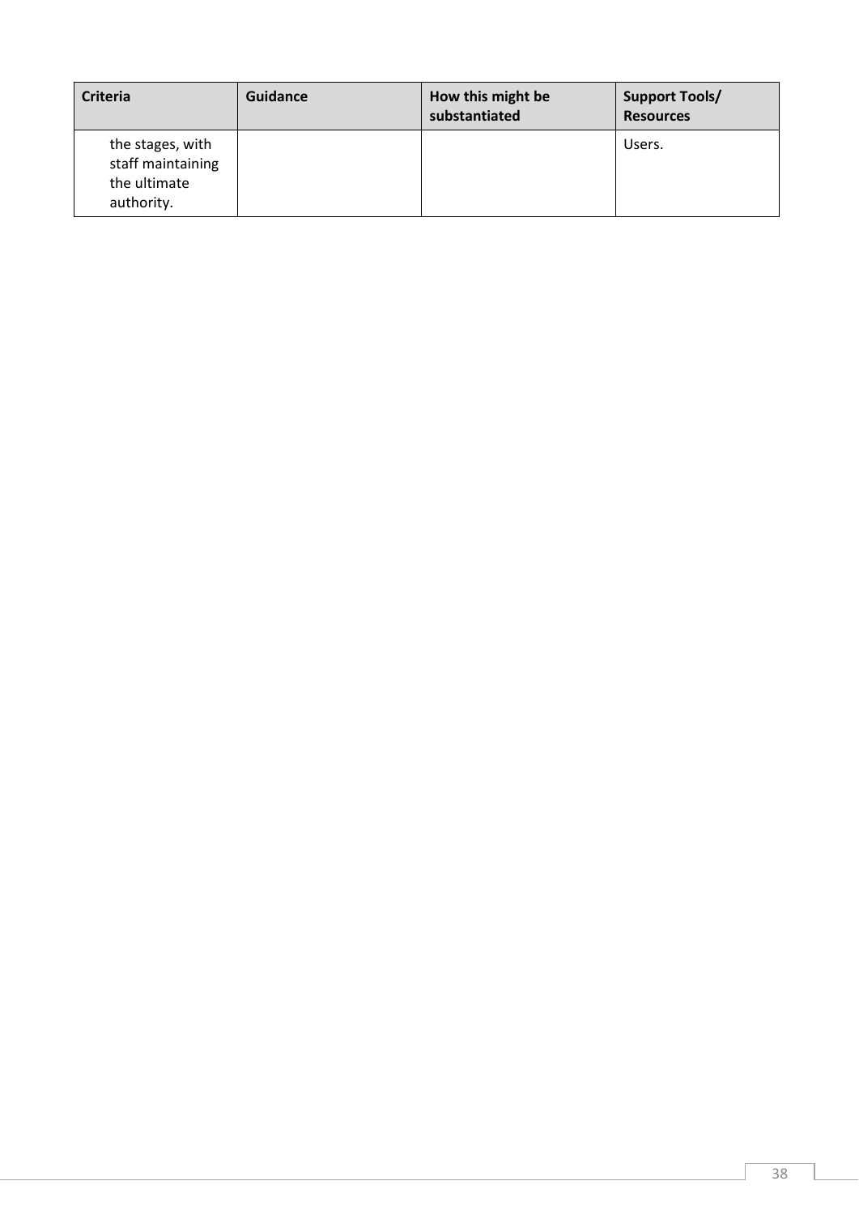| Criteria | Guidance | How this might be substantiated | Support Tools/ Resources |
| --- | --- | --- | --- |
| the stages, with staff maintaining the ultimate authority. | | | Users. |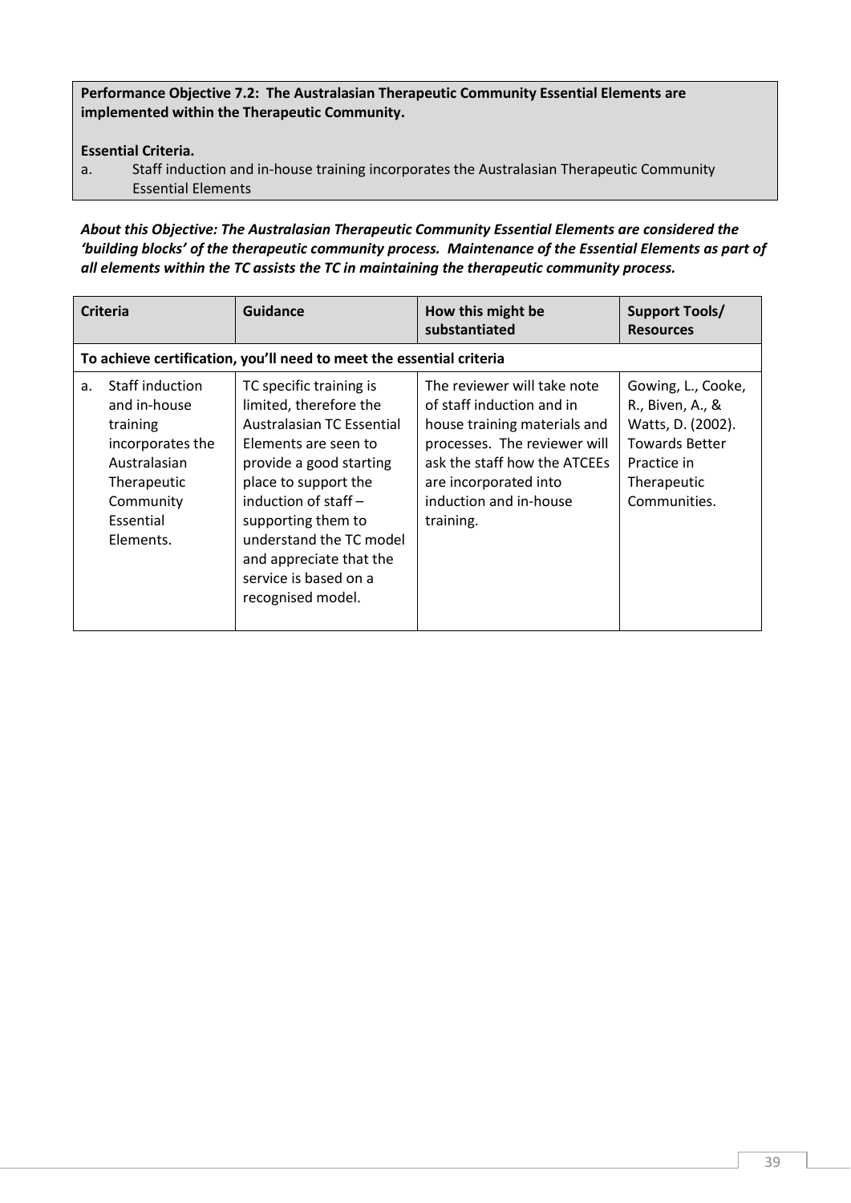**Performance Objective 7.2: The Australasian Therapeutic Community Essential Elements are implemented within the Therapeutic Community.**

**Essential Criteria.**

a. Staff induction and in-house training incorporates the Australasian Therapeutic Community Essential Elements

***About this Objective: The Australasian Therapeutic Community Essential Elements are considered the 'building blocks' of the therapeutic community process. Maintenance of the Essential Elements as part of all elements within the TC assists the TC in maintaining the therapeutic community process.***

| Criteria | Guidance | How this might be substantiated | Support Tools/ Resources |
|---|---|---|---|
| **To achieve certification, you'll need to meet the essential criteria** | | | |
| a. Staff induction and in-house training incorporates the Australasian Therapeutic Community Essential Elements. | TC specific training is limited, therefore the Australasian TC Essential Elements are seen to provide a good starting place to support the induction of staff – supporting them to understand the TC model and appreciate that the service is based on a recognised model. | The reviewer will take note of staff induction and in house training materials and processes. The reviewer will ask the staff how the ATCEEs are incorporated into induction and in-house training. | Gowing, L., Cooke, R., Biven, A., & Watts, D. (2002). Towards Better Practice in Therapeutic Communities. |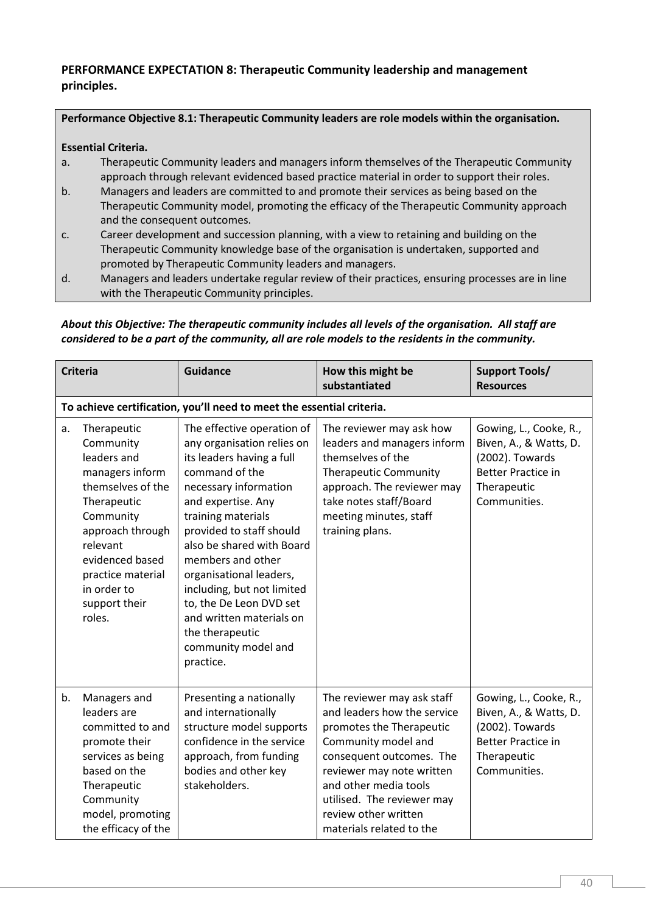**PERFORMANCE EXPECTATION 8: Therapeutic Community leadership and management principles.**

**Performance Objective 8.1: Therapeutic Community leaders are role models within the organisation.**

**Essential Criteria.**

a. Therapeutic Community leaders and managers inform themselves of the Therapeutic Community approach through relevant evidenced based practice material in order to support their roles.

b. Managers and leaders are committed to and promote their services as being based on the Therapeutic Community model, promoting the efficacy of the Therapeutic Community approach and the consequent outcomes.

c. Career development and succession planning, with a view to retaining and building on the Therapeutic Community knowledge base of the organisation is undertaken, supported and promoted by Therapeutic Community leaders and managers.

d. Managers and leaders undertake regular review of their practices, ensuring processes are in line with the Therapeutic Community principles.

***About this Objective: The therapeutic community includes all levels of the organisation. All staff are considered to be a part of the community, all are role models to the residents in the community.***

| Criteria | Guidance | How this might be substantiated | Support Tools/ Resources |
|---|---|---|---|
| **To achieve certification, you'll need to meet the essential criteria.** | | | |
| a. Therapeutic Community leaders and managers inform themselves of the Therapeutic Community approach through relevant evidenced based practice material in order to support their roles. | The effective operation of any organisation relies on its leaders having a full command of the necessary information and expertise. Any training materials provided to staff should also be shared with Board members and other organisational leaders, including, but not limited to, the De Leon DVD set and written materials on the therapeutic community model and practice. | The reviewer may ask how leaders and managers inform themselves of the Therapeutic Community approach. The reviewer may take notes staff/Board meeting minutes, staff training plans. | Gowing, L., Cooke, R., Biven, A., & Watts, D. (2002). Towards Better Practice in Therapeutic Communities. |
| b. Managers and leaders are committed to and promote their services as being based on the Therapeutic Community model, promoting the efficacy of the | Presenting a nationally and internationally structure model supports confidence in the service approach, from funding bodies and other key stakeholders. | The reviewer may ask staff and leaders how the service promotes the Therapeutic Community model and consequent outcomes. The reviewer may note written and other media tools utilised. The reviewer may review other written materials related to the | Gowing, L., Cooke, R., Biven, A., & Watts, D. (2002). Towards Better Practice in Therapeutic Communities. |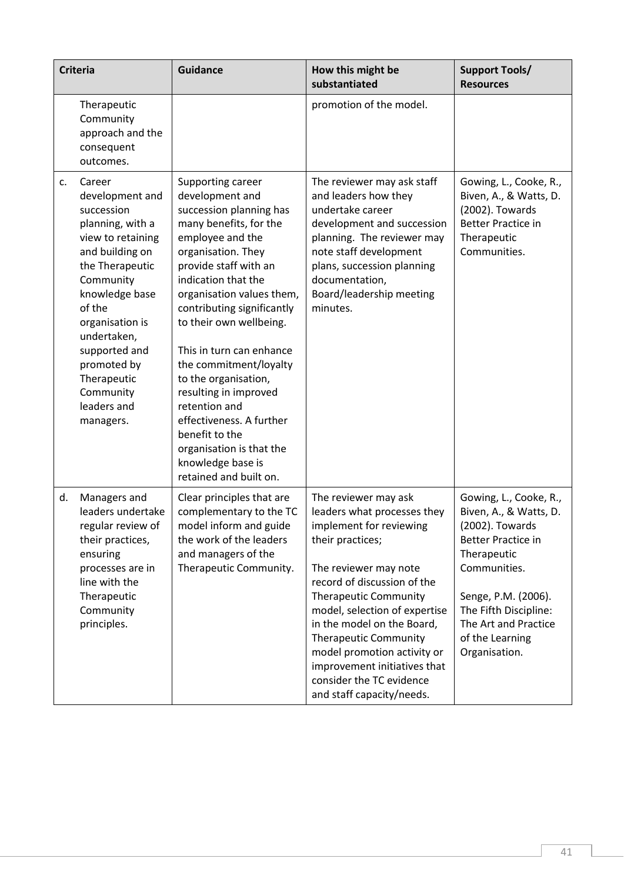| Criteria | Guidance | How this might be substantiated | Support Tools/ Resources |
|---|---|---|---|
| Therapeutic Community approach and the consequent outcomes. | | promotion of the model. | |
| c. Career development and succession planning, with a view to retaining and building on the Therapeutic Community knowledge base of the organisation is undertaken, supported and promoted by Therapeutic Community leaders and managers. | Supporting career development and succession planning has many benefits, for the employee and the organisation. They provide staff with an indication that the organisation values them, contributing significantly to their own wellbeing.<br><br>This in turn can enhance the commitment/loyalty to the organisation, resulting in improved retention and effectiveness. A further benefit to the organisation is that the knowledge base is retained and built on. | The reviewer may ask staff and leaders how they undertake career development and succession planning. The reviewer may note staff development plans, succession planning documentation, Board/leadership meeting minutes. | Gowing, L., Cooke, R., Biven, A., & Watts, D. (2002). Towards Better Practice in Therapeutic Communities. |
| d. Managers and leaders undertake regular review of their practices, ensuring processes are in line with the Therapeutic Community principles. | Clear principles that are complementary to the TC model inform and guide the work of the leaders and managers of the Therapeutic Community. | The reviewer may ask leaders what processes they implement for reviewing their practices;<br><br>The reviewer may note record of discussion of the Therapeutic Community model, selection of expertise in the model on the Board, Therapeutic Community model promotion activity or improvement initiatives that consider the TC evidence and staff capacity/needs. | Gowing, L., Cooke, R., Biven, A., & Watts, D. (2002). Towards Better Practice in Therapeutic Communities.<br><br>Senge, P.M. (2006). The Fifth Discipline: The Art and Practice of the Learning Organisation. |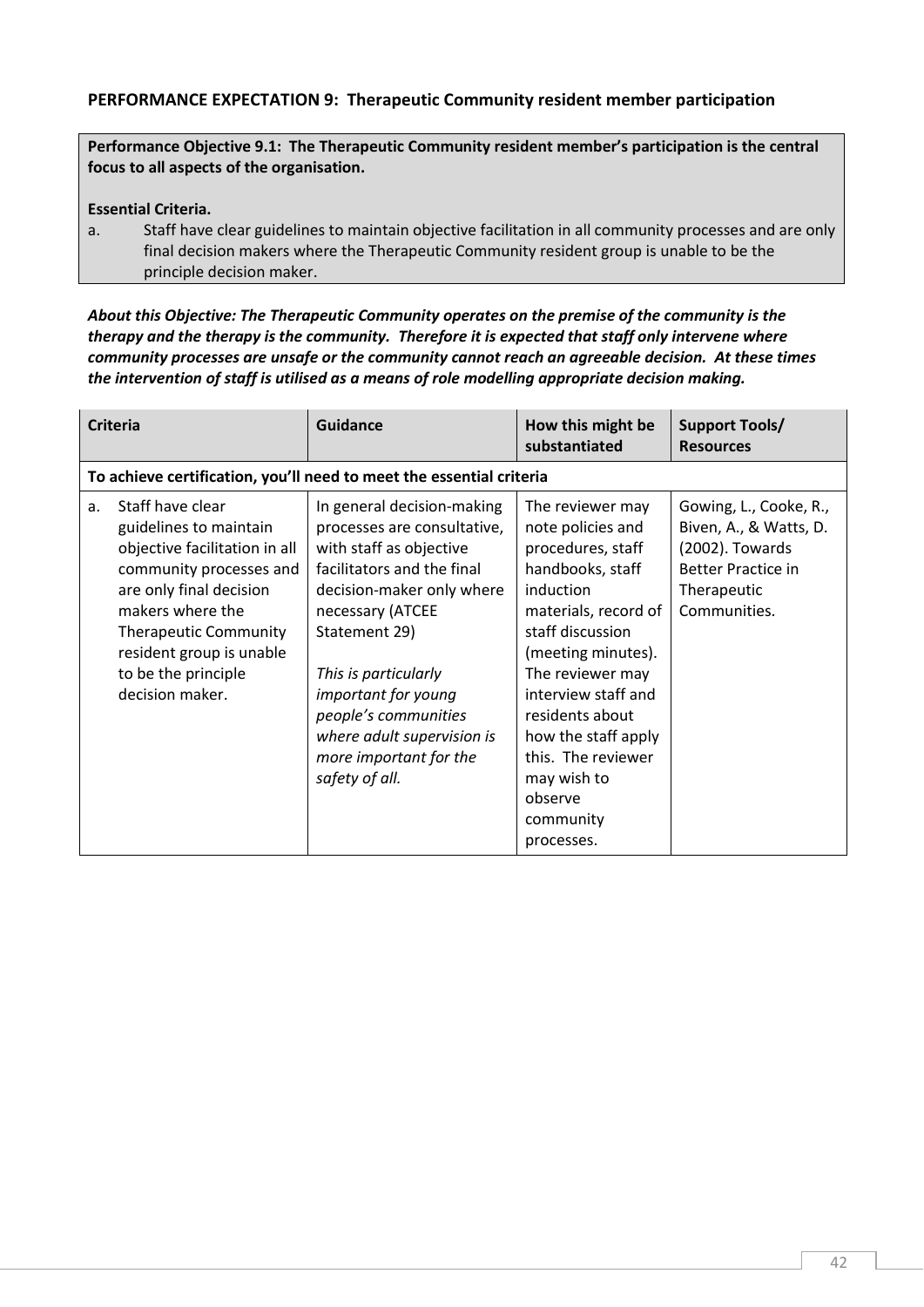**PERFORMANCE EXPECTATION 9: Therapeutic Community resident member participation**

**Performance Objective 9.1: The Therapeutic Community resident member's participation is the central focus to all aspects of the organisation.**

**Essential Criteria.**

a. Staff have clear guidelines to maintain objective facilitation in all community processes and are only final decision makers where the Therapeutic Community resident group is unable to be the principle decision maker.

***About this Objective: The Therapeutic Community operates on the premise of the community is the therapy and the therapy is the community. Therefore it is expected that staff only intervene where community processes are unsafe or the community cannot reach an agreeable decision. At these times the intervention of staff is utilised as a means of role modelling appropriate decision making.***

| Criteria | Guidance | How this might be substantiated | Support Tools/ Resources |
|---|---|---|---|
| **To achieve certification, you'll need to meet the essential criteria** | | | |
| a. Staff have clear guidelines to maintain objective facilitation in all community processes and are only final decision makers where the Therapeutic Community resident group is unable to be the principle decision maker. | In general decision-making processes are consultative, with staff as objective facilitators and the final decision-maker only where necessary (ATCEE Statement 29)<br><br>*This is particularly important for young people's communities where adult supervision is more important for the safety of all.* | The reviewer may note policies and procedures, staff handbooks, staff induction materials, record of staff discussion (meeting minutes). The reviewer may interview staff and residents about how the staff apply this. The reviewer may wish to observe community processes. | Gowing, L., Cooke, R., Biven, A., & Watts, D. (2002). Towards Better Practice in Therapeutic Communities. |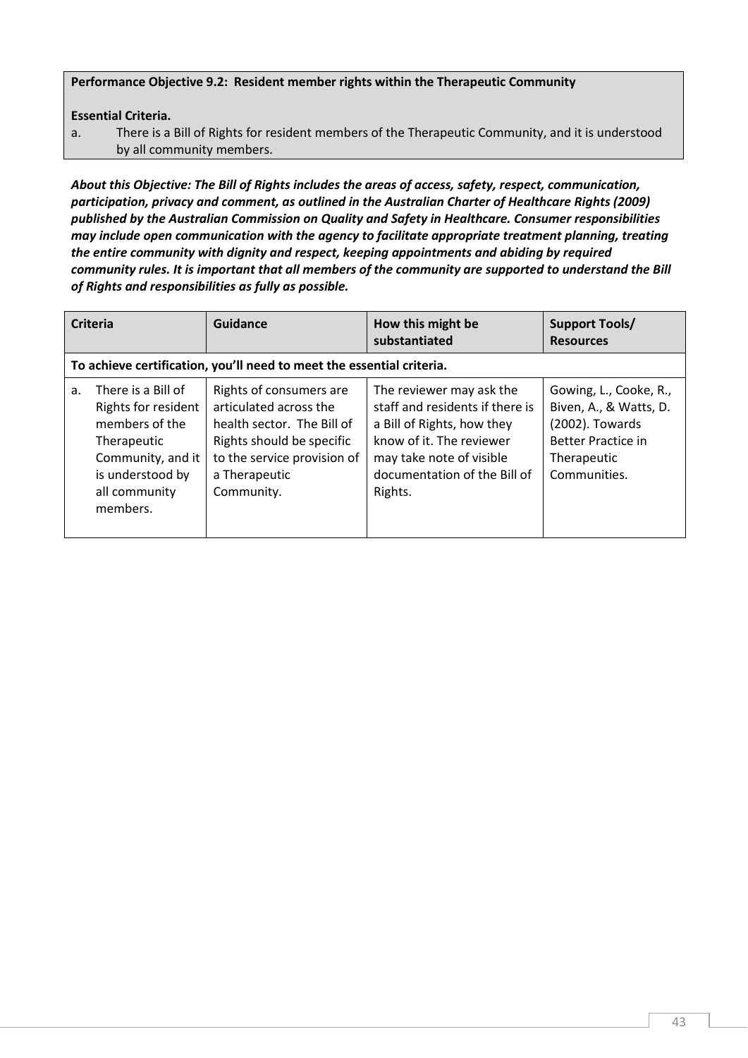**Performance Objective 9.2: Resident member rights within the Therapeutic Community**

**Essential Criteria.**

a. There is a Bill of Rights for resident members of the Therapeutic Community, and it is understood by all community members.

***About this Objective: The Bill of Rights includes the areas of access, safety, respect, communication, participation, privacy and comment, as outlined in the Australian Charter of Healthcare Rights (2009) published by the Australian Commission on Quality and Safety in Healthcare. Consumer responsibilities may include open communication with the agency to facilitate appropriate treatment planning, treating the entire community with dignity and respect, keeping appointments and abiding by required community rules. It is important that all members of the community are supported to understand the Bill of Rights and responsibilities as fully as possible.***

| Criteria | Guidance | How this might be substantiated | Support Tools/ Resources |
|---|---|---|---|
| **To achieve certification, you'll need to meet the essential criteria.** | | | |
| a. There is a Bill of Rights for resident members of the Therapeutic Community, and it is understood by all community members. | Rights of consumers are articulated across the health sector. The Bill of Rights should be specific to the service provision of a Therapeutic Community. | The reviewer may ask the staff and residents if there is a Bill of Rights, how they know of it. The reviewer may take note of visible documentation of the Bill of Rights. | Gowing, L., Cooke, R., Biven, A., & Watts, D. (2002). Towards Better Practice in Therapeutic Communities. |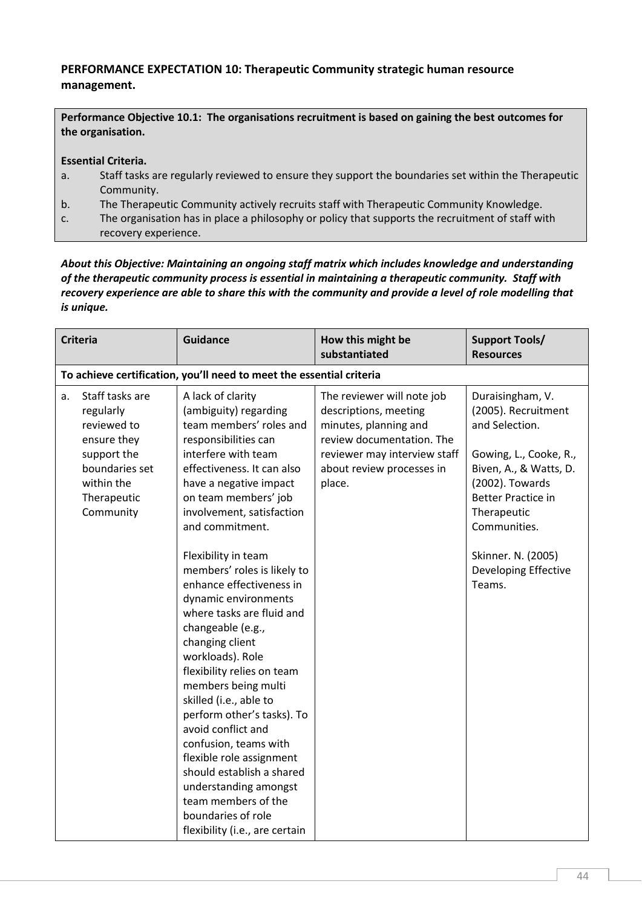**PERFORMANCE EXPECTATION 10: Therapeutic Community strategic human resource management.**

**Performance Objective 10.1: The organisations recruitment is based on gaining the best outcomes for the organisation.**

**Essential Criteria.**

a. Staff tasks are regularly reviewed to ensure they support the boundaries set within the Therapeutic Community.
b. The Therapeutic Community actively recruits staff with Therapeutic Community Knowledge.
c. The organisation has in place a philosophy or policy that supports the recruitment of staff with recovery experience.

***About this Objective: Maintaining an ongoing staff matrix which includes knowledge and understanding of the therapeutic community process is essential in maintaining a therapeutic community. Staff with recovery experience are able to share this with the community and provide a level of role modelling that is unique.***

| Criteria | Guidance | How this might be substantiated | Support Tools/ Resources |
|---|---|---|---|
| **To achieve certification, you'll need to meet the essential criteria** | | | |
| a. Staff tasks are regularly reviewed to ensure they support the boundaries set within the Therapeutic Community | A lack of clarity (ambiguity) regarding team members' roles and responsibilities can interfere with team effectiveness. It can also have a negative impact on team members' job involvement, satisfaction and commitment.<br><br>Flexibility in team members' roles is likely to enhance effectiveness in dynamic environments where tasks are fluid and changeable (e.g., changing client workloads). Role flexibility relies on team members being multi skilled (i.e., able to perform other's tasks). To avoid conflict and confusion, teams with flexible role assignment should establish a shared understanding amongst team members of the boundaries of role flexibility (i.e., are certain | The reviewer will note job descriptions, meeting minutes, planning and review documentation. The reviewer may interview staff about review processes in place. | Duraisingham, V. (2005). Recruitment and Selection.<br><br>Gowing, L., Cooke, R., Biven, A., & Watts, D. (2002). Towards Better Practice in Therapeutic Communities.<br><br>Skinner. N. (2005) Developing Effective Teams. |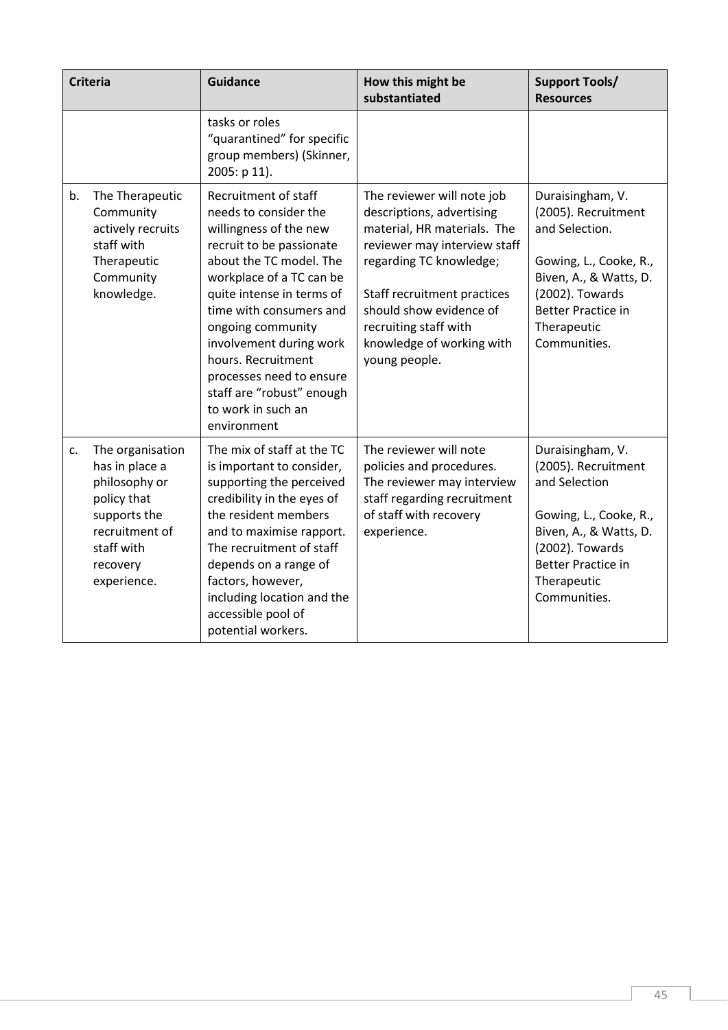| Criteria | Guidance | How this might be substantiated | Support Tools/ Resources |
|---|---|---|---|
| | tasks or roles "quarantined" for specific group members) (Skinner, 2005: p 11). | | |
| b. The Therapeutic Community actively recruits staff with Therapeutic Community knowledge. | Recruitment of staff needs to consider the willingness of the new recruit to be passionate about the TC model. The workplace of a TC can be quite intense in terms of time with consumers and ongoing community involvement during work hours. Recruitment processes need to ensure staff are "robust" enough to work in such an environment | The reviewer will note job descriptions, advertising material, HR materials. The reviewer may interview staff regarding TC knowledge;<br><br>Staff recruitment practices should show evidence of recruiting staff with knowledge of working with young people. | Duraisingham, V. (2005). Recruitment and Selection.<br><br>Gowing, L., Cooke, R., Biven, A., & Watts, D. (2002). Towards Better Practice in Therapeutic Communities. |
| c. The organisation has in place a philosophy or policy that supports the recruitment of staff with recovery experience. | The mix of staff at the TC is important to consider, supporting the perceived credibility in the eyes of the resident members and to maximise rapport. The recruitment of staff depends on a range of factors, however, including location and the accessible pool of potential workers. | The reviewer will note policies and procedures. The reviewer may interview staff regarding recruitment of staff with recovery experience. | Duraisingham, V. (2005). Recruitment and Selection<br><br>Gowing, L., Cooke, R., Biven, A., & Watts, D. (2002). Towards Better Practice in Therapeutic Communities. |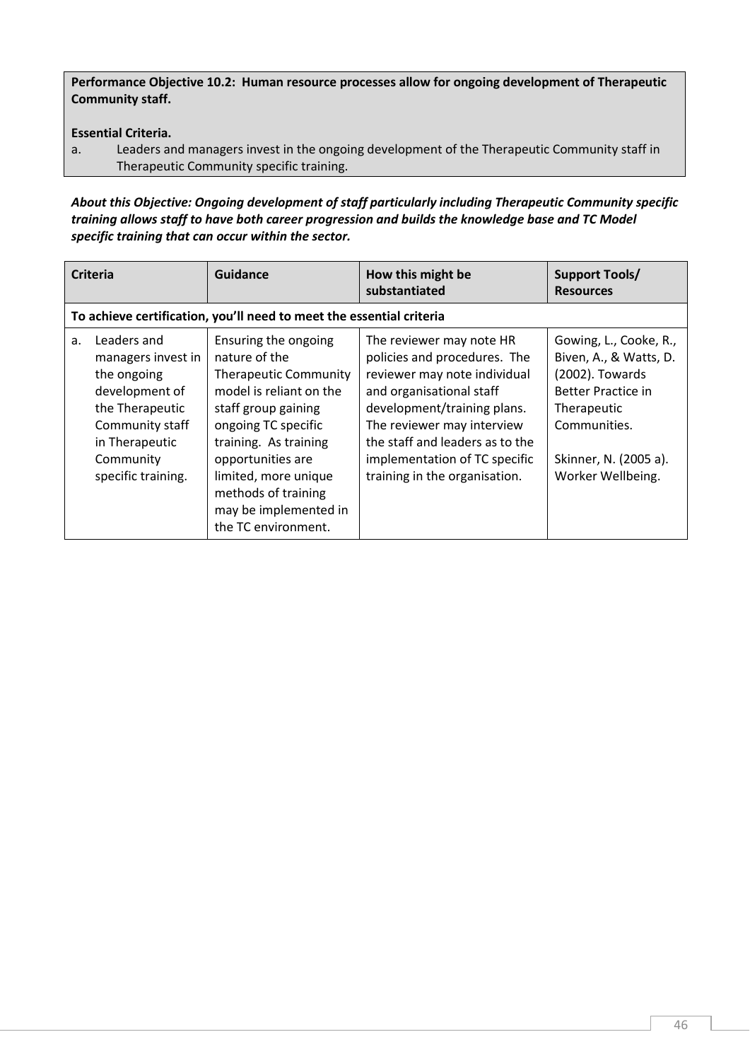**Performance Objective 10.2: Human resource processes allow for ongoing development of Therapeutic Community staff.**

**Essential Criteria.**

a. Leaders and managers invest in the ongoing development of the Therapeutic Community staff in Therapeutic Community specific training.

***About this Objective: Ongoing development of staff particularly including Therapeutic Community specific training allows staff to have both career progression and builds the knowledge base and TC Model specific training that can occur within the sector.***

| Criteria | Guidance | How this might be substantiated | Support Tools/ Resources |
|---|---|---|---|
| **To achieve certification, you'll need to meet the essential criteria** | | | |
| a. Leaders and managers invest in the ongoing development of the Therapeutic Community staff in Therapeutic Community specific training. | Ensuring the ongoing nature of the Therapeutic Community model is reliant on the staff group gaining ongoing TC specific training. As training opportunities are limited, more unique methods of training may be implemented in the TC environment. | The reviewer may note HR policies and procedures. The reviewer may note individual and organisational staff development/training plans. The reviewer may interview the staff and leaders as to the implementation of TC specific training in the organisation. | Gowing, L., Cooke, R., Biven, A., & Watts, D. (2002). Towards Better Practice in Therapeutic Communities.<br><br>Skinner, N. (2005 a). Worker Wellbeing. |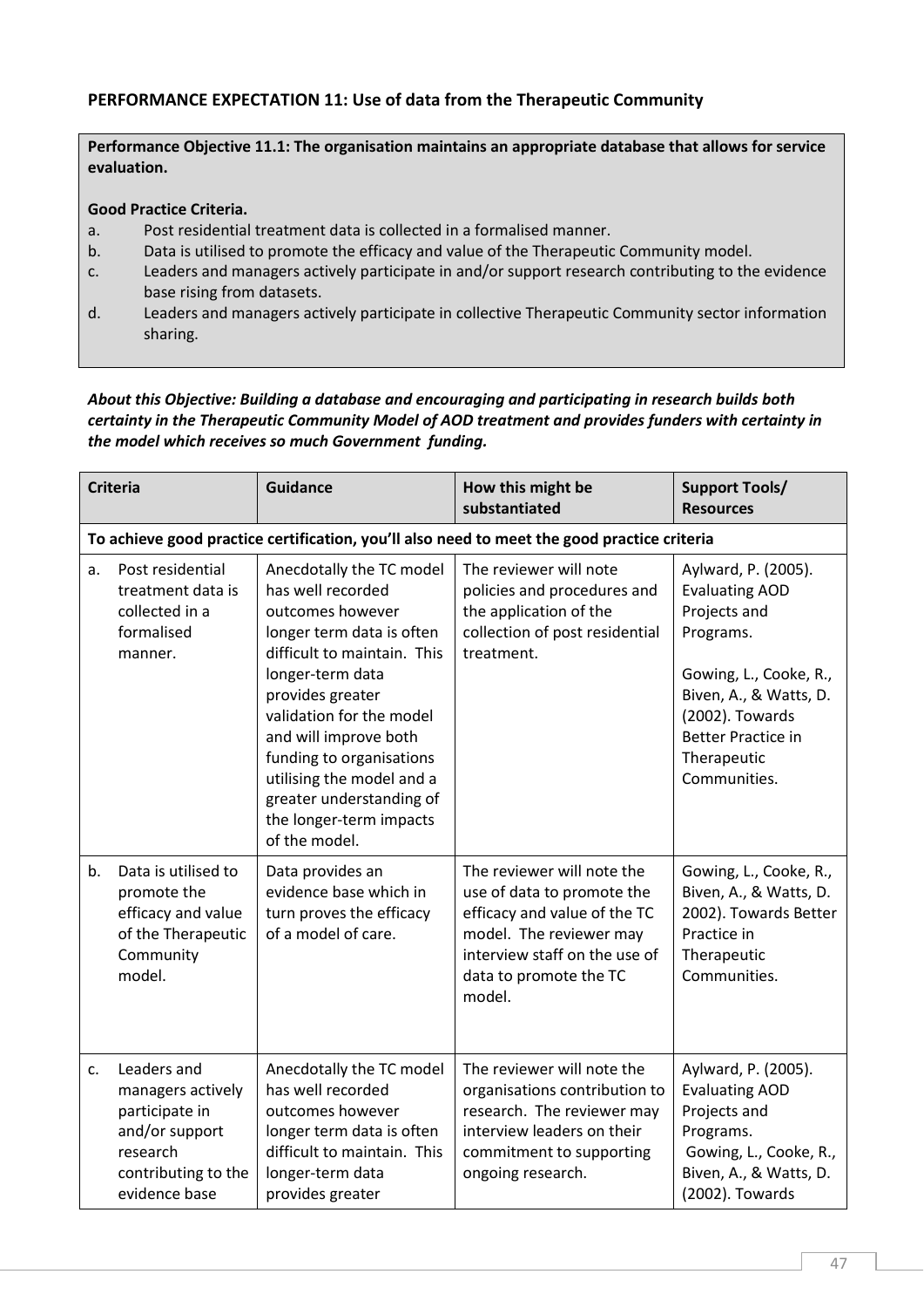## PERFORMANCE EXPECTATION 11: Use of data from the Therapeutic Community

**Performance Objective 11.1: The organisation maintains an appropriate database that allows for service evaluation.**

**Good Practice Criteria.**

a. Post residential treatment data is collected in a formalised manner.
b. Data is utilised to promote the efficacy and value of the Therapeutic Community model.
c. Leaders and managers actively participate in and/or support research contributing to the evidence base rising from datasets.
d. Leaders and managers actively participate in collective Therapeutic Community sector information sharing.

***About this Objective: Building a database and encouraging and participating in research builds both certainty in the Therapeutic Community Model of AOD treatment and provides funders with certainty in the model which receives so much Government funding.***

| Criteria | Guidance | How this might be substantiated | Support Tools/ Resources |
|---|---|---|---|
| **To achieve good practice certification, you'll also need to meet the good practice criteria** | | | |
| a. Post residential treatment data is collected in a formalised manner. | Anecdotally the TC model has well recorded outcomes however longer term data is often difficult to maintain. This longer-term data provides greater validation for the model and will improve both funding to organisations utilising the model and a greater understanding of the longer-term impacts of the model. | The reviewer will note policies and procedures and the application of the collection of post residential treatment. | Aylward, P. (2005). Evaluating AOD Projects and Programs.<br><br>Gowing, L., Cooke, R., Biven, A., & Watts, D. (2002). Towards Better Practice in Therapeutic Communities. |
| b. Data is utilised to promote the efficacy and value of the Therapeutic Community model. | Data provides an evidence base which in turn proves the efficacy of a model of care. | The reviewer will note the use of data to promote the efficacy and value of the TC model. The reviewer may interview staff on the use of data to promote the TC model. | Gowing, L., Cooke, R., Biven, A., & Watts, D. 2002). Towards Better Practice in Therapeutic Communities. |
| c. Leaders and managers actively participate in and/or support research contributing to the evidence base | Anecdotally the TC model has well recorded outcomes however longer term data is often difficult to maintain. This longer-term data provides greater | The reviewer will note the organisations contribution to research. The reviewer may interview leaders on their commitment to supporting ongoing research. | Aylward, P. (2005). Evaluating AOD Projects and Programs.<br>Gowing, L., Cooke, R., Biven, A., & Watts, D. (2002). Towards |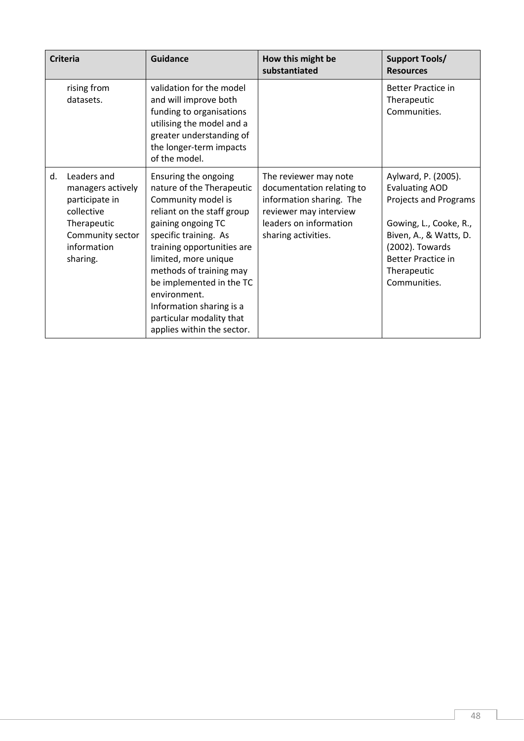| Criteria | Guidance | How this might be substantiated | Support Tools/ Resources |
|---|---|---|---|
| rising from datasets. | validation for the model and will improve both funding to organisations utilising the model and a greater understanding of the longer-term impacts of the model. | | Better Practice in Therapeutic Communities. |
| d. Leaders and managers actively participate in collective Therapeutic Community sector information sharing. | Ensuring the ongoing nature of the Therapeutic Community model is reliant on the staff group gaining ongoing TC specific training. As training opportunities are limited, more unique methods of training may be implemented in the TC environment. Information sharing is a particular modality that applies within the sector. | The reviewer may note documentation relating to information sharing. The reviewer may interview leaders on information sharing activities. | Aylward, P. (2005). Evaluating AOD Projects and Programs<br><br>Gowing, L., Cooke, R., Biven, A., & Watts, D. (2002). Towards Better Practice in Therapeutic Communities. |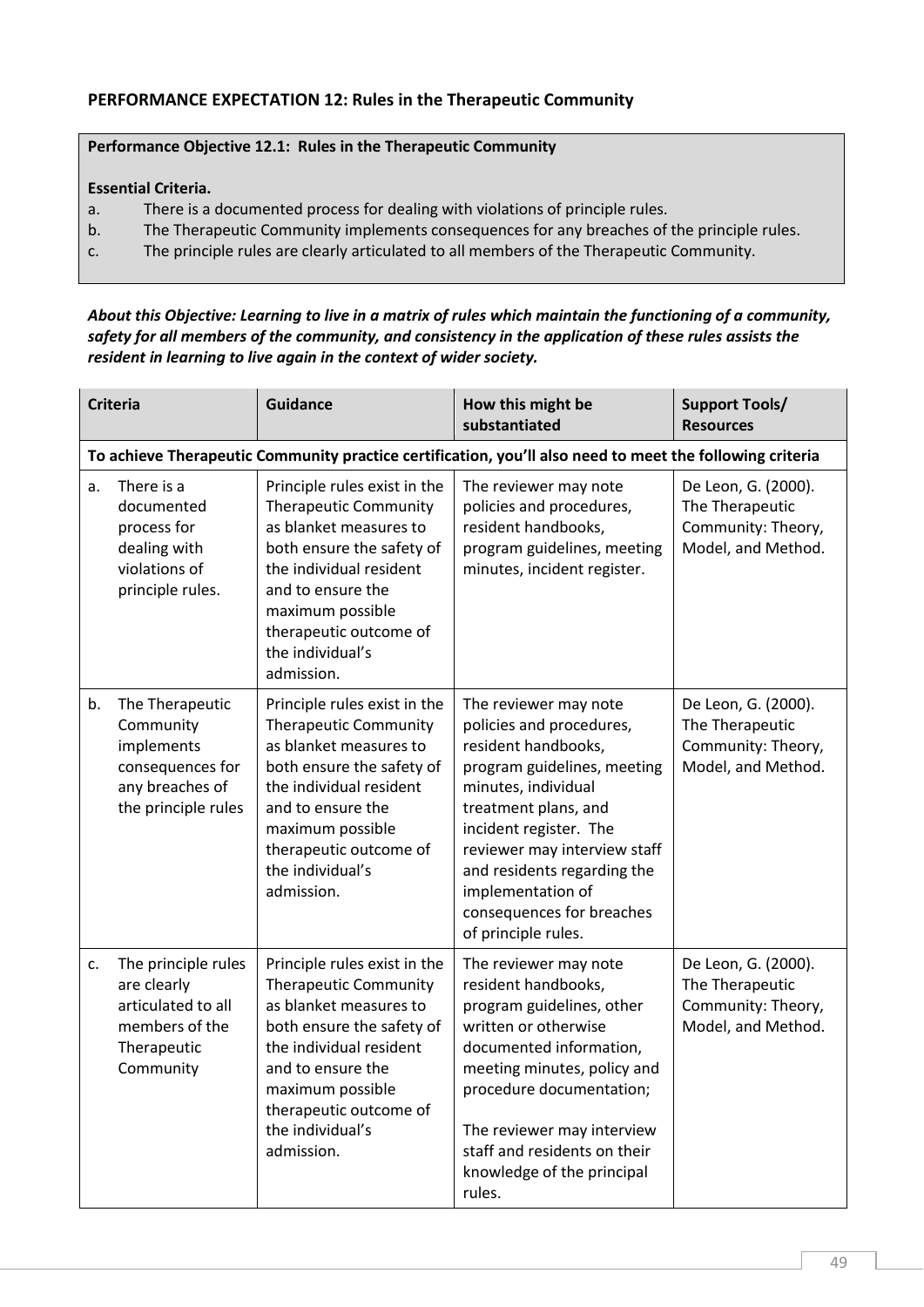## PERFORMANCE EXPECTATION 12: Rules in the Therapeutic Community

**Performance Objective 12.1: Rules in the Therapeutic Community**

**Essential Criteria.**

a. There is a documented process for dealing with violations of principle rules.
b. The Therapeutic Community implements consequences for any breaches of the principle rules.
c. The principle rules are clearly articulated to all members of the Therapeutic Community.

***About this Objective: Learning to live in a matrix of rules which maintain the functioning of a community, safety for all members of the community, and consistency in the application of these rules assists the resident in learning to live again in the context of wider society.***

| Criteria | Guidance | How this might be substantiated | Support Tools/ Resources |
|---|---|---|---|
| **To achieve Therapeutic Community practice certification, you'll also need to meet the following criteria** | | | |
| a. There is a documented process for dealing with violations of principle rules. | Principle rules exist in the Therapeutic Community as blanket measures to both ensure the safety of the individual resident and to ensure the maximum possible therapeutic outcome of the individual's admission. | The reviewer may note policies and procedures, resident handbooks, program guidelines, meeting minutes, incident register. | De Leon, G. (2000). The Therapeutic Community: Theory, Model, and Method. |
| b. The Therapeutic Community implements consequences for any breaches of the principle rules | Principle rules exist in the Therapeutic Community as blanket measures to both ensure the safety of the individual resident and to ensure the maximum possible therapeutic outcome of the individual's admission. | The reviewer may note policies and procedures, resident handbooks, program guidelines, meeting minutes, individual treatment plans, and incident register. The reviewer may interview staff and residents regarding the implementation of consequences for breaches of principle rules. | De Leon, G. (2000). The Therapeutic Community: Theory, Model, and Method. |
| c. The principle rules are clearly articulated to all members of the Therapeutic Community | Principle rules exist in the Therapeutic Community as blanket measures to both ensure the safety of the individual resident and to ensure the maximum possible therapeutic outcome of the individual's admission. | The reviewer may note resident handbooks, program guidelines, other written or otherwise documented information, meeting minutes, policy and procedure documentation;<br><br>The reviewer may interview staff and residents on their knowledge of the principal rules. | De Leon, G. (2000). The Therapeutic Community: Theory, Model, and Method. |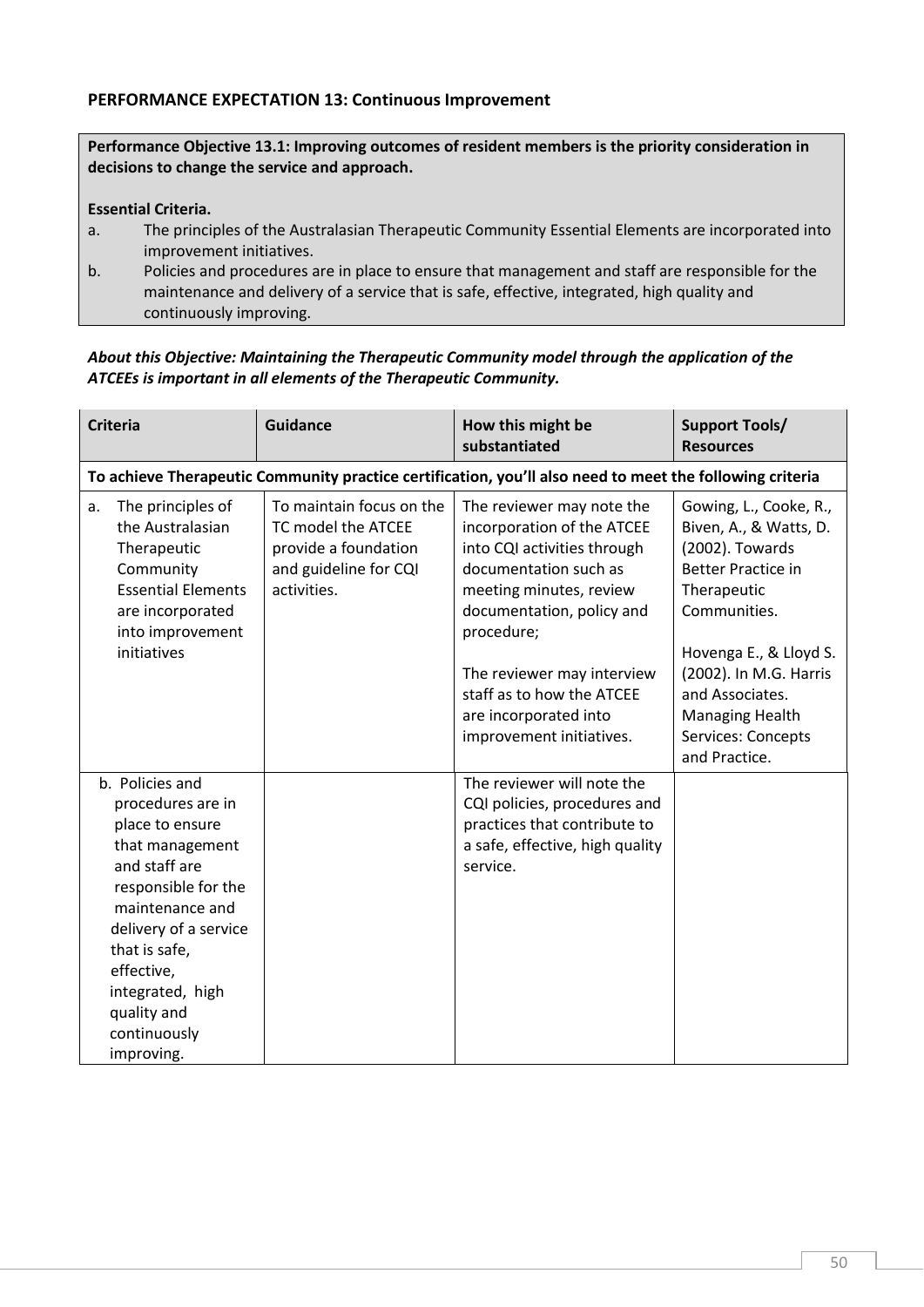**PERFORMANCE EXPECTATION 13: Continuous Improvement**

**Performance Objective 13.1: Improving outcomes of resident members is the priority consideration in decisions to change the service and approach.**

**Essential Criteria.**

a. The principles of the Australasian Therapeutic Community Essential Elements are incorporated into improvement initiatives.

b. Policies and procedures are in place to ensure that management and staff are responsible for the maintenance and delivery of a service that is safe, effective, integrated, high quality and continuously improving.

***About this Objective: Maintaining the Therapeutic Community model through the application of the ATCEEs is important in all elements of the Therapeutic Community.***

| Criteria | Guidance | How this might be substantiated | Support Tools/ Resources |
|---|---|---|---|
| **To achieve Therapeutic Community practice certification, you'll also need to meet the following criteria** | | | |
| a. The principles of the Australasian Therapeutic Community Essential Elements are incorporated into improvement initiatives | To maintain focus on the TC model the ATCEE provide a foundation and guideline for CQI activities. | The reviewer may note the incorporation of the ATCEE into CQI activities through documentation such as meeting minutes, review documentation, policy and procedure;<br><br>The reviewer may interview staff as to how the ATCEE are incorporated into improvement initiatives. | Gowing, L., Cooke, R., Biven, A., & Watts, D. (2002). Towards Better Practice in Therapeutic Communities.<br><br>Hovenga E., & Lloyd S. (2002). In M.G. Harris and Associates. Managing Health Services: Concepts and Practice. |
| b. Policies and procedures are in place to ensure that management and staff are responsible for the maintenance and delivery of a service that is safe, effective, integrated, high quality and continuously improving. | | The reviewer will note the CQI policies, procedures and practices that contribute to a safe, effective, high quality service. | |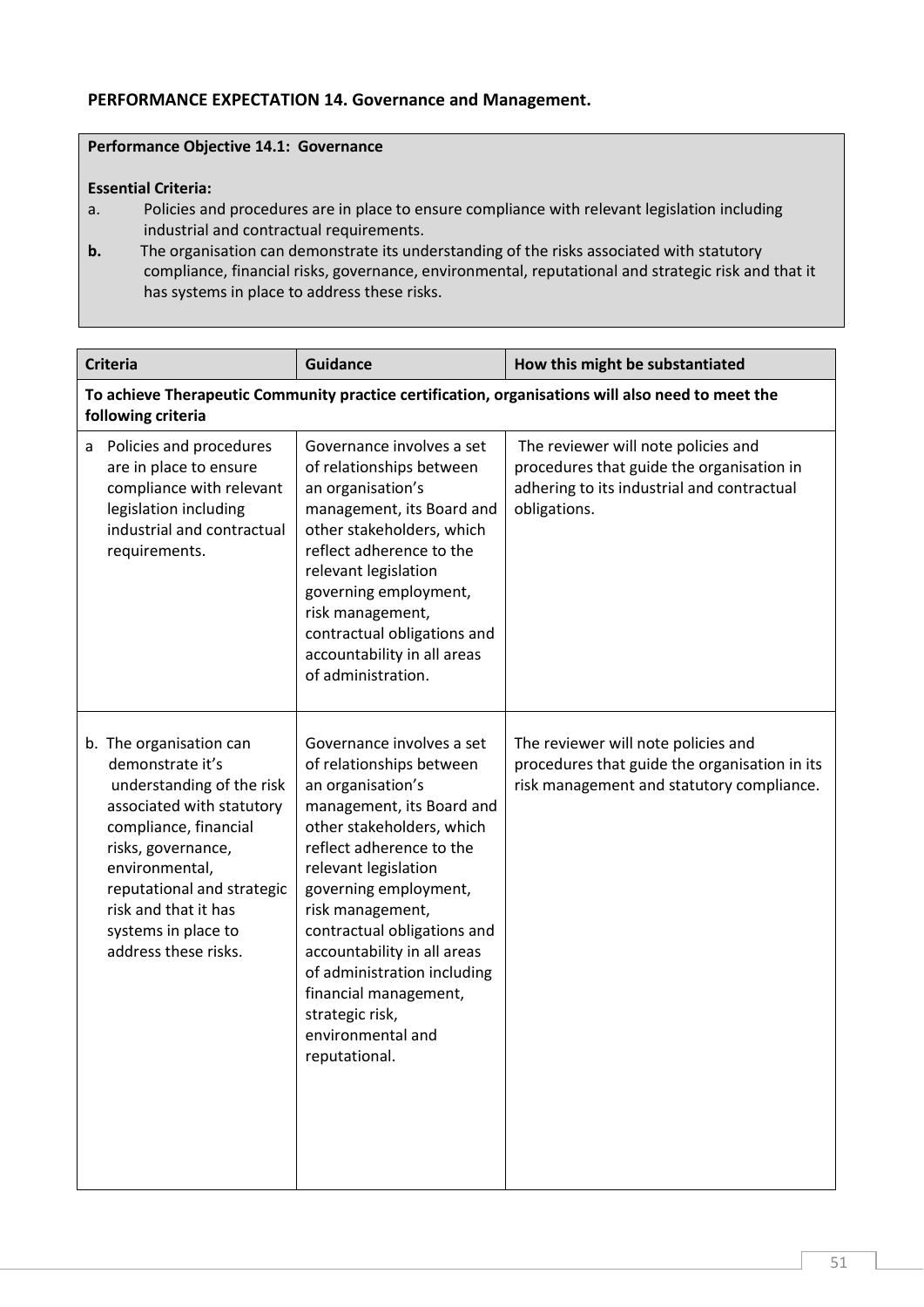**PERFORMANCE EXPECTATION 14. Governance and Management.**

**Performance Objective 14.1: Governance**

**Essential Criteria:**

a. Policies and procedures are in place to ensure compliance with relevant legislation including industrial and contractual requirements.

**b.** The organisation can demonstrate its understanding of the risks associated with statutory compliance, financial risks, governance, environmental, reputational and strategic risk and that it has systems in place to address these risks.

| Criteria | Guidance | How this might be substantiated |
|---|---|---|
| **To achieve Therapeutic Community practice certification, organisations will also need to meet the following criteria** | | |
| a Policies and procedures are in place to ensure compliance with relevant legislation including industrial and contractual requirements. | Governance involves a set of relationships between an organisation's management, its Board and other stakeholders, which reflect adherence to the relevant legislation governing employment, risk management, contractual obligations and accountability in all areas of administration. | The reviewer will note policies and procedures that guide the organisation in adhering to its industrial and contractual obligations. |
| b. The organisation can demonstrate it's understanding of the risk associated with statutory compliance, financial risks, governance, environmental, reputational and strategic risk and that it has systems in place to address these risks. | Governance involves a set of relationships between an organisation's management, its Board and other stakeholders, which reflect adherence to the relevant legislation governing employment, risk management, contractual obligations and accountability in all areas of administration including financial management, strategic risk, environmental and reputational. | The reviewer will note policies and procedures that guide the organisation in its risk management and statutory compliance. |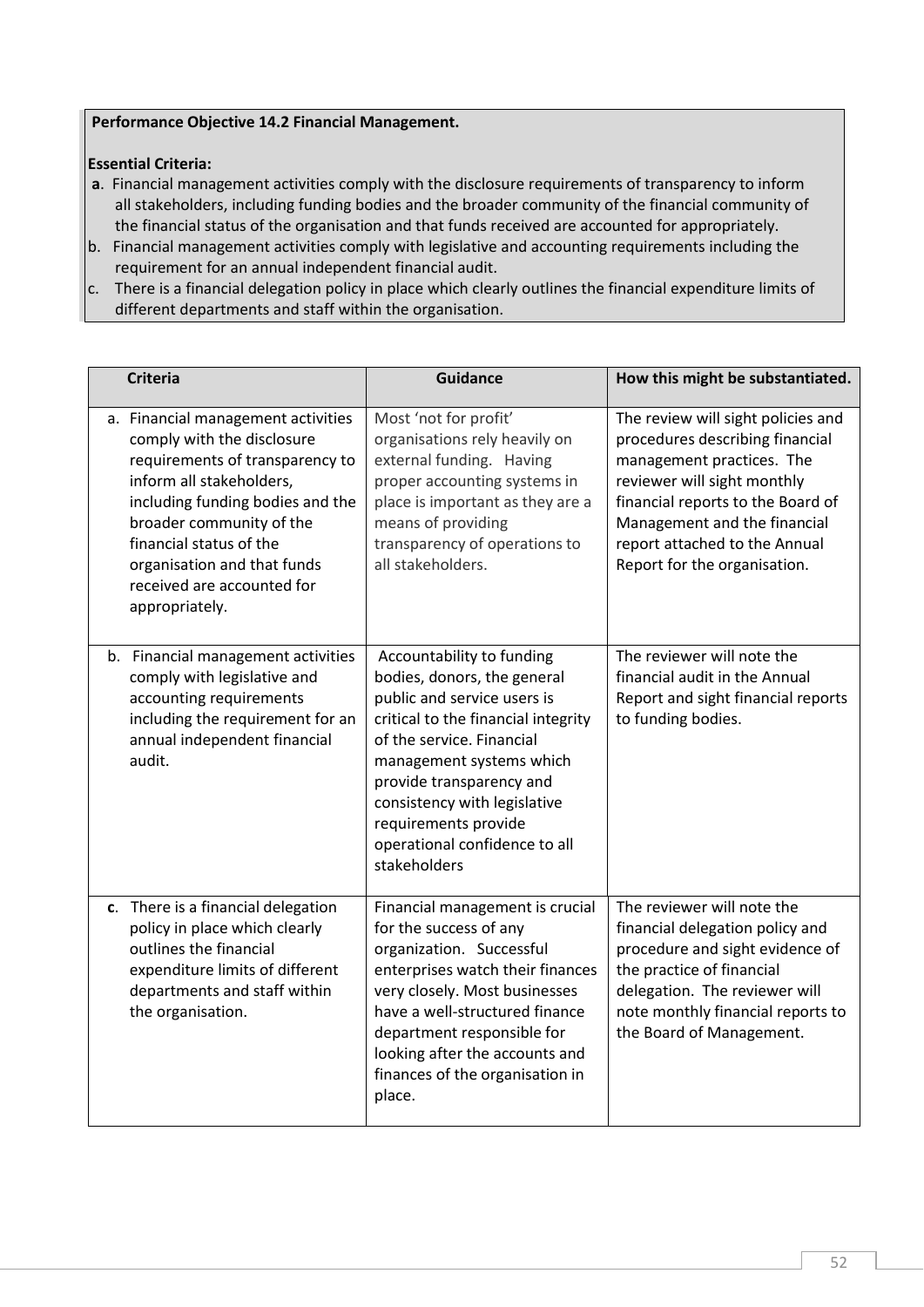**Performance Objective 14.2 Financial Management.**

**Essential Criteria:**

**a**. Financial management activities comply with the disclosure requirements of transparency to inform all stakeholders, including funding bodies and the broader community of the financial community of the financial status of the organisation and that funds received are accounted for appropriately.

b. Financial management activities comply with legislative and accounting requirements including the requirement for an annual independent financial audit.

c. There is a financial delegation policy in place which clearly outlines the financial expenditure limits of different departments and staff within the organisation.

| Criteria | Guidance | How this might be substantiated. |
|---|---|---|
| a. Financial management activities comply with the disclosure requirements of transparency to inform all stakeholders, including funding bodies and the broader community of the financial status of the organisation and that funds received are accounted for appropriately. | Most 'not for profit' organisations rely heavily on external funding. Having proper accounting systems in place is important as they are a means of providing transparency of operations to all stakeholders. | The review will sight policies and procedures describing financial management practices. The reviewer will sight monthly financial reports to the Board of Management and the financial report attached to the Annual Report for the organisation. |
| b. Financial management activities comply with legislative and accounting requirements including the requirement for an annual independent financial audit. | Accountability to funding bodies, donors, the general public and service users is critical to the financial integrity of the service. Financial management systems which provide transparency and consistency with legislative requirements provide operational confidence to all stakeholders | The reviewer will note the financial audit in the Annual Report and sight financial reports to funding bodies. |
| **c**. There is a financial delegation policy in place which clearly outlines the financial expenditure limits of different departments and staff within the organisation. | Financial management is crucial for the success of any organization. Successful enterprises watch their finances very closely. Most businesses have a well-structured finance department responsible for looking after the accounts and finances of the organisation in place. | The reviewer will note the financial delegation policy and procedure and sight evidence of the practice of financial delegation. The reviewer will note monthly financial reports to the Board of Management. |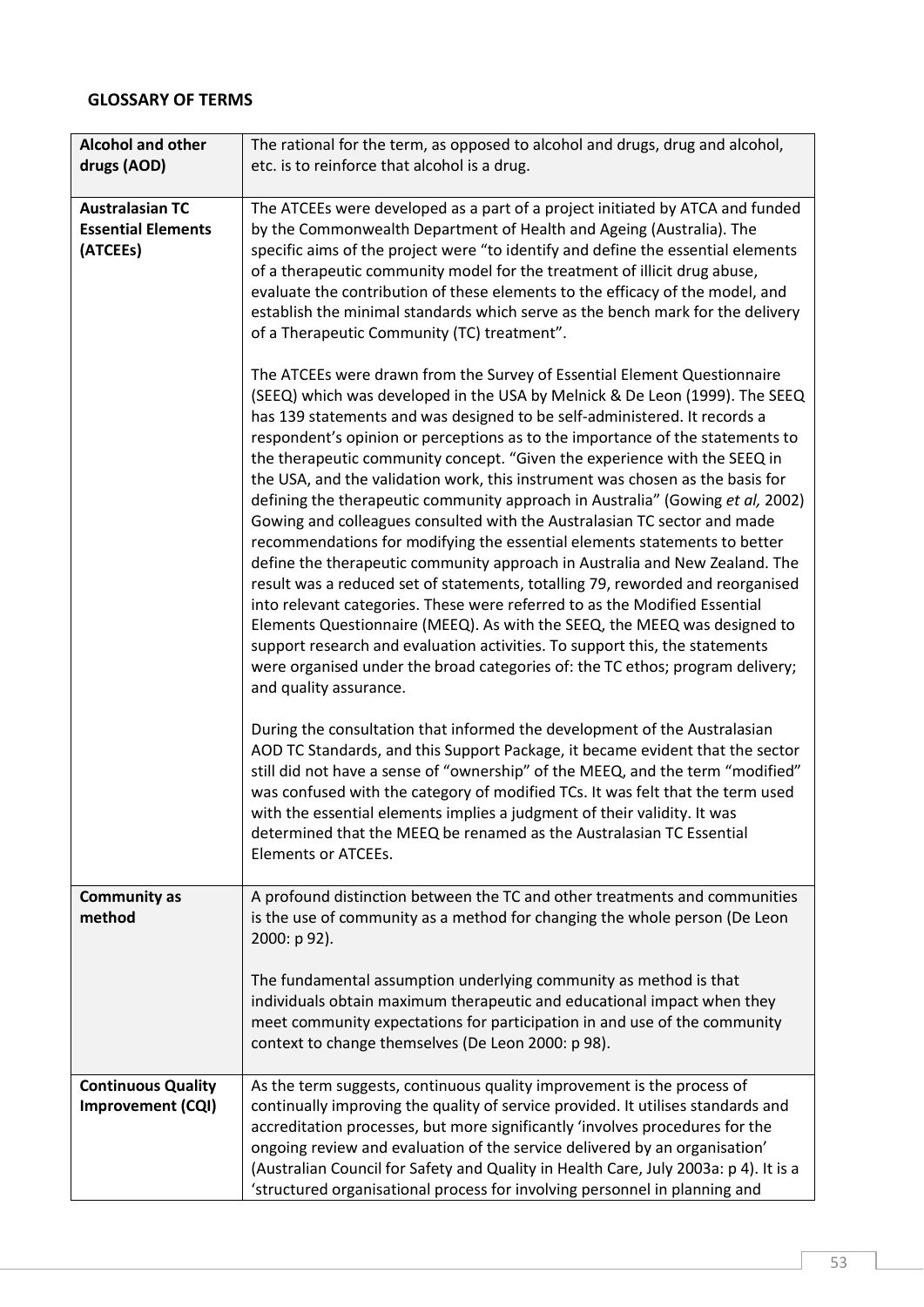## GLOSSARY OF TERMS

| | |
|---|---|
| **Alcohol and other drugs (AOD)** | The rational for the term, as opposed to alcohol and drugs, drug and alcohol, etc. is to reinforce that alcohol is a drug. |
| **Australasian TC Essential Elements (ATCEEs)** | The ATCEEs were developed as a part of a project initiated by ATCA and funded by the Commonwealth Department of Health and Ageing (Australia). The specific aims of the project were "to identify and define the essential elements of a therapeutic community model for the treatment of illicit drug abuse, evaluate the contribution of these elements to the efficacy of the model, and establish the minimal standards which serve as the bench mark for the delivery of a Therapeutic Community (TC) treatment".<br><br>The ATCEEs were drawn from the Survey of Essential Element Questionnaire (SEEQ) which was developed in the USA by Melnick & De Leon (1999). The SEEQ has 139 statements and was designed to be self-administered. It records a respondent's opinion or perceptions as to the importance of the statements to the therapeutic community concept. "Given the experience with the SEEQ in the USA, and the validation work, this instrument was chosen as the basis for defining the therapeutic community approach in Australia" (Gowing *et al,* 2002) Gowing and colleagues consulted with the Australasian TC sector and made recommendations for modifying the essential elements statements to better define the therapeutic community approach in Australia and New Zealand. The result was a reduced set of statements, totalling 79, reworded and reorganised into relevant categories. These were referred to as the Modified Essential Elements Questionnaire (MEEQ). As with the SEEQ, the MEEQ was designed to support research and evaluation activities. To support this, the statements were organised under the broad categories of: the TC ethos; program delivery; and quality assurance.<br><br>During the consultation that informed the development of the Australasian AOD TC Standards, and this Support Package, it became evident that the sector still did not have a sense of "ownership" of the MEEQ, and the term "modified" was confused with the category of modified TCs. It was felt that the term used with the essential elements implies a judgment of their validity. It was determined that the MEEQ be renamed as the Australasian TC Essential Elements or ATCEEs. |
| **Community as method** | A profound distinction between the TC and other treatments and communities is the use of community as a method for changing the whole person (De Leon 2000: p 92).<br><br>The fundamental assumption underlying community as method is that individuals obtain maximum therapeutic and educational impact when they meet community expectations for participation in and use of the community context to change themselves (De Leon 2000: p 98). |
| **Continuous Quality Improvement (CQI)** | As the term suggests, continuous quality improvement is the process of continually improving the quality of service provided. It utilises standards and accreditation processes, but more significantly 'involves procedures for the ongoing review and evaluation of the service delivered by an organisation' (Australian Council for Safety and Quality in Health Care, July 2003a: p 4). It is a 'structured organisational process for involving personnel in planning and |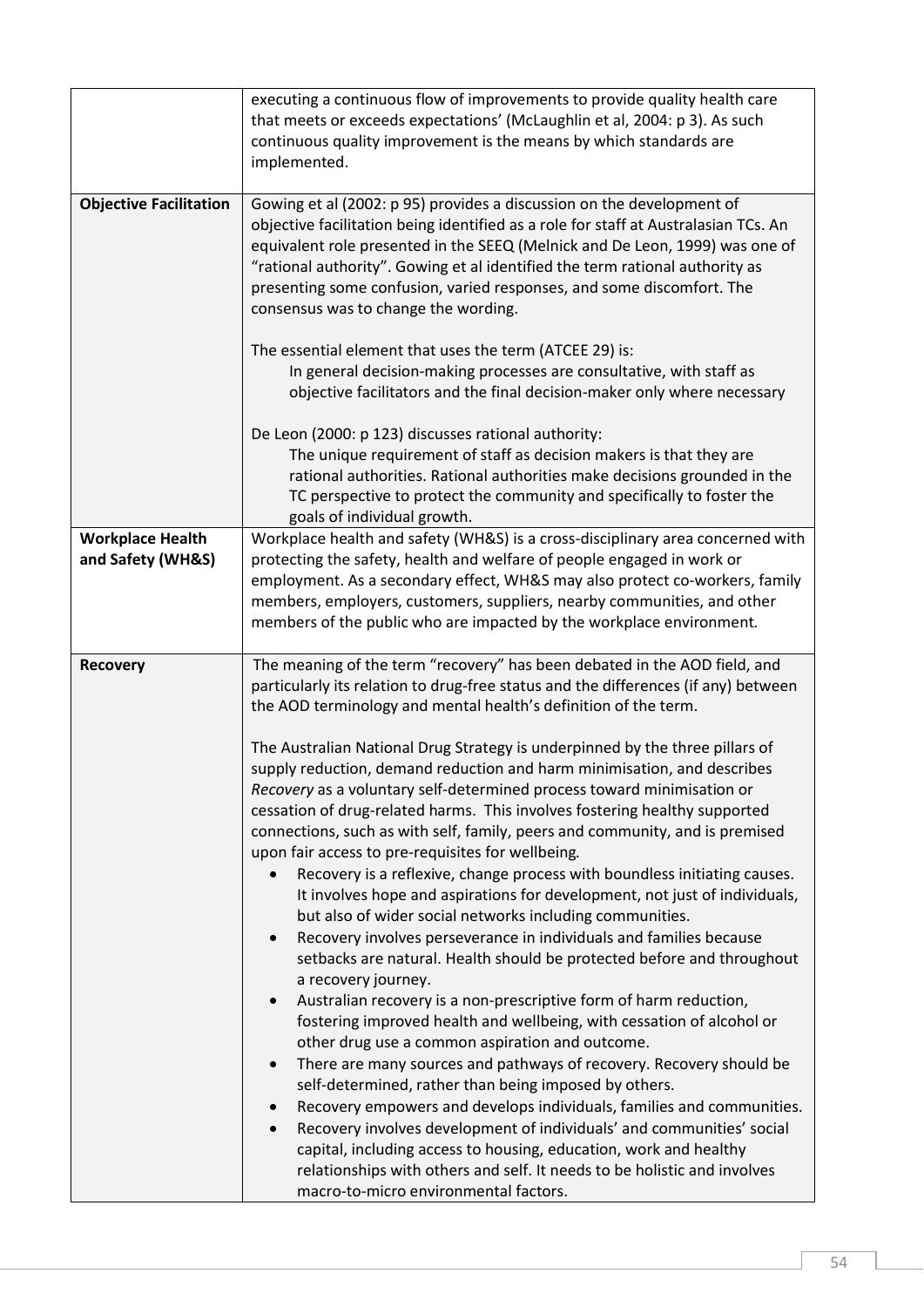| | |
|---|---|
| | executing a continuous flow of improvements to provide quality health care that meets or exceeds expectations' (McLaughlin et al, 2004: p 3). As such continuous quality improvement is the means by which standards are implemented. |
| **Objective Facilitation** | Gowing et al (2002: p 95) provides a discussion on the development of objective facilitation being identified as a role for staff at Australasian TCs. An equivalent role presented in the SEEQ (Melnick and De Leon, 1999) was one of "rational authority". Gowing et al identified the term rational authority as presenting some confusion, varied responses, and some discomfort. The consensus was to change the wording.<br><br>The essential element that uses the term (ATCEE 29) is:<br>In general decision-making processes are consultative, with staff as objective facilitators and the final decision-maker only where necessary<br><br>De Leon (2000: p 123) discusses rational authority:<br>The unique requirement of staff as decision makers is that they are rational authorities. Rational authorities make decisions grounded in the TC perspective to protect the community and specifically to foster the goals of individual growth. |
| **Workplace Health and Safety (WH&S)** | Workplace health and safety (WH&S) is a cross-disciplinary area concerned with protecting the safety, health and welfare of people engaged in work or employment. As a secondary effect, WH&S may also protect co-workers, family members, employers, customers, suppliers, nearby communities, and other members of the public who are impacted by the workplace environment. |
| **Recovery** | The meaning of the term "recovery" has been debated in the AOD field, and particularly its relation to drug-free status and the differences (if any) between the AOD terminology and mental health's definition of the term.<br><br>The Australian National Drug Strategy is underpinned by the three pillars of supply reduction, demand reduction and harm minimisation, and describes *Recovery* as a voluntary self-determined process toward minimisation or cessation of drug-related harms. This involves fostering healthy supported connections, such as with self, family, peers and community, and is premised upon fair access to pre-requisites for wellbeing.<br>• Recovery is a reflexive, change process with boundless initiating causes. It involves hope and aspirations for development, not just of individuals, but also of wider social networks including communities.<br>• Recovery involves perseverance in individuals and families because setbacks are natural. Health should be protected before and throughout a recovery journey.<br>• Australian recovery is a non-prescriptive form of harm reduction, fostering improved health and wellbeing, with cessation of alcohol or other drug use a common aspiration and outcome.<br>• There are many sources and pathways of recovery. Recovery should be self-determined, rather than being imposed by others.<br>• Recovery empowers and develops individuals, families and communities.<br>• Recovery involves development of individuals' and communities' social capital, including access to housing, education, work and healthy relationships with others and self. It needs to be holistic and involves macro-to-micro environmental factors. |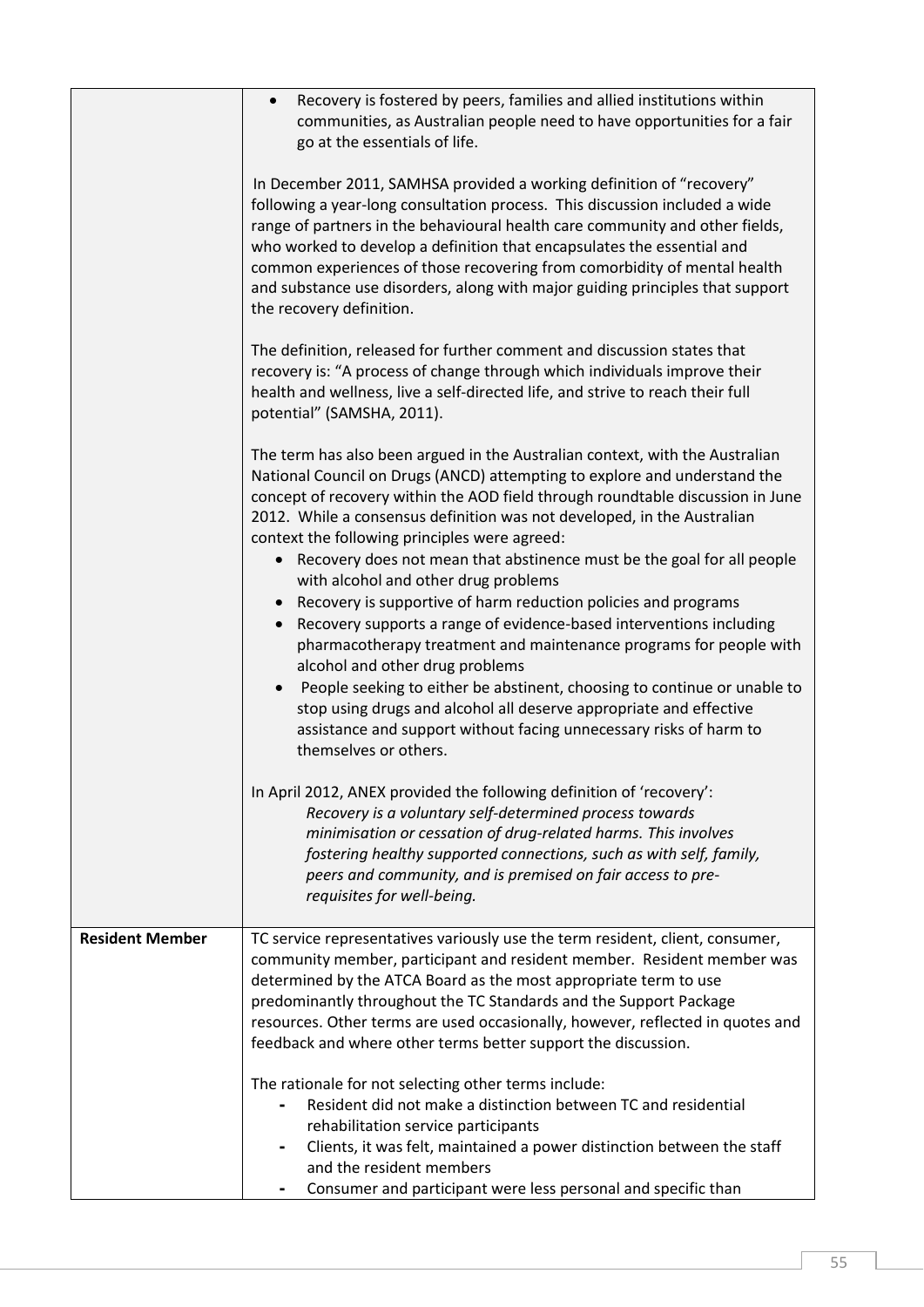| | |
|---|---|
| | • Recovery is fostered by peers, families and allied institutions within communities, as Australian people need to have opportunities for a fair go at the essentials of life.<br><br>In December 2011, SAMHSA provided a working definition of "recovery" following a year-long consultation process. This discussion included a wide range of partners in the behavioural health care community and other fields, who worked to develop a definition that encapsulates the essential and common experiences of those recovering from comorbidity of mental health and substance use disorders, along with major guiding principles that support the recovery definition.<br><br>The definition, released for further comment and discussion states that recovery is: "A process of change through which individuals improve their health and wellness, live a self-directed life, and strive to reach their full potential" (SAMSHA, 2011).<br><br>The term has also been argued in the Australian context, with the Australian National Council on Drugs (ANCD) attempting to explore and understand the concept of recovery within the AOD field through roundtable discussion in June 2012. While a consensus definition was not developed, in the Australian context the following principles were agreed:<br>• Recovery does not mean that abstinence must be the goal for all people with alcohol and other drug problems<br>• Recovery is supportive of harm reduction policies and programs<br>• Recovery supports a range of evidence-based interventions including pharmacotherapy treatment and maintenance programs for people with alcohol and other drug problems<br>• People seeking to either be abstinent, choosing to continue or unable to stop using drugs and alcohol all deserve appropriate and effective assistance and support without facing unnecessary risks of harm to themselves or others.<br><br>In April 2012, ANEX provided the following definition of 'recovery':<br>*Recovery is a voluntary self-determined process towards minimisation or cessation of drug-related harms. This involves fostering healthy supported connections, such as with self, family, peers and community, and is premised on fair access to pre-requisites for well-being.* |
| **Resident Member** | TC service representatives variously use the term resident, client, consumer, community member, participant and resident member. Resident member was determined by the ATCA Board as the most appropriate term to use predominantly throughout the TC Standards and the Support Package resources. Other terms are used occasionally, however, reflected in quotes and feedback and where other terms better support the discussion.<br><br>The rationale for not selecting other terms include:<br>- Resident did not make a distinction between TC and residential rehabilitation service participants<br>- Clients, it was felt, maintained a power distinction between the staff and the resident members<br>- Consumer and participant were less personal and specific than |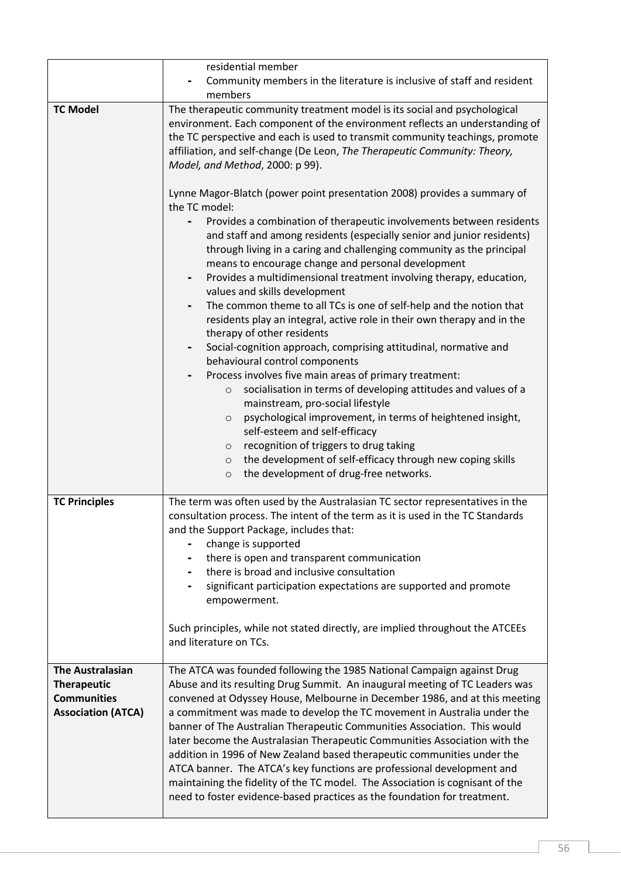| | |
|---|---|
| | residential member<br>- Community members in the literature is inclusive of staff and resident members |
| **TC Model** | The therapeutic community treatment model is its social and psychological environment. Each component of the environment reflects an understanding of the TC perspective and each is used to transmit community teachings, promote affiliation, and self-change (De Leon, *The Therapeutic Community: Theory, Model, and Method*, 2000: p 99).<br><br>Lynne Magor-Blatch (power point presentation 2008) provides a summary of the TC model:<br>- Provides a combination of therapeutic involvements between residents and staff and among residents (especially senior and junior residents) through living in a caring and challenging community as the principal means to encourage change and personal development<br>- Provides a multidimensional treatment involving therapy, education, values and skills development<br>- The common theme to all TCs is one of self-help and the notion that residents play an integral, active role in their own therapy and in the therapy of other residents<br>- Social-cognition approach, comprising attitudinal, normative and behavioural control components<br>- Process involves five main areas of primary treatment:<br>&nbsp;&nbsp;&nbsp;&nbsp;o socialisation in terms of developing attitudes and values of a mainstream, pro-social lifestyle<br>&nbsp;&nbsp;&nbsp;&nbsp;o psychological improvement, in terms of heightened insight, self-esteem and self-efficacy<br>&nbsp;&nbsp;&nbsp;&nbsp;o recognition of triggers to drug taking<br>&nbsp;&nbsp;&nbsp;&nbsp;o the development of self-efficacy through new coping skills<br>&nbsp;&nbsp;&nbsp;&nbsp;o the development of drug-free networks. |
| **TC Principles** | The term was often used by the Australasian TC sector representatives in the consultation process. The intent of the term as it is used in the TC Standards and the Support Package, includes that:<br>- change is supported<br>- there is open and transparent communication<br>- there is broad and inclusive consultation<br>- significant participation expectations are supported and promote empowerment.<br><br>Such principles, while not stated directly, are implied throughout the ATCEEs and literature on TCs. |
| **The Australasian Therapeutic Communities Association (ATCA)** | The ATCA was founded following the 1985 National Campaign against Drug Abuse and its resulting Drug Summit. An inaugural meeting of TC Leaders was convened at Odyssey House, Melbourne in December 1986, and at this meeting a commitment was made to develop the TC movement in Australia under the banner of The Australian Therapeutic Communities Association. This would later become the Australasian Therapeutic Communities Association with the addition in 1996 of New Zealand based therapeutic communities under the ATCA banner. The ATCA's key functions are professional development and maintaining the fidelity of the TC model. The Association is cognisant of the need to foster evidence-based practices as the foundation for treatment. |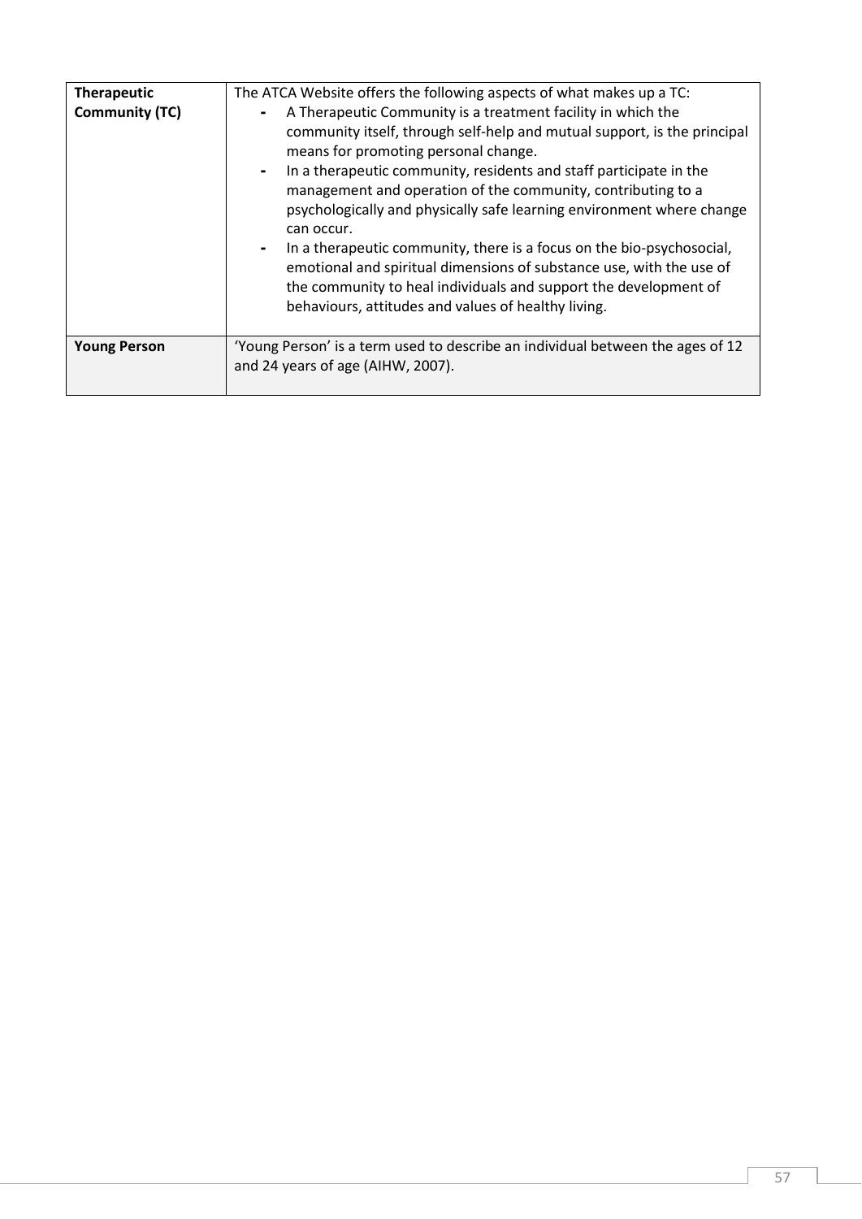| | |
|---|---|
| **Therapeutic Community (TC)** | The ATCA Website offers the following aspects of what makes up a TC:<br>- A Therapeutic Community is a treatment facility in which the community itself, through self-help and mutual support, is the principal means for promoting personal change.<br>- In a therapeutic community, residents and staff participate in the management and operation of the community, contributing to a psychologically and physically safe learning environment where change can occur.<br>- In a therapeutic community, there is a focus on the bio-psychosocial, emotional and spiritual dimensions of substance use, with the use of the community to heal individuals and support the development of behaviours, attitudes and values of healthy living. |
| **Young Person** | 'Young Person' is a term used to describe an individual between the ages of 12 and 24 years of age (AIHW, 2007). |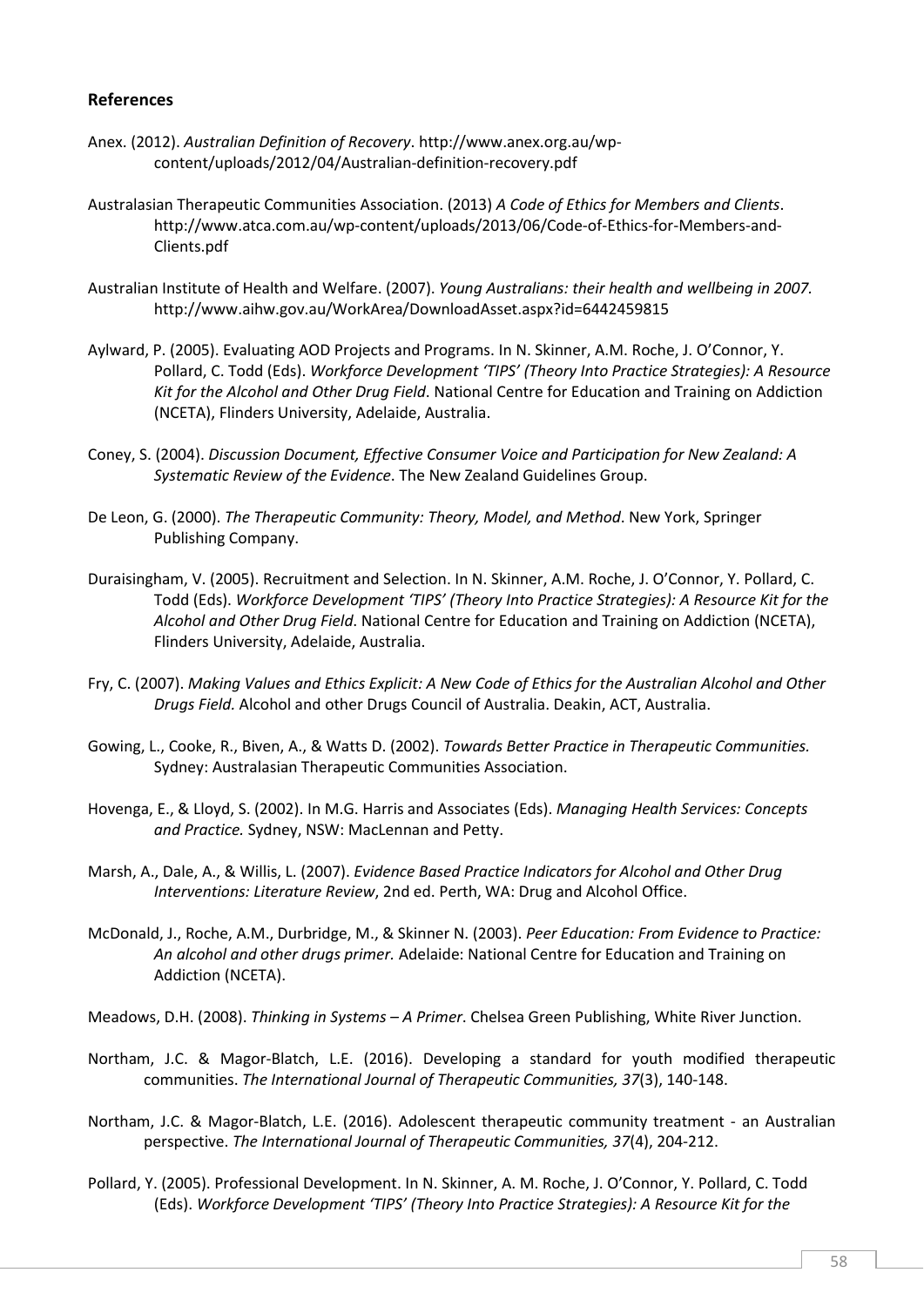## References

Anex. (2012). *Australian Definition of Recovery*. http://www.anex.org.au/wp-content/uploads/2012/04/Australian-definition-recovery.pdf

Australasian Therapeutic Communities Association. (2013) *A Code of Ethics for Members and Clients*. http://www.atca.com.au/wp-content/uploads/2013/06/Code-of-Ethics-for-Members-and-Clients.pdf

Australian Institute of Health and Welfare. (2007). *Young Australians: their health and wellbeing in 2007.* http://www.aihw.gov.au/WorkArea/DownloadAsset.aspx?id=6442459815

Aylward, P. (2005). Evaluating AOD Projects and Programs. In N. Skinner, A.M. Roche, J. O'Connor, Y. Pollard, C. Todd (Eds). *Workforce Development 'TIPS' (Theory Into Practice Strategies): A Resource Kit for the Alcohol and Other Drug Field*. National Centre for Education and Training on Addiction (NCETA), Flinders University, Adelaide, Australia.

Coney, S. (2004). *Discussion Document, Effective Consumer Voice and Participation for New Zealand: A Systematic Review of the Evidence*. The New Zealand Guidelines Group.

De Leon, G. (2000). *The Therapeutic Community: Theory, Model, and Method*. New York, Springer Publishing Company.

Duraisingham, V. (2005). Recruitment and Selection. In N. Skinner, A.M. Roche, J. O'Connor, Y. Pollard, C. Todd (Eds). *Workforce Development 'TIPS' (Theory Into Practice Strategies): A Resource Kit for the Alcohol and Other Drug Field*. National Centre for Education and Training on Addiction (NCETA), Flinders University, Adelaide, Australia.

Fry, C. (2007). *Making Values and Ethics Explicit: A New Code of Ethics for the Australian Alcohol and Other Drugs Field.* Alcohol and other Drugs Council of Australia. Deakin, ACT, Australia.

Gowing, L., Cooke, R., Biven, A., & Watts D. (2002). *Towards Better Practice in Therapeutic Communities.* Sydney: Australasian Therapeutic Communities Association.

Hovenga, E., & Lloyd, S. (2002). In M.G. Harris and Associates (Eds). *Managing Health Services: Concepts and Practice.* Sydney, NSW: MacLennan and Petty.

Marsh, A., Dale, A., & Willis, L. (2007). *Evidence Based Practice Indicators for Alcohol and Other Drug Interventions: Literature Review*, 2nd ed. Perth, WA: Drug and Alcohol Office.

McDonald, J., Roche, A.M., Durbridge, M., & Skinner N. (2003). *Peer Education: From Evidence to Practice: An alcohol and other drugs primer.* Adelaide: National Centre for Education and Training on Addiction (NCETA).

Meadows, D.H. (2008). *Thinking in Systems – A Primer*. Chelsea Green Publishing, White River Junction.

Northam, J.C. & Magor-Blatch, L.E. (2016). Developing a standard for youth modified therapeutic communities. *The International Journal of Therapeutic Communities, 37*(3), 140-148.

Northam, J.C. & Magor-Blatch, L.E. (2016). Adolescent therapeutic community treatment - an Australian perspective. *The International Journal of Therapeutic Communities, 37*(4), 204-212.

Pollard, Y. (2005). Professional Development. In N. Skinner, A. M. Roche, J. O'Connor, Y. Pollard, C. Todd (Eds). *Workforce Development 'TIPS' (Theory Into Practice Strategies): A Resource Kit for the*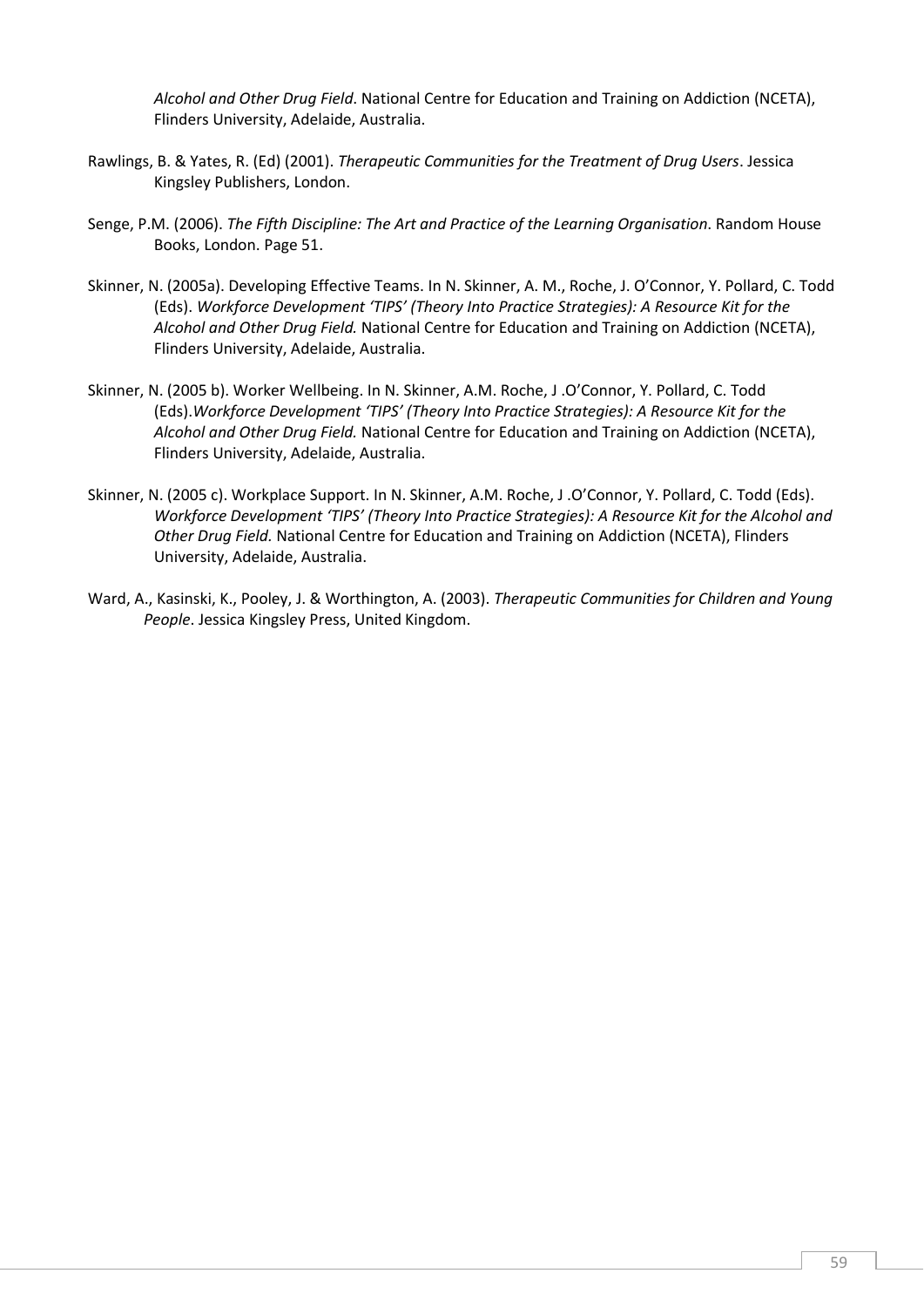*Alcohol and Other Drug Field*. National Centre for Education and Training on Addiction (NCETA), Flinders University, Adelaide, Australia.

Rawlings, B. & Yates, R. (Ed) (2001). *Therapeutic Communities for the Treatment of Drug Users*. Jessica Kingsley Publishers, London.

Senge, P.M. (2006). *The Fifth Discipline: The Art and Practice of the Learning Organisation*. Random House Books, London. Page 51.

Skinner, N. (2005a). Developing Effective Teams. In N. Skinner, A. M., Roche, J. O'Connor, Y. Pollard, C. Todd (Eds). *Workforce Development 'TIPS' (Theory Into Practice Strategies): A Resource Kit for the Alcohol and Other Drug Field.* National Centre for Education and Training on Addiction (NCETA), Flinders University, Adelaide, Australia.

Skinner, N. (2005 b). Worker Wellbeing. In N. Skinner, A.M. Roche, J .O'Connor, Y. Pollard, C. Todd (Eds).*Workforce Development 'TIPS' (Theory Into Practice Strategies): A Resource Kit for the Alcohol and Other Drug Field.* National Centre for Education and Training on Addiction (NCETA), Flinders University, Adelaide, Australia.

Skinner, N. (2005 c). Workplace Support. In N. Skinner, A.M. Roche, J .O'Connor, Y. Pollard, C. Todd (Eds). *Workforce Development 'TIPS' (Theory Into Practice Strategies): A Resource Kit for the Alcohol and Other Drug Field.* National Centre for Education and Training on Addiction (NCETA), Flinders University, Adelaide, Australia.

Ward, A., Kasinski, K., Pooley, J. & Worthington, A. (2003). *Therapeutic Communities for Children and Young People*. Jessica Kingsley Press, United Kingdom.